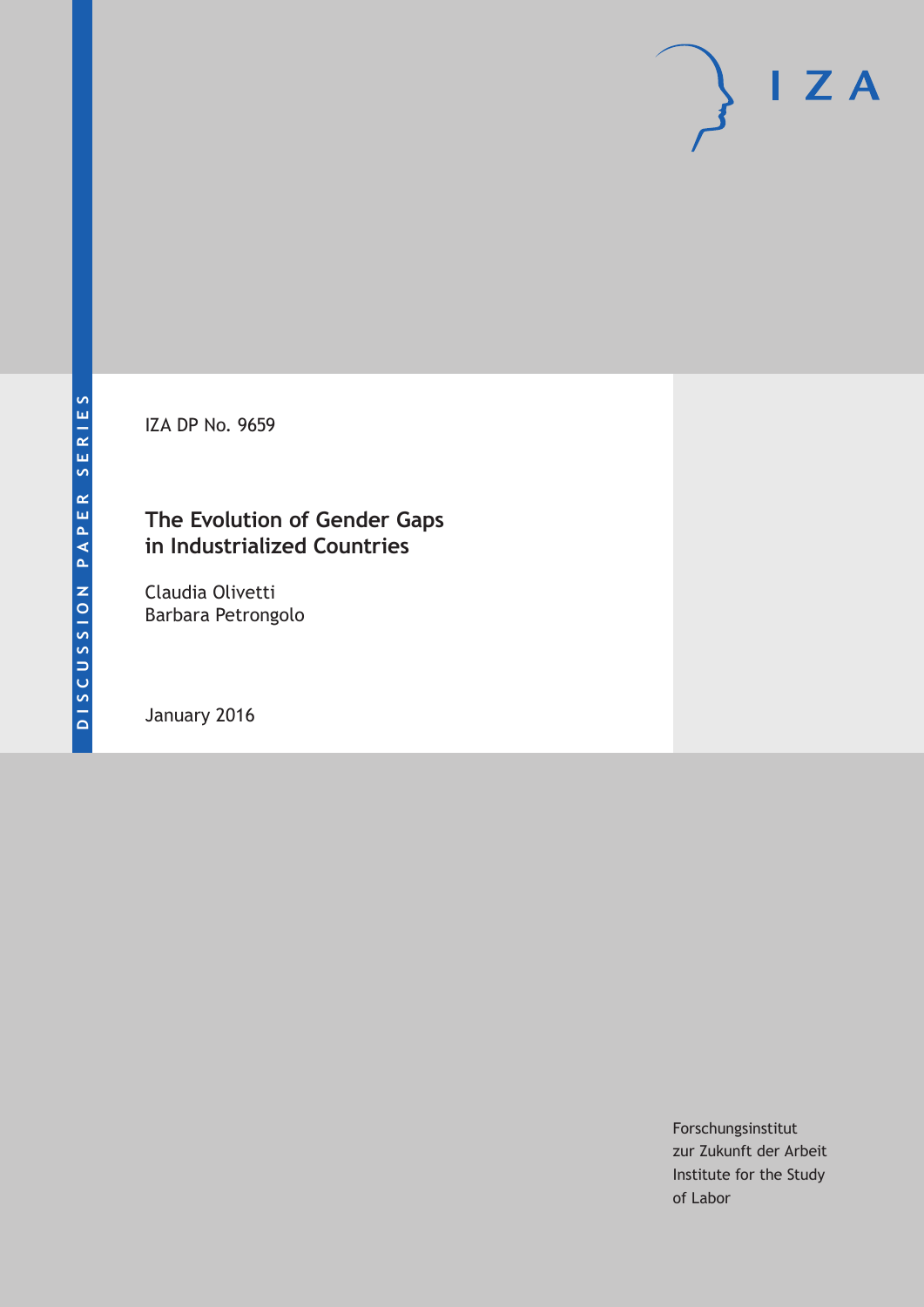DISCUSSION PAPER SERIES

IZA DP No. 9659

# The Evolution of Gender Gaps in Industrialized Countries

Claudia Olivetti
Barbara Petrongolo

January 2016

Forschungsinstitut
zur Zukunft der Arbeit
Institute for the Study
of Labor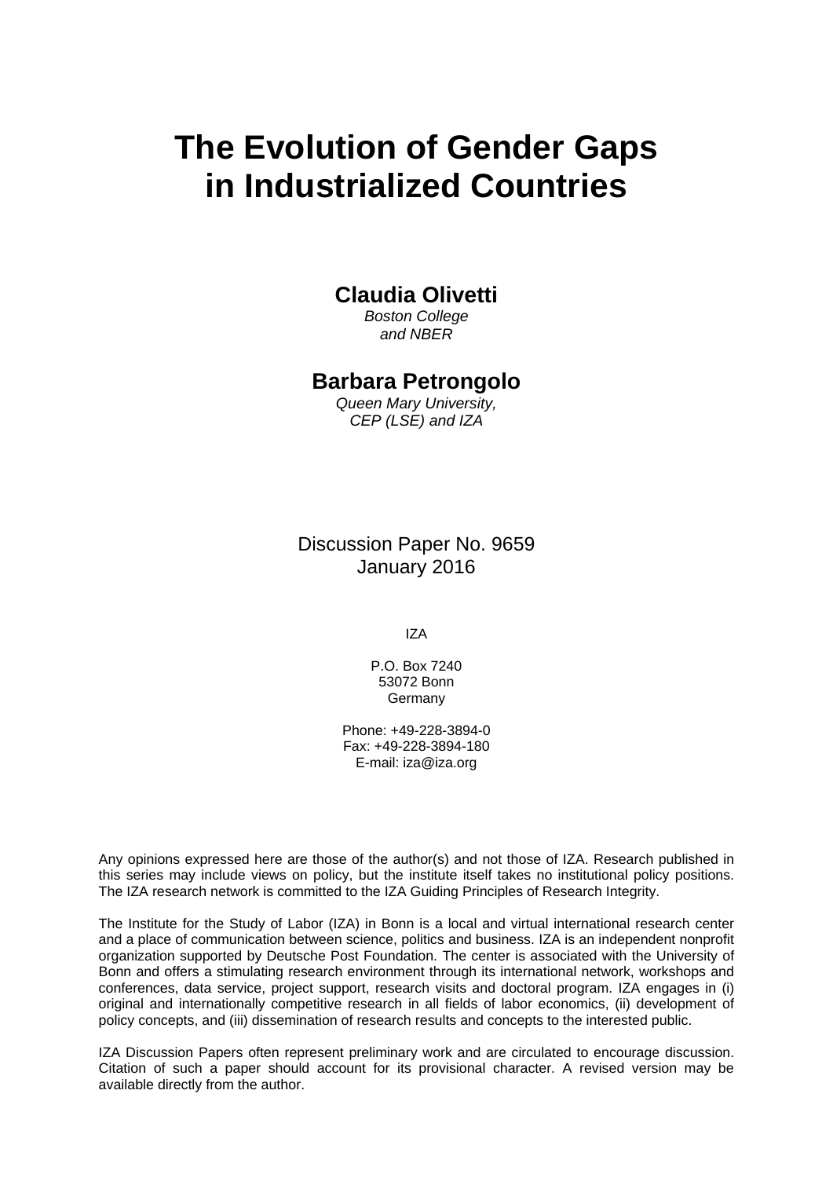# The Evolution of Gender Gaps in Industrialized Countries

**Claudia Olivetti**
*Boston College*
*and NBER*

**Barbara Petrongolo**
*Queen Mary University,*
*CEP (LSE) and IZA*

Discussion Paper No. 9659
January 2016

IZA

P.O. Box 7240
53072 Bonn
Germany

Phone: +49-228-3894-0
Fax: +49-228-3894-180
E-mail: iza@iza.org

Any opinions expressed here are those of the author(s) and not those of IZA. Research published in this series may include views on policy, but the institute itself takes no institutional policy positions. The IZA research network is committed to the IZA Guiding Principles of Research Integrity.

The Institute for the Study of Labor (IZA) in Bonn is a local and virtual international research center and a place of communication between science, politics and business. IZA is an independent nonprofit organization supported by Deutsche Post Foundation. The center is associated with the University of Bonn and offers a stimulating research environment through its international network, workshops and conferences, data service, project support, research visits and doctoral program. IZA engages in (i) original and internationally competitive research in all fields of labor economics, (ii) development of policy concepts, and (iii) dissemination of research results and concepts to the interested public.

IZA Discussion Papers often represent preliminary work and are circulated to encourage discussion. Citation of such a paper should account for its provisional character. A revised version may be available directly from the author.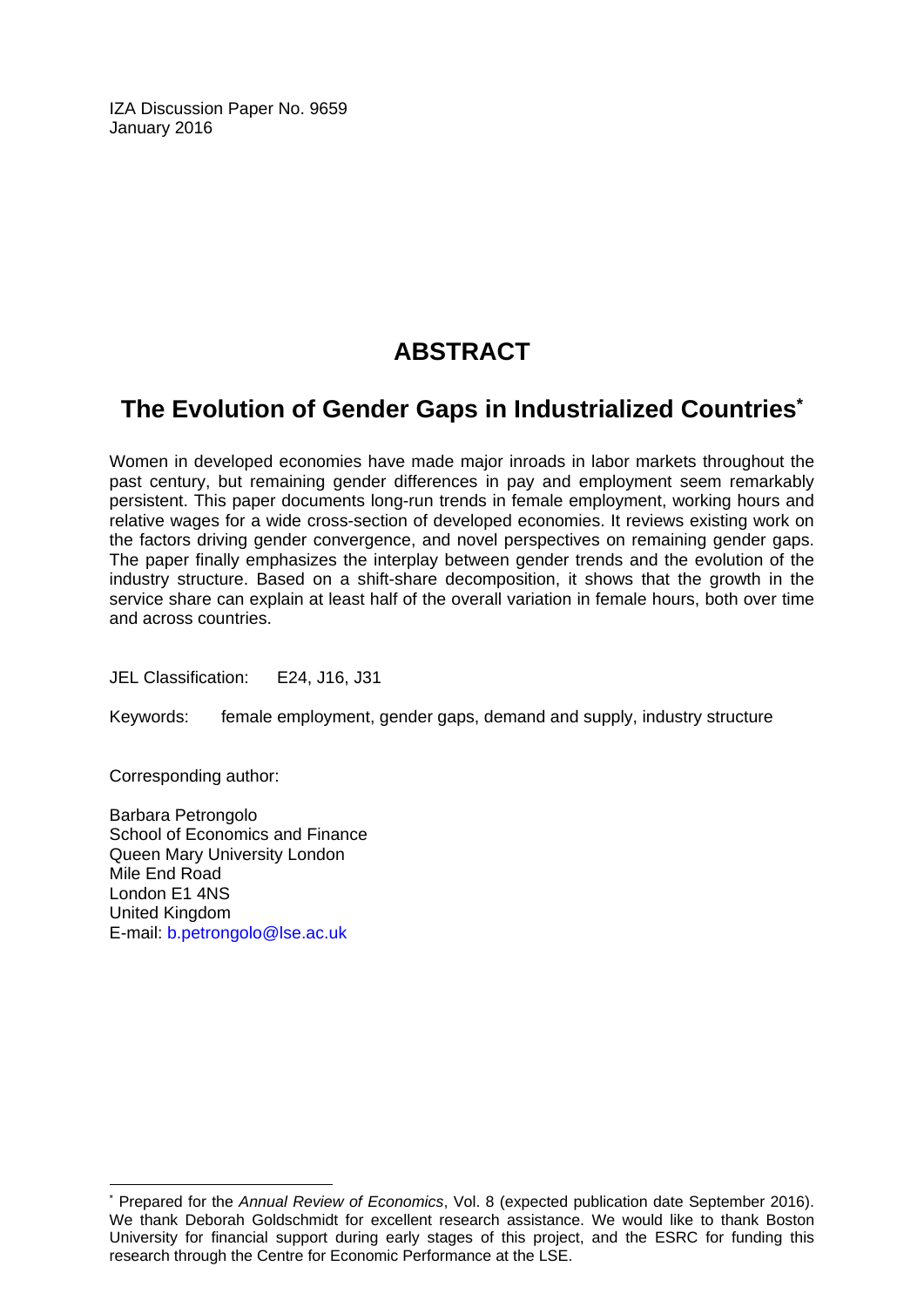IZA Discussion Paper No. 9659
January 2016

# ABSTRACT

## The Evolution of Gender Gaps in Industrialized Countries*

Women in developed economies have made major inroads in labor markets throughout the past century, but remaining gender differences in pay and employment seem remarkably persistent. This paper documents long-run trends in female employment, working hours and relative wages for a wide cross-section of developed economies. It reviews existing work on the factors driving gender convergence, and novel perspectives on remaining gender gaps. The paper finally emphasizes the interplay between gender trends and the evolution of the industry structure. Based on a shift-share decomposition, it shows that the growth in the service share can explain at least half of the overall variation in female hours, both over time and across countries.

JEL Classification: E24, J16, J31

Keywords: female employment, gender gaps, demand and supply, industry structure

Corresponding author:

Barbara Petrongolo
School of Economics and Finance
Queen Mary University London
Mile End Road
London E1 4NS
United Kingdom
E-mail: b.petrongolo@lse.ac.uk

---

* Prepared for the *Annual Review of Economics*, Vol. 8 (expected publication date September 2016). We thank Deborah Goldschmidt for excellent research assistance. We would like to thank Boston University for financial support during early stages of this project, and the ESRC for funding this research through the Centre for Economic Performance at the LSE.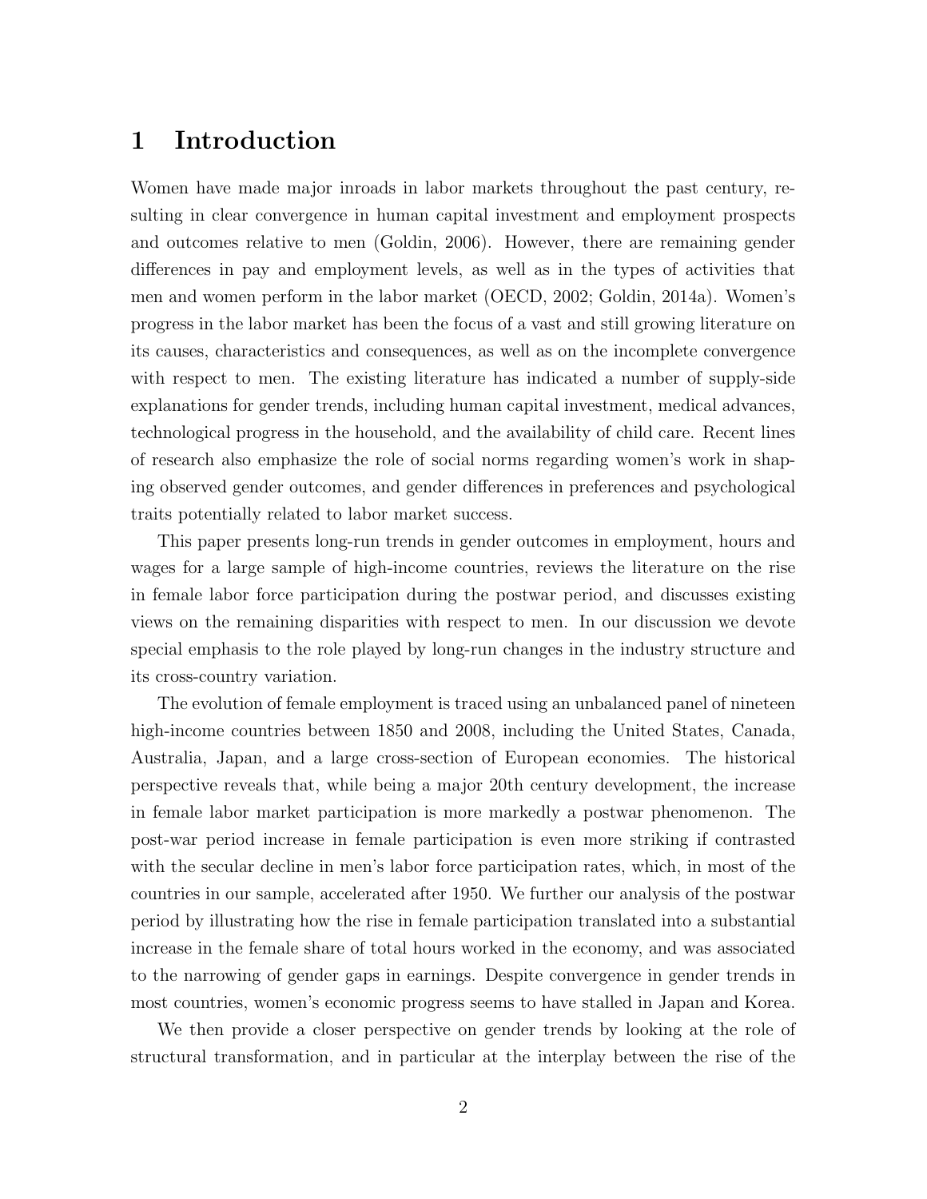# 1 Introduction

Women have made major inroads in labor markets throughout the past century, resulting in clear convergence in human capital investment and employment prospects and outcomes relative to men (Goldin, 2006). However, there are remaining gender differences in pay and employment levels, as well as in the types of activities that men and women perform in the labor market (OECD, 2002; Goldin, 2014a). Women's progress in the labor market has been the focus of a vast and still growing literature on its causes, characteristics and consequences, as well as on the incomplete convergence with respect to men. The existing literature has indicated a number of supply-side explanations for gender trends, including human capital investment, medical advances, technological progress in the household, and the availability of child care. Recent lines of research also emphasize the role of social norms regarding women's work in shaping observed gender outcomes, and gender differences in preferences and psychological traits potentially related to labor market success.

This paper presents long-run trends in gender outcomes in employment, hours and wages for a large sample of high-income countries, reviews the literature on the rise in female labor force participation during the postwar period, and discusses existing views on the remaining disparities with respect to men. In our discussion we devote special emphasis to the role played by long-run changes in the industry structure and its cross-country variation.

The evolution of female employment is traced using an unbalanced panel of nineteen high-income countries between 1850 and 2008, including the United States, Canada, Australia, Japan, and a large cross-section of European economies. The historical perspective reveals that, while being a major 20th century development, the increase in female labor market participation is more markedly a postwar phenomenon. The post-war period increase in female participation is even more striking if contrasted with the secular decline in men's labor force participation rates, which, in most of the countries in our sample, accelerated after 1950. We further our analysis of the postwar period by illustrating how the rise in female participation translated into a substantial increase in the female share of total hours worked in the economy, and was associated to the narrowing of gender gaps in earnings. Despite convergence in gender trends in most countries, women's economic progress seems to have stalled in Japan and Korea.

We then provide a closer perspective on gender trends by looking at the role of structural transformation, and in particular at the interplay between the rise of the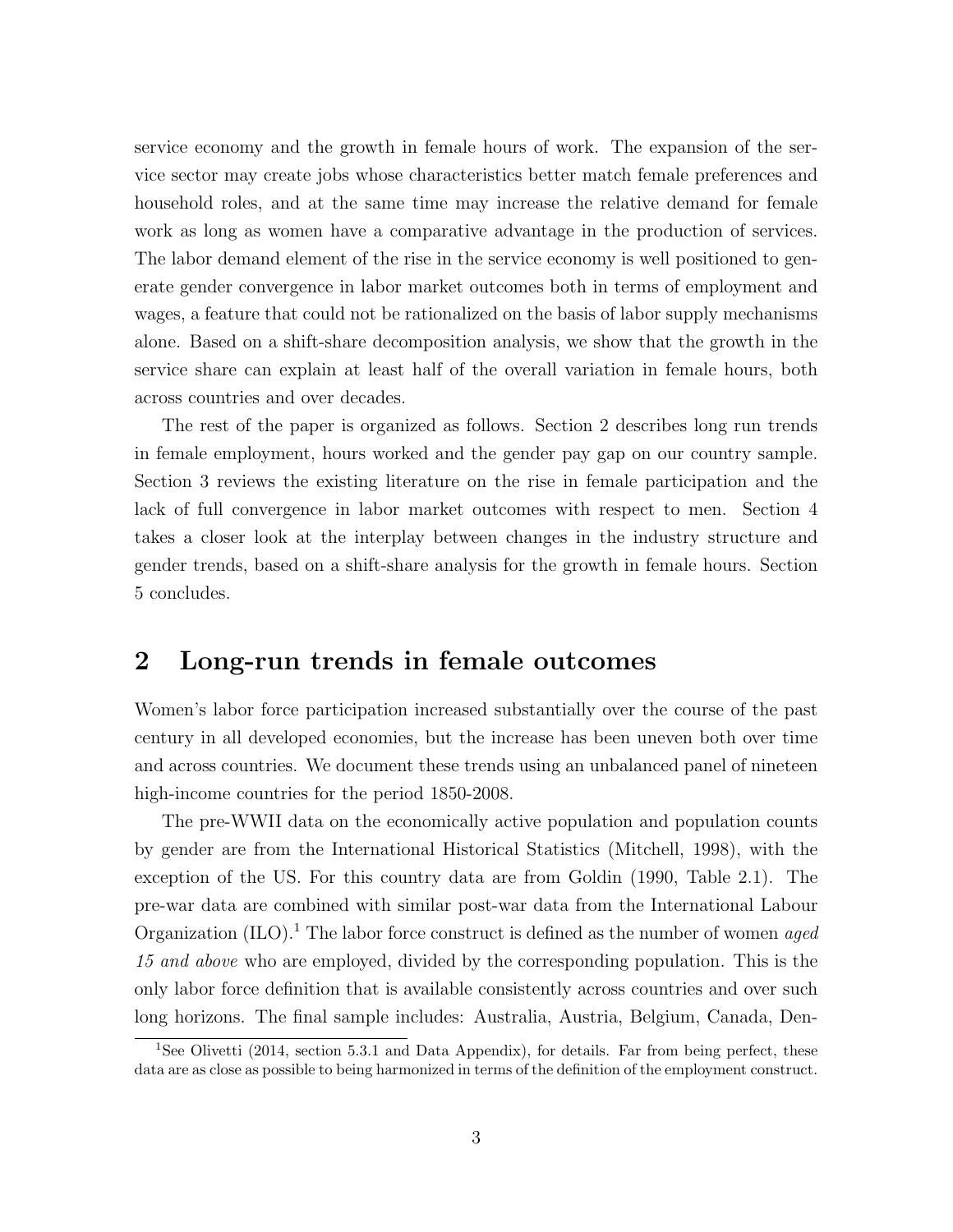service economy and the growth in female hours of work. The expansion of the service sector may create jobs whose characteristics better match female preferences and household roles, and at the same time may increase the relative demand for female work as long as women have a comparative advantage in the production of services. The labor demand element of the rise in the service economy is well positioned to generate gender convergence in labor market outcomes both in terms of employment and wages, a feature that could not be rationalized on the basis of labor supply mechanisms alone. Based on a shift-share decomposition analysis, we show that the growth in the service share can explain at least half of the overall variation in female hours, both across countries and over decades.

The rest of the paper is organized as follows. Section 2 describes long run trends in female employment, hours worked and the gender pay gap on our country sample. Section 3 reviews the existing literature on the rise in female participation and the lack of full convergence in labor market outcomes with respect to men. Section 4 takes a closer look at the interplay between changes in the industry structure and gender trends, based on a shift-share analysis for the growth in female hours. Section 5 concludes.

## 2 Long-run trends in female outcomes

Women's labor force participation increased substantially over the course of the past century in all developed economies, but the increase has been uneven both over time and across countries. We document these trends using an unbalanced panel of nineteen high-income countries for the period 1850-2008.

The pre-WWII data on the economically active population and population counts by gender are from the International Historical Statistics (Mitchell, 1998), with the exception of the US. For this country data are from Goldin (1990, Table 2.1). The pre-war data are combined with similar post-war data from the International Labour Organization (ILO).[1] The labor force construct is defined as the number of women *aged 15 and above* who are employed, divided by the corresponding population. This is the only labor force definition that is available consistently across countries and over such long horizons. The final sample includes: Australia, Austria, Belgium, Canada, Den-

[1] See Olivetti (2014, section 5.3.1 and Data Appendix), for details. Far from being perfect, these data are as close as possible to being harmonized in terms of the definition of the employment construct.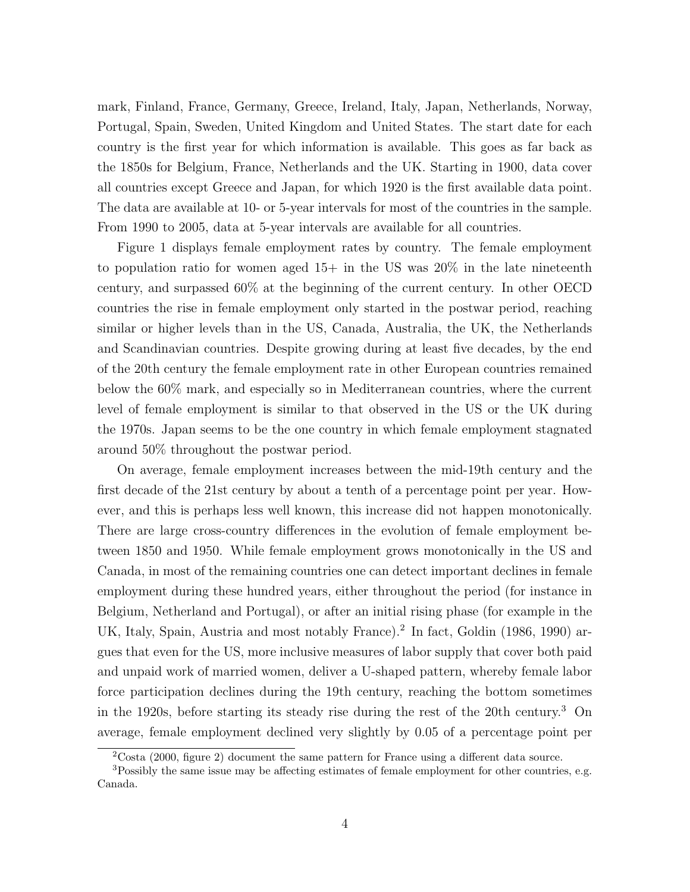mark, Finland, France, Germany, Greece, Ireland, Italy, Japan, Netherlands, Norway, Portugal, Spain, Sweden, United Kingdom and United States. The start date for each country is the first year for which information is available. This goes as far back as the 1850s for Belgium, France, Netherlands and the UK. Starting in 1900, data cover all countries except Greece and Japan, for which 1920 is the first available data point. The data are available at 10- or 5-year intervals for most of the countries in the sample. From 1990 to 2005, data at 5-year intervals are available for all countries.

Figure 1 displays female employment rates by country. The female employment to population ratio for women aged 15+ in the US was 20% in the late nineteenth century, and surpassed 60% at the beginning of the current century. In other OECD countries the rise in female employment only started in the postwar period, reaching similar or higher levels than in the US, Canada, Australia, the UK, the Netherlands and Scandinavian countries. Despite growing during at least five decades, by the end of the 20th century the female employment rate in other European countries remained below the 60% mark, and especially so in Mediterranean countries, where the current level of female employment is similar to that observed in the US or the UK during the 1970s. Japan seems to be the one country in which female employment stagnated around 50% throughout the postwar period.

On average, female employment increases between the mid-19th century and the first decade of the 21st century by about a tenth of a percentage point per year. However, and this is perhaps less well known, this increase did not happen monotonically. There are large cross-country differences in the evolution of female employment between 1850 and 1950. While female employment grows monotonically in the US and Canada, in most of the remaining countries one can detect important declines in female employment during these hundred years, either throughout the period (for instance in Belgium, Netherland and Portugal), or after an initial rising phase (for example in the UK, Italy, Spain, Austria and most notably France).[2] In fact, Goldin (1986, 1990) argues that even for the US, more inclusive measures of labor supply that cover both paid and unpaid work of married women, deliver a U-shaped pattern, whereby female labor force participation declines during the 19th century, reaching the bottom sometimes in the 1920s, before starting its steady rise during the rest of the 20th century.[3] On average, female employment declined very slightly by 0.05 of a percentage point per

[2] Costa (2000, figure 2) document the same pattern for France using a different data source.

[3] Possibly the same issue may be affecting estimates of female employment for other countries, e.g. Canada.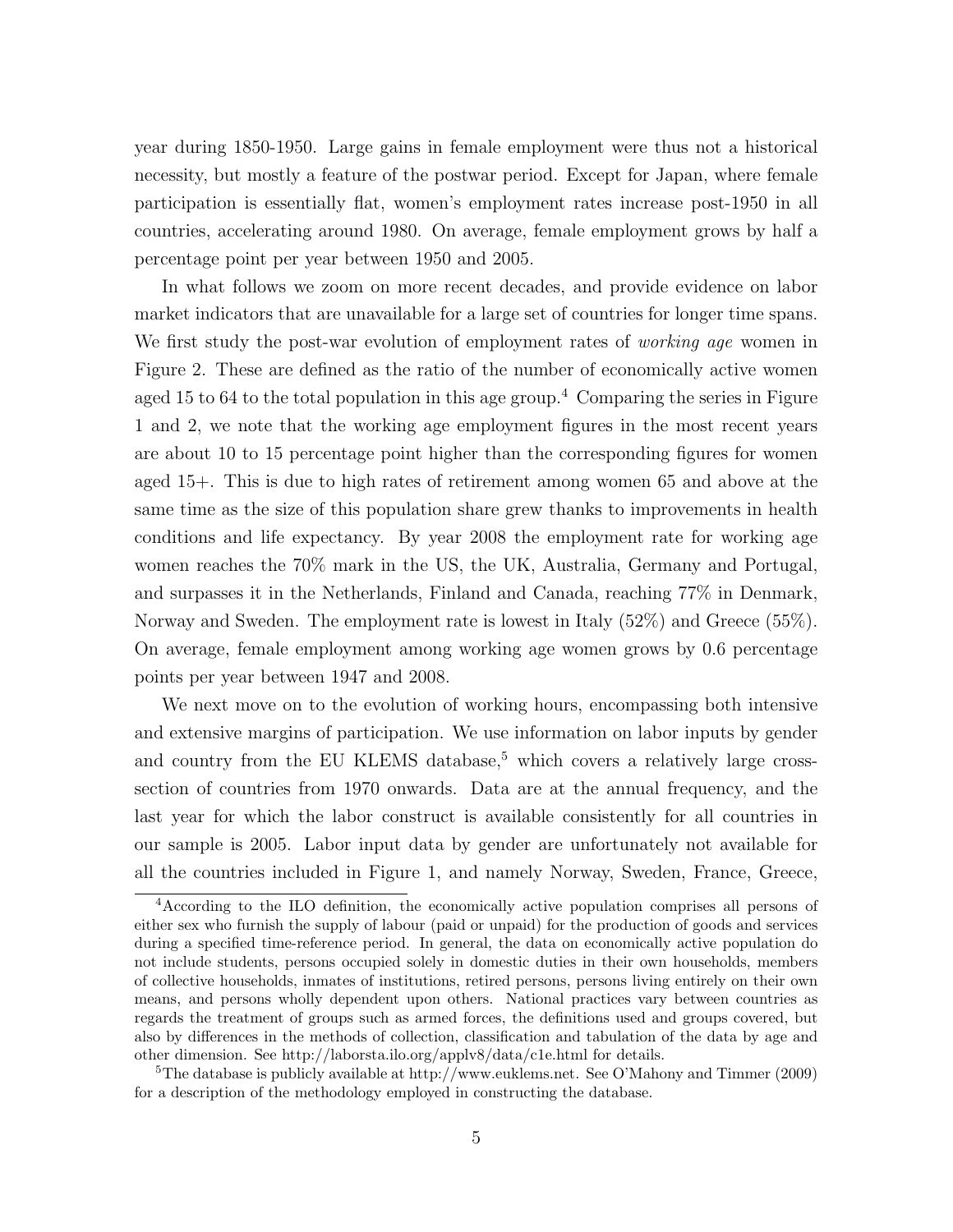year during 1850-1950. Large gains in female employment were thus not a historical necessity, but mostly a feature of the postwar period. Except for Japan, where female participation is essentially flat, women's employment rates increase post-1950 in all countries, accelerating around 1980. On average, female employment grows by half a percentage point per year between 1950 and 2005.

In what follows we zoom on more recent decades, and provide evidence on labor market indicators that are unavailable for a large set of countries for longer time spans. We first study the post-war evolution of employment rates of *working age* women in Figure 2. These are defined as the ratio of the number of economically active women aged 15 to 64 to the total population in this age group.[4] Comparing the series in Figure 1 and 2, we note that the working age employment figures in the most recent years are about 10 to 15 percentage point higher than the corresponding figures for women aged 15+. This is due to high rates of retirement among women 65 and above at the same time as the size of this population share grew thanks to improvements in health conditions and life expectancy. By year 2008 the employment rate for working age women reaches the 70% mark in the US, the UK, Australia, Germany and Portugal, and surpasses it in the Netherlands, Finland and Canada, reaching 77% in Denmark, Norway and Sweden. The employment rate is lowest in Italy (52%) and Greece (55%). On average, female employment among working age women grows by 0.6 percentage points per year between 1947 and 2008.

We next move on to the evolution of working hours, encompassing both intensive and extensive margins of participation. We use information on labor inputs by gender and country from the EU KLEMS database,[5] which covers a relatively large cross-section of countries from 1970 onwards. Data are at the annual frequency, and the last year for which the labor construct is available consistently for all countries in our sample is 2005. Labor input data by gender are unfortunately not available for all the countries included in Figure 1, and namely Norway, Sweden, France, Greece,

[4] According to the ILO definition, the economically active population comprises all persons of either sex who furnish the supply of labour (paid or unpaid) for the production of goods and services during a specified time-reference period. In general, the data on economically active population do not include students, persons occupied solely in domestic duties in their own households, members of collective households, inmates of institutions, retired persons, persons living entirely on their own means, and persons wholly dependent upon others. National practices vary between countries as regards the treatment of groups such as armed forces, the definitions used and groups covered, but also by differences in the methods of collection, classification and tabulation of the data by age and other dimension. See http://laborsta.ilo.org/applv8/data/c1e.html for details.

[5] The database is publicly available at http://www.euklems.net. See O'Mahony and Timmer (2009) for a description of the methodology employed in constructing the database.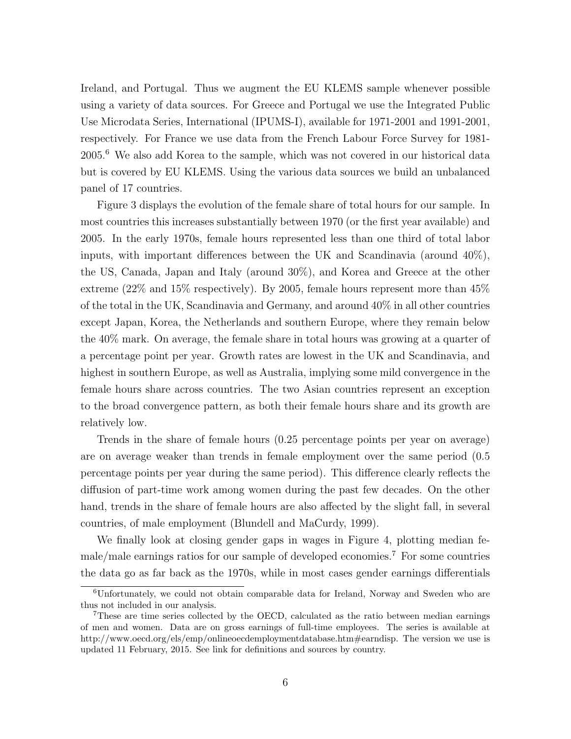Ireland, and Portugal. Thus we augment the EU KLEMS sample whenever possible using a variety of data sources. For Greece and Portugal we use the Integrated Public Use Microdata Series, International (IPUMS-I), available for 1971-2001 and 1991-2001, respectively. For France we use data from the French Labour Force Survey for 1981-2005.[6] We also add Korea to the sample, which was not covered in our historical data but is covered by EU KLEMS. Using the various data sources we build an unbalanced panel of 17 countries.

Figure 3 displays the evolution of the female share of total hours for our sample. In most countries this increases substantially between 1970 (or the first year available) and 2005. In the early 1970s, female hours represented less than one third of total labor inputs, with important differences between the UK and Scandinavia (around 40%), the US, Canada, Japan and Italy (around 30%), and Korea and Greece at the other extreme (22% and 15% respectively). By 2005, female hours represent more than 45% of the total in the UK, Scandinavia and Germany, and around 40% in all other countries except Japan, Korea, the Netherlands and southern Europe, where they remain below the 40% mark. On average, the female share in total hours was growing at a quarter of a percentage point per year. Growth rates are lowest in the UK and Scandinavia, and highest in southern Europe, as well as Australia, implying some mild convergence in the female hours share across countries. The two Asian countries represent an exception to the broad convergence pattern, as both their female hours share and its growth are relatively low.

Trends in the share of female hours (0.25 percentage points per year on average) are on average weaker than trends in female employment over the same period (0.5 percentage points per year during the same period). This difference clearly reflects the diffusion of part-time work among women during the past few decades. On the other hand, trends in the share of female hours are also affected by the slight fall, in several countries, of male employment (Blundell and MaCurdy, 1999).

We finally look at closing gender gaps in wages in Figure 4, plotting median female/male earnings ratios for our sample of developed economies.[7] For some countries the data go as far back as the 1970s, while in most cases gender earnings differentials

[6] Unfortunately, we could not obtain comparable data for Ireland, Norway and Sweden who are thus not included in our analysis.

[7] These are time series collected by the OECD, calculated as the ratio between median earnings of men and women. Data are on gross earnings of full-time employees. The series is available at http://www.oecd.org/els/emp/onlineoecdemploymentdatabase.htm#earndisp. The version we use is updated 11 February, 2015. See link for definitions and sources by country.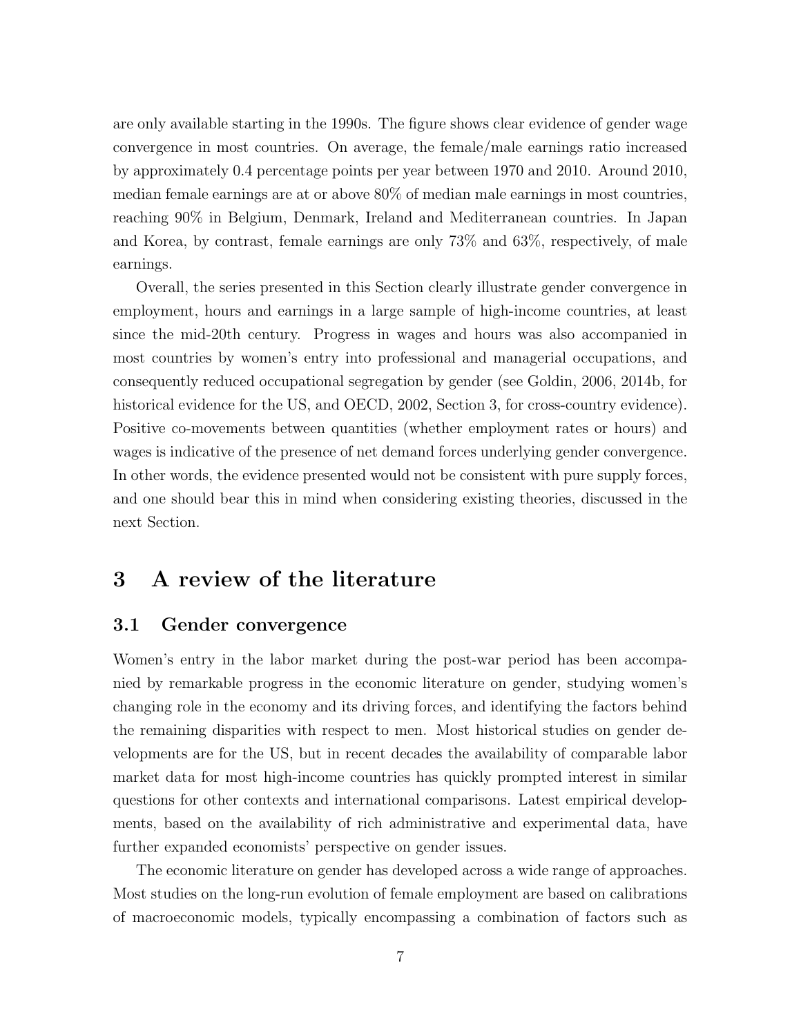are only available starting in the 1990s. The figure shows clear evidence of gender wage convergence in most countries. On average, the female/male earnings ratio increased by approximately 0.4 percentage points per year between 1970 and 2010. Around 2010, median female earnings are at or above 80% of median male earnings in most countries, reaching 90% in Belgium, Denmark, Ireland and Mediterranean countries. In Japan and Korea, by contrast, female earnings are only 73% and 63%, respectively, of male earnings.

Overall, the series presented in this Section clearly illustrate gender convergence in employment, hours and earnings in a large sample of high-income countries, at least since the mid-20th century. Progress in wages and hours was also accompanied in most countries by women's entry into professional and managerial occupations, and consequently reduced occupational segregation by gender (see Goldin, 2006, 2014b, for historical evidence for the US, and OECD, 2002, Section 3, for cross-country evidence). Positive co-movements between quantities (whether employment rates or hours) and wages is indicative of the presence of net demand forces underlying gender convergence. In other words, the evidence presented would not be consistent with pure supply forces, and one should bear this in mind when considering existing theories, discussed in the next Section.

# 3 A review of the literature

## 3.1 Gender convergence

Women's entry in the labor market during the post-war period has been accompanied by remarkable progress in the economic literature on gender, studying women's changing role in the economy and its driving forces, and identifying the factors behind the remaining disparities with respect to men. Most historical studies on gender developments are for the US, but in recent decades the availability of comparable labor market data for most high-income countries has quickly prompted interest in similar questions for other contexts and international comparisons. Latest empirical developments, based on the availability of rich administrative and experimental data, have further expanded economists' perspective on gender issues.

The economic literature on gender has developed across a wide range of approaches. Most studies on the long-run evolution of female employment are based on calibrations of macroeconomic models, typically encompassing a combination of factors such as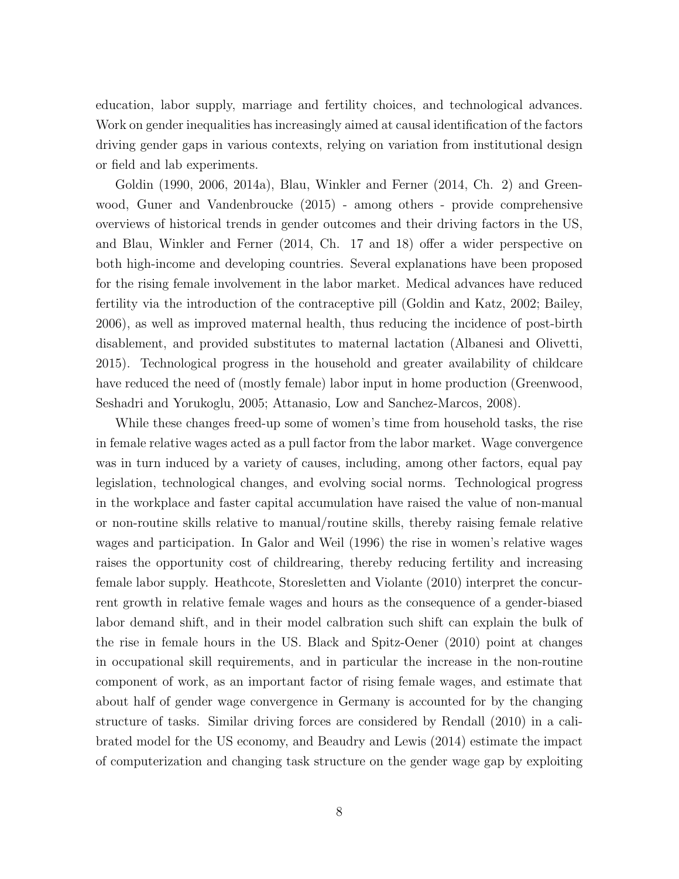education, labor supply, marriage and fertility choices, and technological advances. Work on gender inequalities has increasingly aimed at causal identification of the factors driving gender gaps in various contexts, relying on variation from institutional design or field and lab experiments.

Goldin (1990, 2006, 2014a), Blau, Winkler and Ferner (2014, Ch. 2) and Greenwood, Guner and Vandenbroucke (2015) - among others - provide comprehensive overviews of historical trends in gender outcomes and their driving factors in the US, and Blau, Winkler and Ferner (2014, Ch. 17 and 18) offer a wider perspective on both high-income and developing countries. Several explanations have been proposed for the rising female involvement in the labor market. Medical advances have reduced fertility via the introduction of the contraceptive pill (Goldin and Katz, 2002; Bailey, 2006), as well as improved maternal health, thus reducing the incidence of post-birth disablement, and provided substitutes to maternal lactation (Albanesi and Olivetti, 2015). Technological progress in the household and greater availability of childcare have reduced the need of (mostly female) labor input in home production (Greenwood, Seshadri and Yorukoglu, 2005; Attanasio, Low and Sanchez-Marcos, 2008).

While these changes freed-up some of women's time from household tasks, the rise in female relative wages acted as a pull factor from the labor market. Wage convergence was in turn induced by a variety of causes, including, among other factors, equal pay legislation, technological changes, and evolving social norms. Technological progress in the workplace and faster capital accumulation have raised the value of non-manual or non-routine skills relative to manual/routine skills, thereby raising female relative wages and participation. In Galor and Weil (1996) the rise in women's relative wages raises the opportunity cost of childrearing, thereby reducing fertility and increasing female labor supply. Heathcote, Storesletten and Violante (2010) interpret the concurrent growth in relative female wages and hours as the consequence of a gender-biased labor demand shift, and in their model calbration such shift can explain the bulk of the rise in female hours in the US. Black and Spitz-Oener (2010) point at changes in occupational skill requirements, and in particular the increase in the non-routine component of work, as an important factor of rising female wages, and estimate that about half of gender wage convergence in Germany is accounted for by the changing structure of tasks. Similar driving forces are considered by Rendall (2010) in a calibrated model for the US economy, and Beaudry and Lewis (2014) estimate the impact of computerization and changing task structure on the gender wage gap by exploiting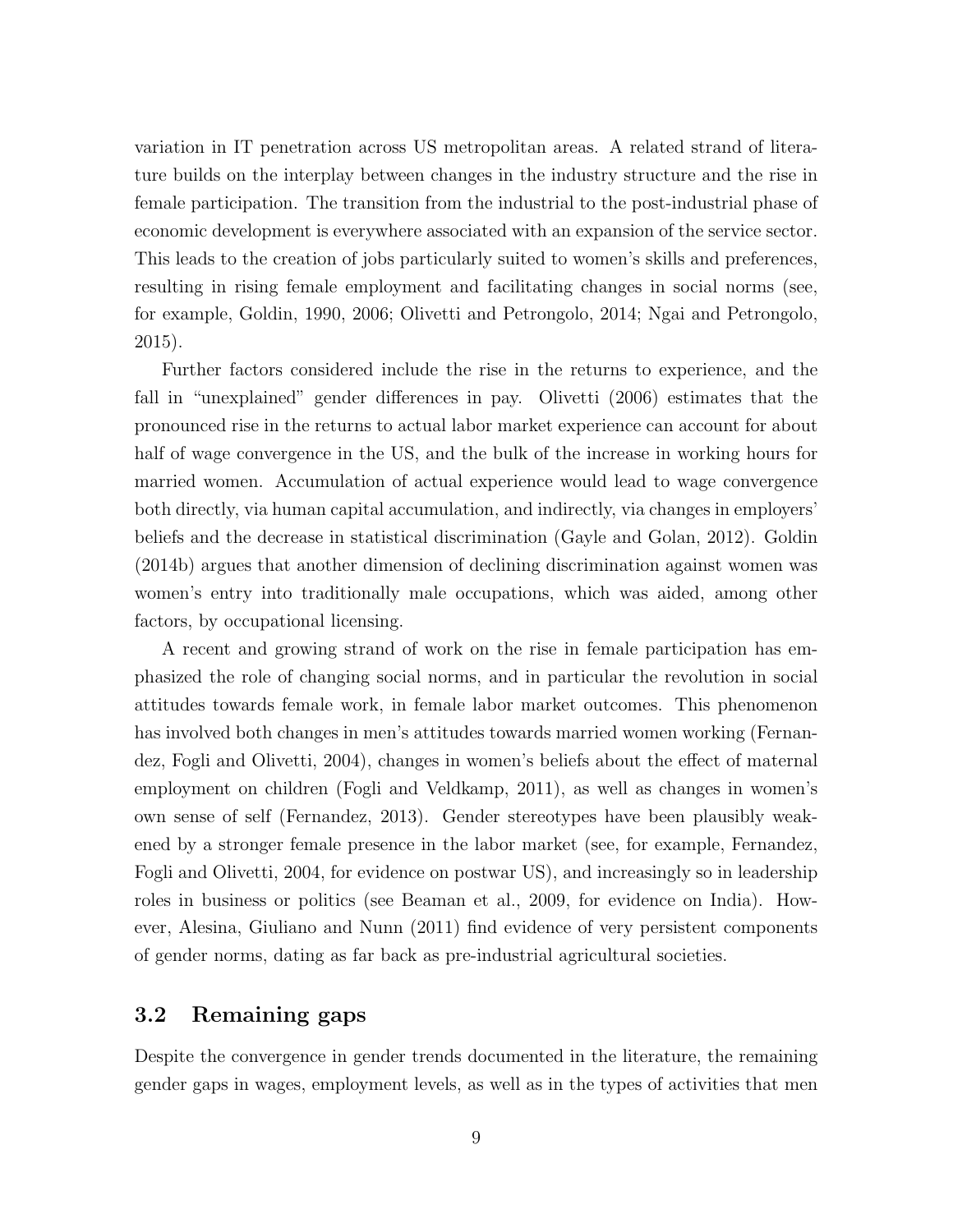variation in IT penetration across US metropolitan areas. A related strand of literature builds on the interplay between changes in the industry structure and the rise in female participation. The transition from the industrial to the post-industrial phase of economic development is everywhere associated with an expansion of the service sector. This leads to the creation of jobs particularly suited to women's skills and preferences, resulting in rising female employment and facilitating changes in social norms (see, for example, Goldin, 1990, 2006; Olivetti and Petrongolo, 2014; Ngai and Petrongolo, 2015).

Further factors considered include the rise in the returns to experience, and the fall in "unexplained" gender differences in pay. Olivetti (2006) estimates that the pronounced rise in the returns to actual labor market experience can account for about half of wage convergence in the US, and the bulk of the increase in working hours for married women. Accumulation of actual experience would lead to wage convergence both directly, via human capital accumulation, and indirectly, via changes in employers' beliefs and the decrease in statistical discrimination (Gayle and Golan, 2012). Goldin (2014b) argues that another dimension of declining discrimination against women was women's entry into traditionally male occupations, which was aided, among other factors, by occupational licensing.

A recent and growing strand of work on the rise in female participation has emphasized the role of changing social norms, and in particular the revolution in social attitudes towards female work, in female labor market outcomes. This phenomenon has involved both changes in men's attitudes towards married women working (Fernandez, Fogli and Olivetti, 2004), changes in women's beliefs about the effect of maternal employment on children (Fogli and Veldkamp, 2011), as well as changes in women's own sense of self (Fernandez, 2013). Gender stereotypes have been plausibly weakened by a stronger female presence in the labor market (see, for example, Fernandez, Fogli and Olivetti, 2004, for evidence on postwar US), and increasingly so in leadership roles in business or politics (see Beaman et al., 2009, for evidence on India). However, Alesina, Giuliano and Nunn (2011) find evidence of very persistent components of gender norms, dating as far back as pre-industrial agricultural societies.

## 3.2 Remaining gaps

Despite the convergence in gender trends documented in the literature, the remaining gender gaps in wages, employment levels, as well as in the types of activities that men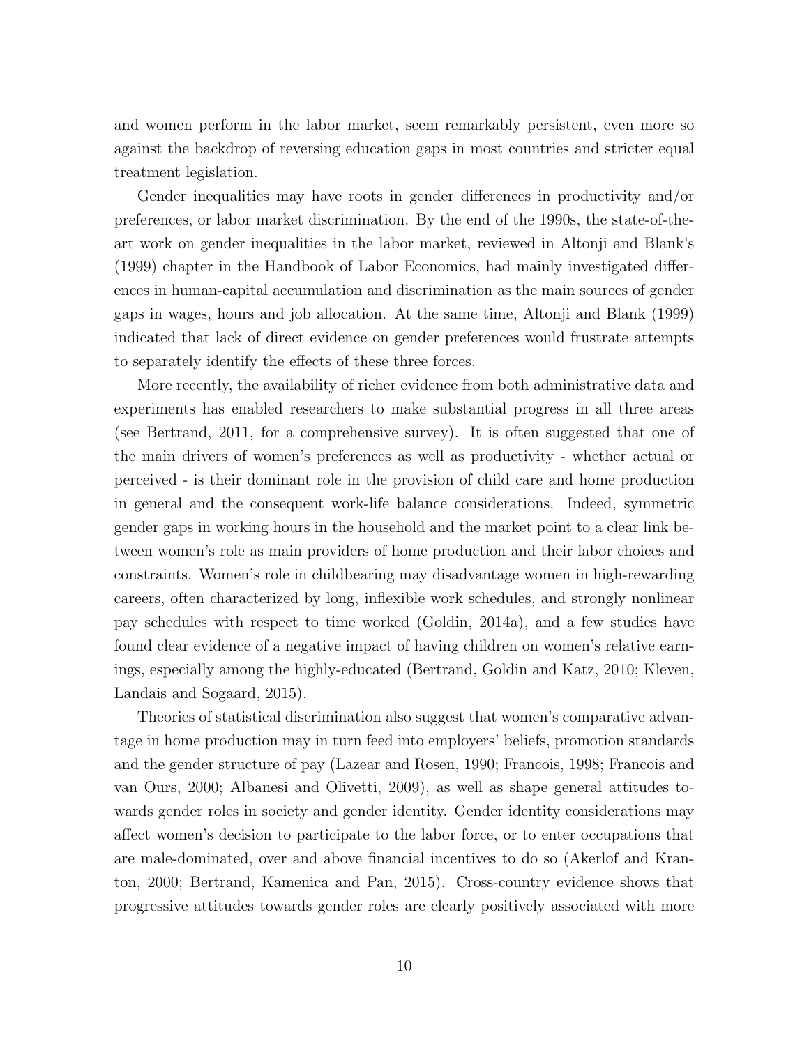and women perform in the labor market, seem remarkably persistent, even more so against the backdrop of reversing education gaps in most countries and stricter equal treatment legislation.

Gender inequalities may have roots in gender differences in productivity and/or preferences, or labor market discrimination. By the end of the 1990s, the state-of-the-art work on gender inequalities in the labor market, reviewed in Altonji and Blank's (1999) chapter in the Handbook of Labor Economics, had mainly investigated differences in human-capital accumulation and discrimination as the main sources of gender gaps in wages, hours and job allocation. At the same time, Altonji and Blank (1999) indicated that lack of direct evidence on gender preferences would frustrate attempts to separately identify the effects of these three forces.

More recently, the availability of richer evidence from both administrative data and experiments has enabled researchers to make substantial progress in all three areas (see Bertrand, 2011, for a comprehensive survey). It is often suggested that one of the main drivers of women's preferences as well as productivity - whether actual or perceived - is their dominant role in the provision of child care and home production in general and the consequent work-life balance considerations. Indeed, symmetric gender gaps in working hours in the household and the market point to a clear link between women's role as main providers of home production and their labor choices and constraints. Women's role in childbearing may disadvantage women in high-rewarding careers, often characterized by long, inflexible work schedules, and strongly nonlinear pay schedules with respect to time worked (Goldin, 2014a), and a few studies have found clear evidence of a negative impact of having children on women's relative earnings, especially among the highly-educated (Bertrand, Goldin and Katz, 2010; Kleven, Landais and Sogaard, 2015).

Theories of statistical discrimination also suggest that women's comparative advantage in home production may in turn feed into employers' beliefs, promotion standards and the gender structure of pay (Lazear and Rosen, 1990; Francois, 1998; Francois and van Ours, 2000; Albanesi and Olivetti, 2009), as well as shape general attitudes towards gender roles in society and gender identity. Gender identity considerations may affect women's decision to participate to the labor force, or to enter occupations that are male-dominated, over and above financial incentives to do so (Akerlof and Kranton, 2000; Bertrand, Kamenica and Pan, 2015). Cross-country evidence shows that progressive attitudes towards gender roles are clearly positively associated with more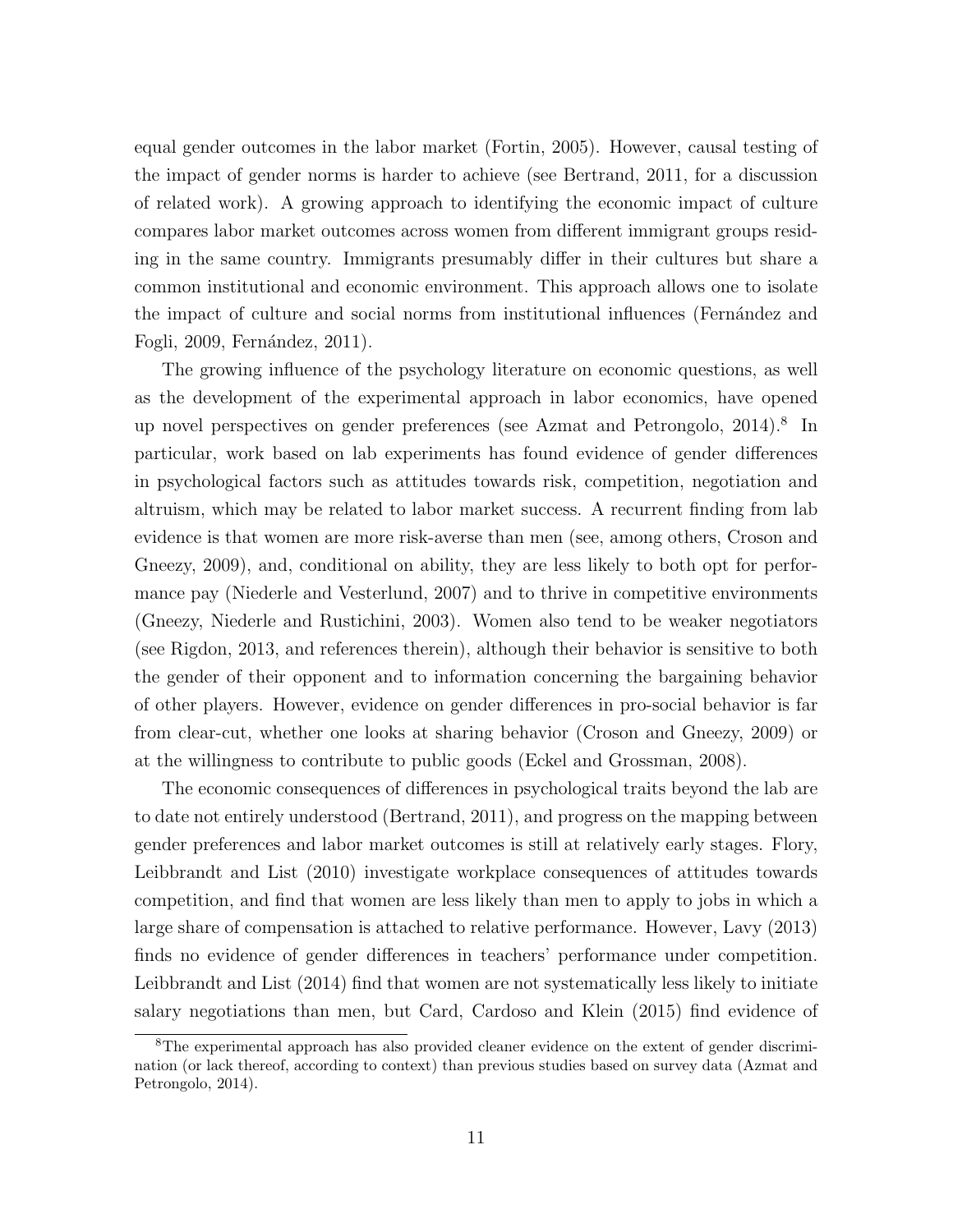equal gender outcomes in the labor market (Fortin, 2005). However, causal testing of the impact of gender norms is harder to achieve (see Bertrand, 2011, for a discussion of related work). A growing approach to identifying the economic impact of culture compares labor market outcomes across women from different immigrant groups residing in the same country. Immigrants presumably differ in their cultures but share a common institutional and economic environment. This approach allows one to isolate the impact of culture and social norms from institutional influences (Fernández and Fogli, 2009, Fernández, 2011).

The growing influence of the psychology literature on economic questions, as well as the development of the experimental approach in labor economics, have opened up novel perspectives on gender preferences (see Azmat and Petrongolo, 2014).[8] In particular, work based on lab experiments has found evidence of gender differences in psychological factors such as attitudes towards risk, competition, negotiation and altruism, which may be related to labor market success. A recurrent finding from lab evidence is that women are more risk-averse than men (see, among others, Croson and Gneezy, 2009), and, conditional on ability, they are less likely to both opt for performance pay (Niederle and Vesterlund, 2007) and to thrive in competitive environments (Gneezy, Niederle and Rustichini, 2003). Women also tend to be weaker negotiators (see Rigdon, 2013, and references therein), although their behavior is sensitive to both the gender of their opponent and to information concerning the bargaining behavior of other players. However, evidence on gender differences in pro-social behavior is far from clear-cut, whether one looks at sharing behavior (Croson and Gneezy, 2009) or at the willingness to contribute to public goods (Eckel and Grossman, 2008).

The economic consequences of differences in psychological traits beyond the lab are to date not entirely understood (Bertrand, 2011), and progress on the mapping between gender preferences and labor market outcomes is still at relatively early stages. Flory, Leibbrandt and List (2010) investigate workplace consequences of attitudes towards competition, and find that women are less likely than men to apply to jobs in which a large share of compensation is attached to relative performance. However, Lavy (2013) finds no evidence of gender differences in teachers' performance under competition. Leibbrandt and List (2014) find that women are not systematically less likely to initiate salary negotiations than men, but Card, Cardoso and Klein (2015) find evidence of

[8] The experimental approach has also provided cleaner evidence on the extent of gender discrimination (or lack thereof, according to context) than previous studies based on survey data (Azmat and Petrongolo, 2014).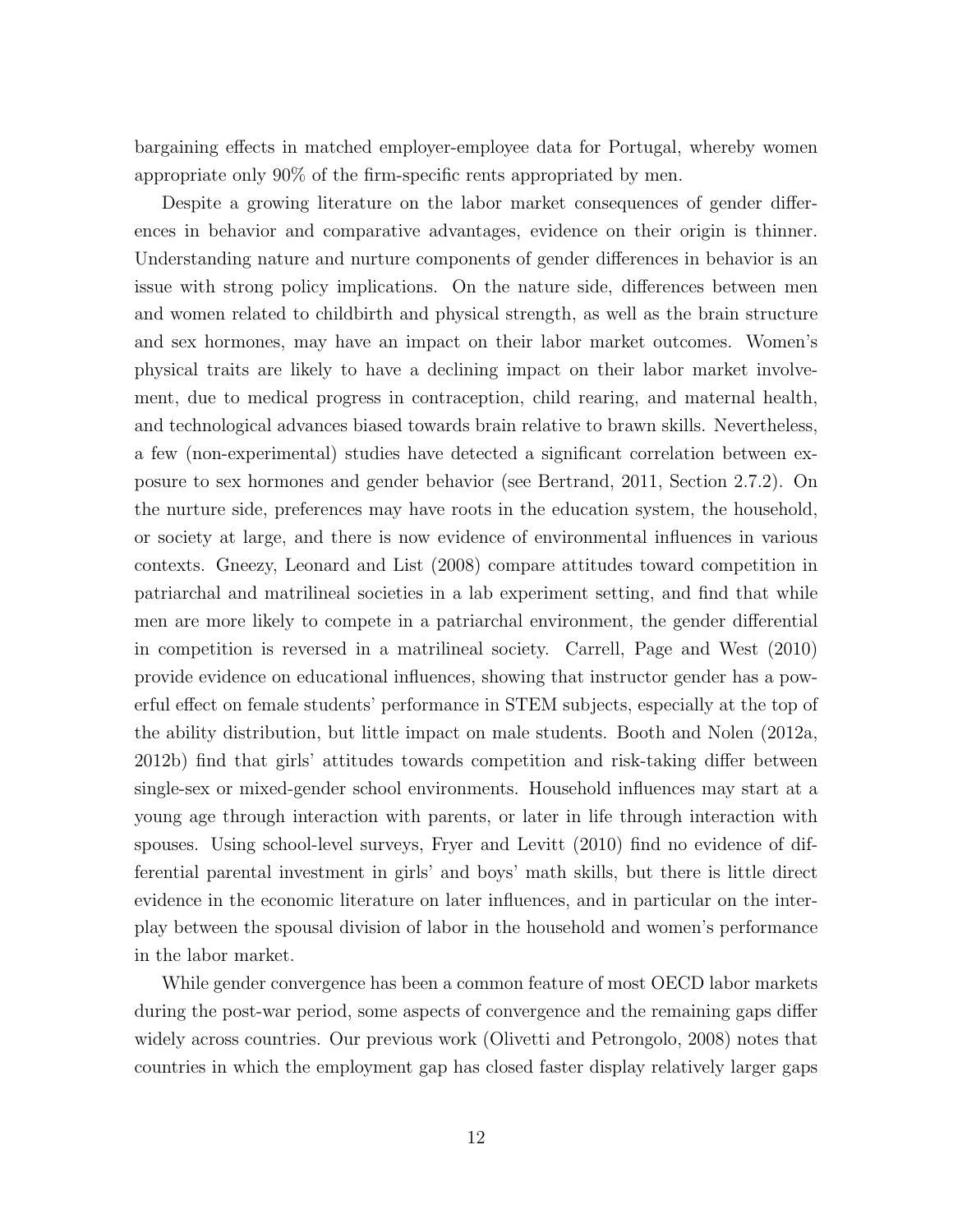bargaining effects in matched employer-employee data for Portugal, whereby women appropriate only 90% of the firm-specific rents appropriated by men.

Despite a growing literature on the labor market consequences of gender differences in behavior and comparative advantages, evidence on their origin is thinner. Understanding nature and nurture components of gender differences in behavior is an issue with strong policy implications. On the nature side, differences between men and women related to childbirth and physical strength, as well as the brain structure and sex hormones, may have an impact on their labor market outcomes. Women's physical traits are likely to have a declining impact on their labor market involvement, due to medical progress in contraception, child rearing, and maternal health, and technological advances biased towards brain relative to brawn skills. Nevertheless, a few (non-experimental) studies have detected a significant correlation between exposure to sex hormones and gender behavior (see Bertrand, 2011, Section 2.7.2). On the nurture side, preferences may have roots in the education system, the household, or society at large, and there is now evidence of environmental influences in various contexts. Gneezy, Leonard and List (2008) compare attitudes toward competition in patriarchal and matrilineal societies in a lab experiment setting, and find that while men are more likely to compete in a patriarchal environment, the gender differential in competition is reversed in a matrilineal society. Carrell, Page and West (2010) provide evidence on educational influences, showing that instructor gender has a powerful effect on female students' performance in STEM subjects, especially at the top of the ability distribution, but little impact on male students. Booth and Nolen (2012a, 2012b) find that girls' attitudes towards competition and risk-taking differ between single-sex or mixed-gender school environments. Household influences may start at a young age through interaction with parents, or later in life through interaction with spouses. Using school-level surveys, Fryer and Levitt (2010) find no evidence of differential parental investment in girls' and boys' math skills, but there is little direct evidence in the economic literature on later influences, and in particular on the interplay between the spousal division of labor in the household and women's performance in the labor market.

While gender convergence has been a common feature of most OECD labor markets during the post-war period, some aspects of convergence and the remaining gaps differ widely across countries. Our previous work (Olivetti and Petrongolo, 2008) notes that countries in which the employment gap has closed faster display relatively larger gaps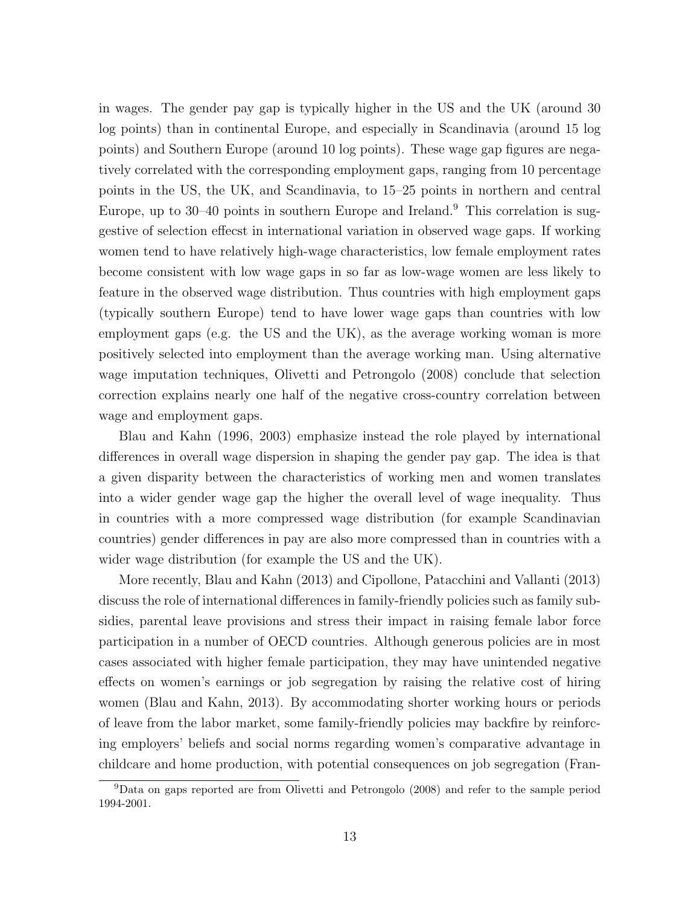in wages. The gender pay gap is typically higher in the US and the UK (around 30 log points) than in continental Europe, and especially in Scandinavia (around 15 log points) and Southern Europe (around 10 log points). These wage gap figures are negatively correlated with the corresponding employment gaps, ranging from 10 percentage points in the US, the UK, and Scandinavia, to 15–25 points in northern and central Europe, up to 30–40 points in southern Europe and Ireland.[9] This correlation is suggestive of selection effecst in international variation in observed wage gaps. If working women tend to have relatively high-wage characteristics, low female employment rates become consistent with low wage gaps in so far as low-wage women are less likely to feature in the observed wage distribution. Thus countries with high employment gaps (typically southern Europe) tend to have lower wage gaps than countries with low employment gaps (e.g. the US and the UK), as the average working woman is more positively selected into employment than the average working man. Using alternative wage imputation techniques, Olivetti and Petrongolo (2008) conclude that selection correction explains nearly one half of the negative cross-country correlation between wage and employment gaps.

Blau and Kahn (1996, 2003) emphasize instead the role played by international differences in overall wage dispersion in shaping the gender pay gap. The idea is that a given disparity between the characteristics of working men and women translates into a wider gender wage gap the higher the overall level of wage inequality. Thus in countries with a more compressed wage distribution (for example Scandinavian countries) gender differences in pay are also more compressed than in countries with a wider wage distribution (for example the US and the UK).

More recently, Blau and Kahn (2013) and Cipollone, Patacchini and Vallanti (2013) discuss the role of international differences in family-friendly policies such as family subsidies, parental leave provisions and stress their impact in raising female labor force participation in a number of OECD countries. Although generous policies are in most cases associated with higher female participation, they may have unintended negative effects on women's earnings or job segregation by raising the relative cost of hiring women (Blau and Kahn, 2013). By accommodating shorter working hours or periods of leave from the labor market, some family-friendly policies may backfire by reinforcing employers' beliefs and social norms regarding women's comparative advantage in childcare and home production, with potential consequences on job segregation (Fran-

[9] Data on gaps reported are from Olivetti and Petrongolo (2008) and refer to the sample period 1994-2001.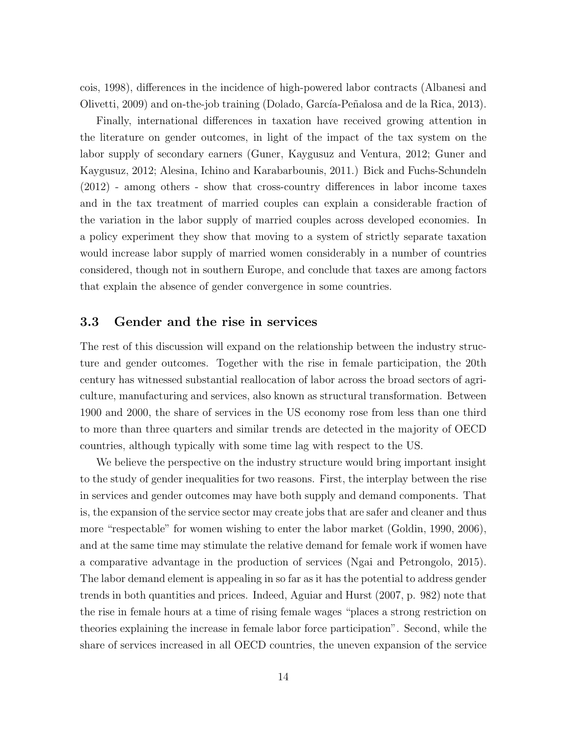cois, 1998), differences in the incidence of high-powered labor contracts (Albanesi and Olivetti, 2009) and on-the-job training (Dolado, García-Peñalosa and de la Rica, 2013).

Finally, international differences in taxation have received growing attention in the literature on gender outcomes, in light of the impact of the tax system on the labor supply of secondary earners (Guner, Kaygusuz and Ventura, 2012; Guner and Kaygusuz, 2012; Alesina, Ichino and Karabarbounis, 2011.) Bick and Fuchs-Schundeln (2012) - among others - show that cross-country differences in labor income taxes and in the tax treatment of married couples can explain a considerable fraction of the variation in the labor supply of married couples across developed economies. In a policy experiment they show that moving to a system of strictly separate taxation would increase labor supply of married women considerably in a number of countries considered, though not in southern Europe, and conclude that taxes are among factors that explain the absence of gender convergence in some countries.

### 3.3 Gender and the rise in services

The rest of this discussion will expand on the relationship between the industry structure and gender outcomes. Together with the rise in female participation, the 20th century has witnessed substantial reallocation of labor across the broad sectors of agriculture, manufacturing and services, also known as structural transformation. Between 1900 and 2000, the share of services in the US economy rose from less than one third to more than three quarters and similar trends are detected in the majority of OECD countries, although typically with some time lag with respect to the US.

We believe the perspective on the industry structure would bring important insight to the study of gender inequalities for two reasons. First, the interplay between the rise in services and gender outcomes may have both supply and demand components. That is, the expansion of the service sector may create jobs that are safer and cleaner and thus more "respectable" for women wishing to enter the labor market (Goldin, 1990, 2006), and at the same time may stimulate the relative demand for female work if women have a comparative advantage in the production of services (Ngai and Petrongolo, 2015). The labor demand element is appealing in so far as it has the potential to address gender trends in both quantities and prices. Indeed, Aguiar and Hurst (2007, p. 982) note that the rise in female hours at a time of rising female wages "places a strong restriction on theories explaining the increase in female labor force participation". Second, while the share of services increased in all OECD countries, the uneven expansion of the service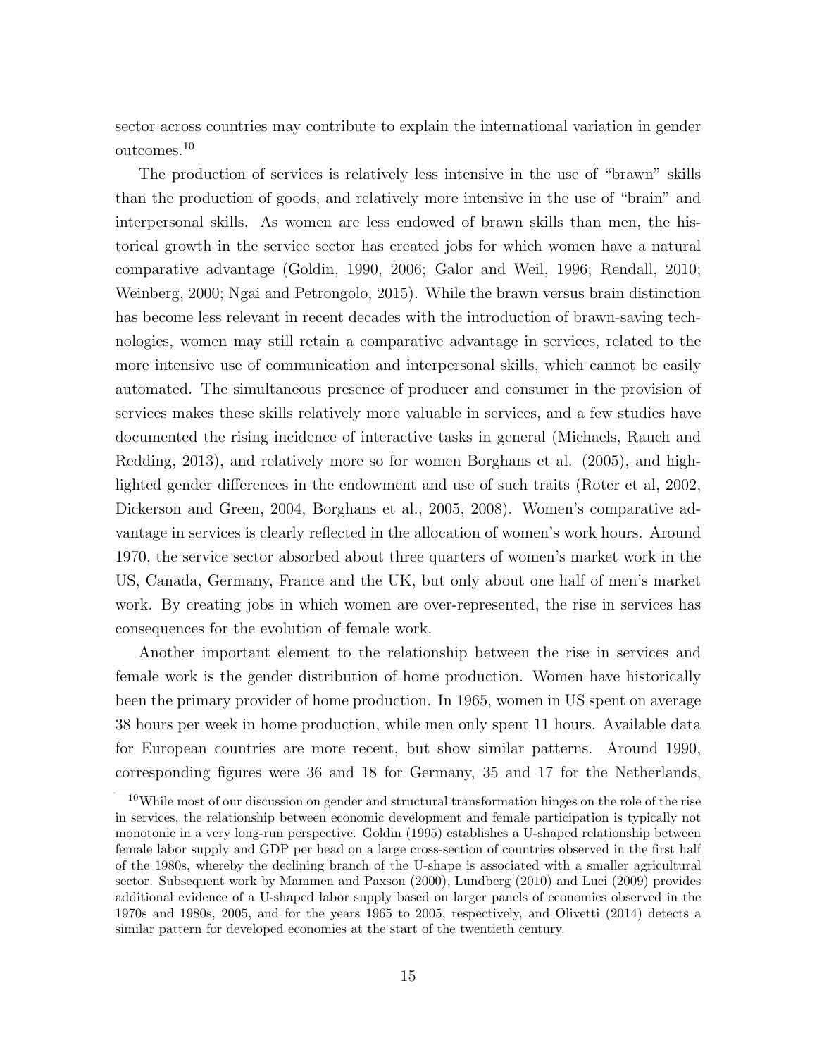sector across countries may contribute to explain the international variation in gender outcomes.[10]

The production of services is relatively less intensive in the use of "brawn" skills than the production of goods, and relatively more intensive in the use of "brain" and interpersonal skills. As women are less endowed of brawn skills than men, the historical growth in the service sector has created jobs for which women have a natural comparative advantage (Goldin, 1990, 2006; Galor and Weil, 1996; Rendall, 2010; Weinberg, 2000; Ngai and Petrongolo, 2015). While the brawn versus brain distinction has become less relevant in recent decades with the introduction of brawn-saving technologies, women may still retain a comparative advantage in services, related to the more intensive use of communication and interpersonal skills, which cannot be easily automated. The simultaneous presence of producer and consumer in the provision of services makes these skills relatively more valuable in services, and a few studies have documented the rising incidence of interactive tasks in general (Michaels, Rauch and Redding, 2013), and relatively more so for women Borghans et al. (2005), and highlighted gender differences in the endowment and use of such traits (Roter et al, 2002, Dickerson and Green, 2004, Borghans et al., 2005, 2008). Women's comparative advantage in services is clearly reflected in the allocation of women's work hours. Around 1970, the service sector absorbed about three quarters of women's market work in the US, Canada, Germany, France and the UK, but only about one half of men's market work. By creating jobs in which women are over-represented, the rise in services has consequences for the evolution of female work.

Another important element to the relationship between the rise in services and female work is the gender distribution of home production. Women have historically been the primary provider of home production. In 1965, women in US spent on average 38 hours per week in home production, while men only spent 11 hours. Available data for European countries are more recent, but show similar patterns. Around 1990, corresponding figures were 36 and 18 for Germany, 35 and 17 for the Netherlands,

[10] While most of our discussion on gender and structural transformation hinges on the role of the rise in services, the relationship between economic development and female participation is typically not monotonic in a very long-run perspective. Goldin (1995) establishes a U-shaped relationship between female labor supply and GDP per head on a large cross-section of countries observed in the first half of the 1980s, whereby the declining branch of the U-shape is associated with a smaller agricultural sector. Subsequent work by Mammen and Paxson (2000), Lundberg (2010) and Luci (2009) provides additional evidence of a U-shaped labor supply based on larger panels of economies observed in the 1970s and 1980s, 2005, and for the years 1965 to 2005, respectively, and Olivetti (2014) detects a similar pattern for developed economies at the start of the twentieth century.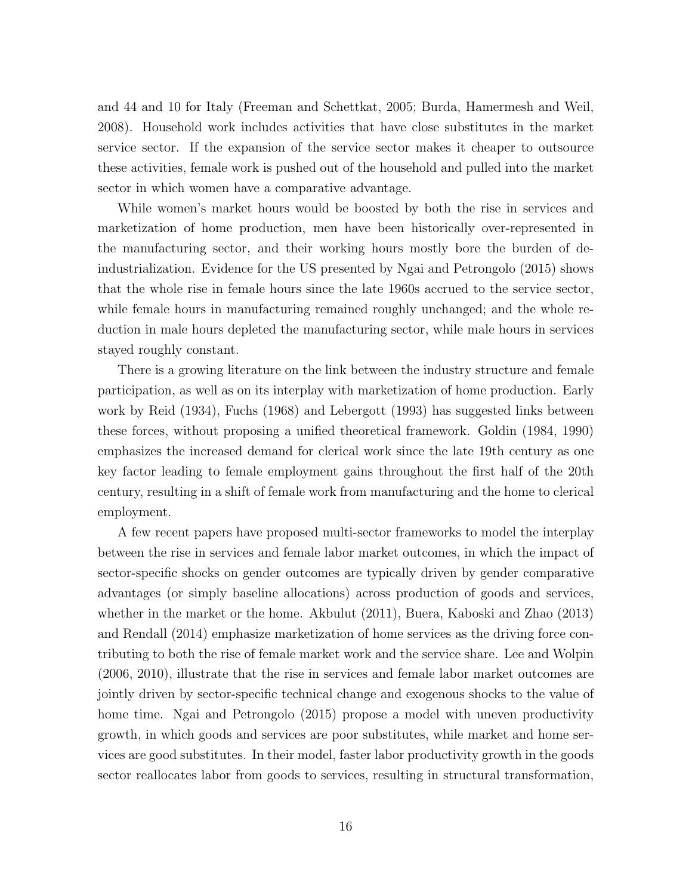and 44 and 10 for Italy (Freeman and Schettkat, 2005; Burda, Hamermesh and Weil, 2008). Household work includes activities that have close substitutes in the market service sector. If the expansion of the service sector makes it cheaper to outsource these activities, female work is pushed out of the household and pulled into the market sector in which women have a comparative advantage.

While women's market hours would be boosted by both the rise in services and marketization of home production, men have been historically over-represented in the manufacturing sector, and their working hours mostly bore the burden of de-industrialization. Evidence for the US presented by Ngai and Petrongolo (2015) shows that the whole rise in female hours since the late 1960s accrued to the service sector, while female hours in manufacturing remained roughly unchanged; and the whole reduction in male hours depleted the manufacturing sector, while male hours in services stayed roughly constant.

There is a growing literature on the link between the industry structure and female participation, as well as on its interplay with marketization of home production. Early work by Reid (1934), Fuchs (1968) and Lebergott (1993) has suggested links between these forces, without proposing a unified theoretical framework. Goldin (1984, 1990) emphasizes the increased demand for clerical work since the late 19th century as one key factor leading to female employment gains throughout the first half of the 20th century, resulting in a shift of female work from manufacturing and the home to clerical employment.

A few recent papers have proposed multi-sector frameworks to model the interplay between the rise in services and female labor market outcomes, in which the impact of sector-specific shocks on gender outcomes are typically driven by gender comparative advantages (or simply baseline allocations) across production of goods and services, whether in the market or the home. Akbulut (2011), Buera, Kaboski and Zhao (2013) and Rendall (2014) emphasize marketization of home services as the driving force contributing to both the rise of female market work and the service share. Lee and Wolpin (2006, 2010), illustrate that the rise in services and female labor market outcomes are jointly driven by sector-specific technical change and exogenous shocks to the value of home time. Ngai and Petrongolo (2015) propose a model with uneven productivity growth, in which goods and services are poor substitutes, while market and home services are good substitutes. In their model, faster labor productivity growth in the goods sector reallocates labor from goods to services, resulting in structural transformation,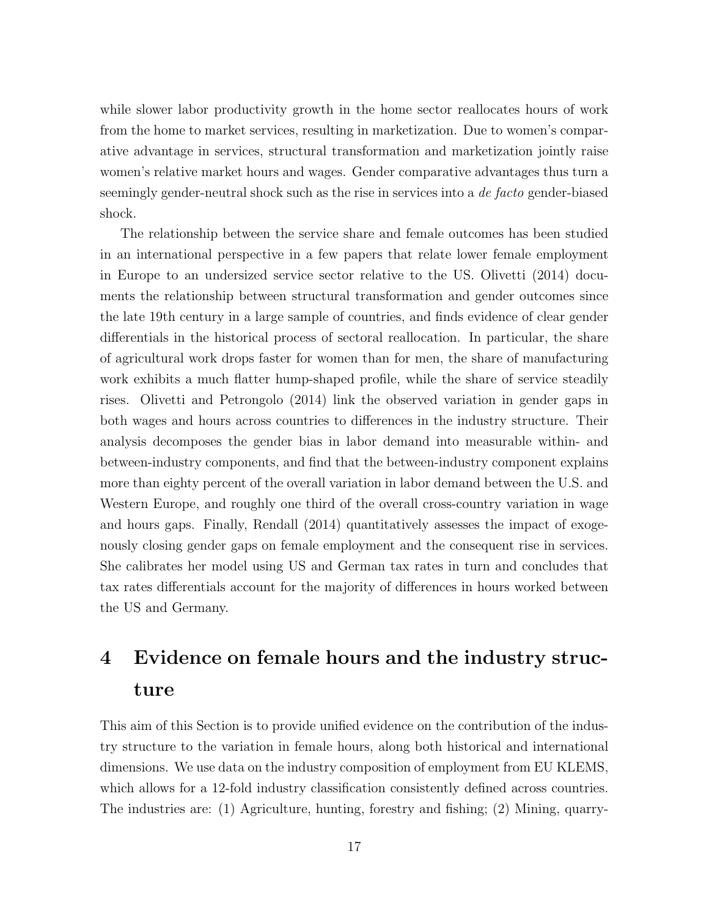while slower labor productivity growth in the home sector reallocates hours of work from the home to market services, resulting in marketization. Due to women's comparative advantage in services, structural transformation and marketization jointly raise women's relative market hours and wages. Gender comparative advantages thus turn a seemingly gender-neutral shock such as the rise in services into a *de facto* gender-biased shock.

The relationship between the service share and female outcomes has been studied in an international perspective in a few papers that relate lower female employment in Europe to an undersized service sector relative to the US. Olivetti (2014) documents the relationship between structural transformation and gender outcomes since the late 19th century in a large sample of countries, and finds evidence of clear gender differentials in the historical process of sectoral reallocation. In particular, the share of agricultural work drops faster for women than for men, the share of manufacturing work exhibits a much flatter hump-shaped profile, while the share of service steadily rises. Olivetti and Petrongolo (2014) link the observed variation in gender gaps in both wages and hours across countries to differences in the industry structure. Their analysis decomposes the gender bias in labor demand into measurable within- and between-industry components, and find that the between-industry component explains more than eighty percent of the overall variation in labor demand between the U.S. and Western Europe, and roughly one third of the overall cross-country variation in wage and hours gaps. Finally, Rendall (2014) quantitatively assesses the impact of exogenously closing gender gaps on female employment and the consequent rise in services. She calibrates her model using US and German tax rates in turn and concludes that tax rates differentials account for the majority of differences in hours worked between the US and Germany.

# 4 Evidence on female hours and the industry structure

This aim of this Section is to provide unified evidence on the contribution of the industry structure to the variation in female hours, along both historical and international dimensions. We use data on the industry composition of employment from EU KLEMS, which allows for a 12-fold industry classification consistently defined across countries. The industries are: (1) Agriculture, hunting, forestry and fishing; (2) Mining, quarry-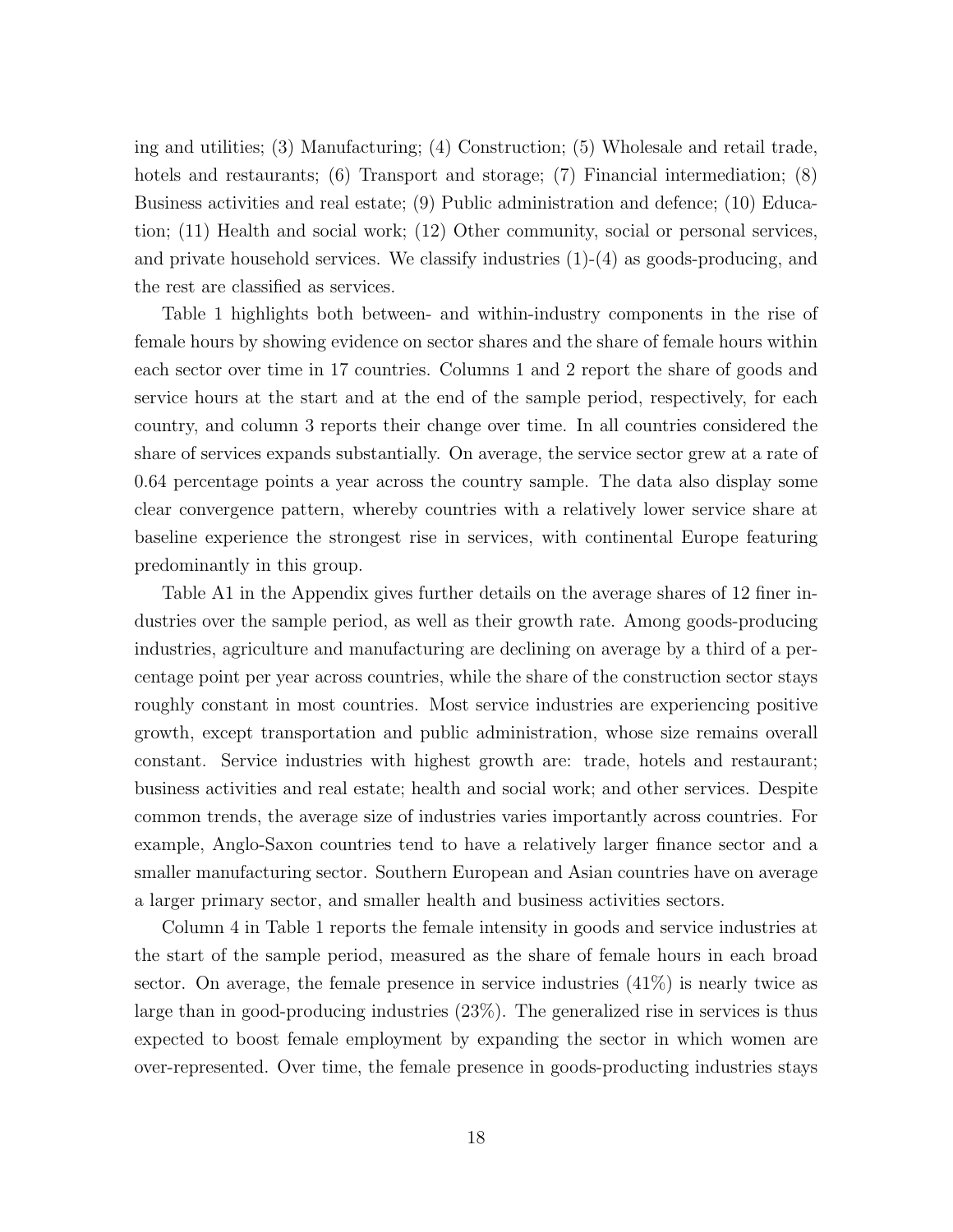ing and utilities; (3) Manufacturing; (4) Construction; (5) Wholesale and retail trade, hotels and restaurants; (6) Transport and storage; (7) Financial intermediation; (8) Business activities and real estate; (9) Public administration and defence; (10) Education; (11) Health and social work; (12) Other community, social or personal services, and private household services. We classify industries (1)-(4) as goods-producing, and the rest are classified as services.

Table 1 highlights both between- and within-industry components in the rise of female hours by showing evidence on sector shares and the share of female hours within each sector over time in 17 countries. Columns 1 and 2 report the share of goods and service hours at the start and at the end of the sample period, respectively, for each country, and column 3 reports their change over time. In all countries considered the share of services expands substantially. On average, the service sector grew at a rate of 0.64 percentage points a year across the country sample. The data also display some clear convergence pattern, whereby countries with a relatively lower service share at baseline experience the strongest rise in services, with continental Europe featuring predominantly in this group.

Table A1 in the Appendix gives further details on the average shares of 12 finer industries over the sample period, as well as their growth rate. Among goods-producing industries, agriculture and manufacturing are declining on average by a third of a percentage point per year across countries, while the share of the construction sector stays roughly constant in most countries. Most service industries are experiencing positive growth, except transportation and public administration, whose size remains overall constant. Service industries with highest growth are: trade, hotels and restaurant; business activities and real estate; health and social work; and other services. Despite common trends, the average size of industries varies importantly across countries. For example, Anglo-Saxon countries tend to have a relatively larger finance sector and a smaller manufacturing sector. Southern European and Asian countries have on average a larger primary sector, and smaller health and business activities sectors.

Column 4 in Table 1 reports the female intensity in goods and service industries at the start of the sample period, measured as the share of female hours in each broad sector. On average, the female presence in service industries (41%) is nearly twice as large than in good-producing industries (23%). The generalized rise in services is thus expected to boost female employment by expanding the sector in which women are over-represented. Over time, the female presence in goods-productng industries stays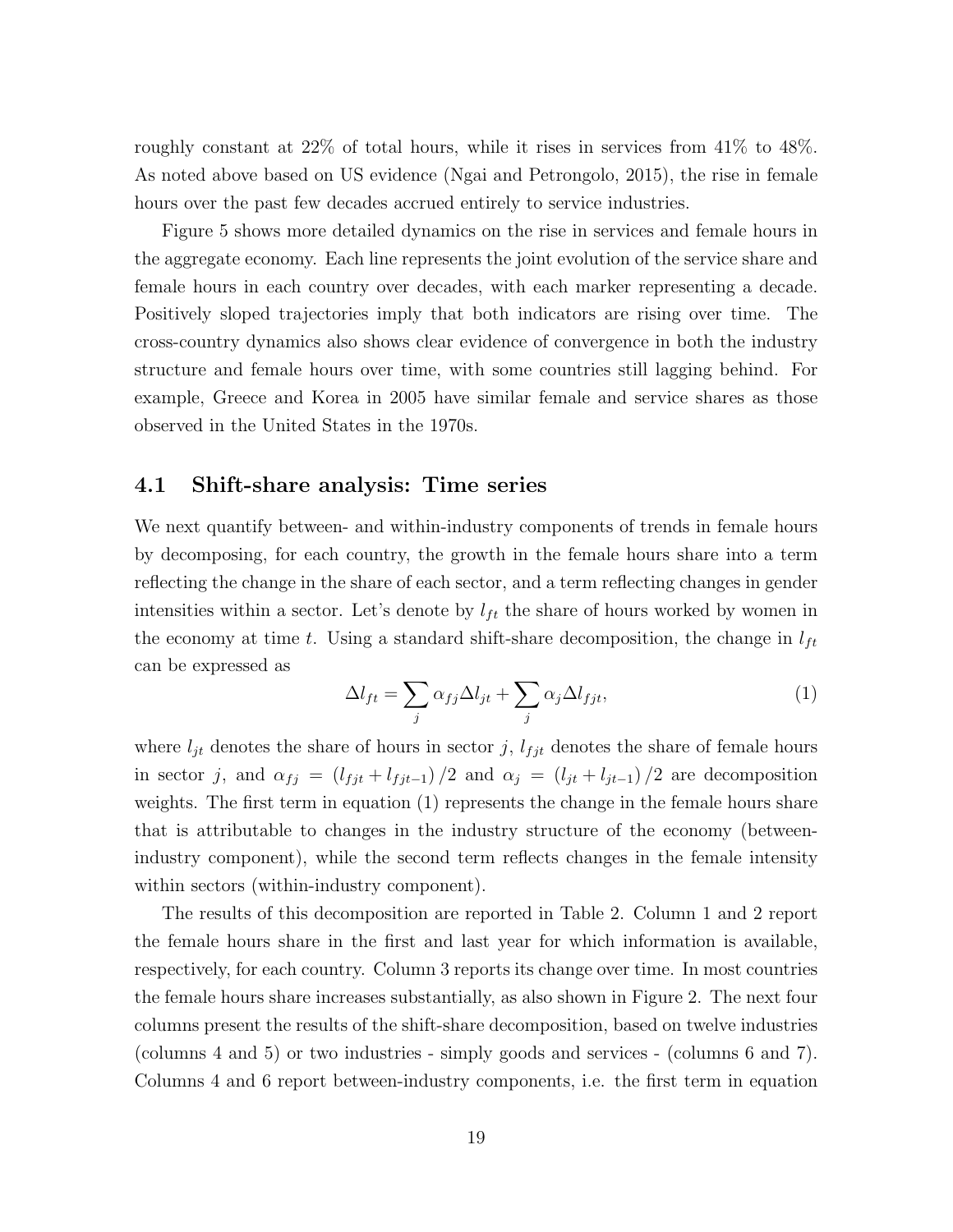roughly constant at 22% of total hours, while it rises in services from 41% to 48%. As noted above based on US evidence (Ngai and Petrongolo, 2015), the rise in female hours over the past few decades accrued entirely to service industries.

Figure 5 shows more detailed dynamics on the rise in services and female hours in the aggregate economy. Each line represents the joint evolution of the service share and female hours in each country over decades, with each marker representing a decade. Positively sloped trajectories imply that both indicators are rising over time. The cross-country dynamics also shows clear evidence of convergence in both the industry structure and female hours over time, with some countries still lagging behind. For example, Greece and Korea in 2005 have similar female and service shares as those observed in the United States in the 1970s.

### 4.1 Shift-share analysis: Time series

We next quantify between- and within-industry components of trends in female hours by decomposing, for each country, the growth in the female hours share into a term reflecting the change in the share of each sector, and a term reflecting changes in gender intensities within a sector. Let's denote by $l_{ft}$ the share of hours worked by women in the economy at time $t$. Using a standard shift-share decomposition, the change in $l_{ft}$ can be expressed as

$$\Delta l_{ft} = \sum_j \alpha_{fj} \Delta l_{jt} + \sum_j \alpha_j \Delta l_{fjt}, \tag{1}$$

where $l_{jt}$ denotes the share of hours in sector $j$, $l_{fjt}$ denotes the share of female hours in sector $j$, and $\alpha_{fj} = (l_{fjt} + l_{fjt-1})/2$ and $\alpha_j = (l_{jt} + l_{jt-1})/2$ are decomposition weights. The first term in equation (1) represents the change in the female hours share that is attributable to changes in the industry structure of the economy (between-industry component), while the second term reflects changes in the female intensity within sectors (within-industry component).

The results of this decomposition are reported in Table 2. Column 1 and 2 report the female hours share in the first and last year for which information is available, respectively, for each country. Column 3 reports its change over time. In most countries the female hours share increases substantially, as also shown in Figure 2. The next four columns present the results of the shift-share decomposition, based on twelve industries (columns 4 and 5) or two industries - simply goods and services - (columns 6 and 7). Columns 4 and 6 report between-industry components, i.e. the first term in equation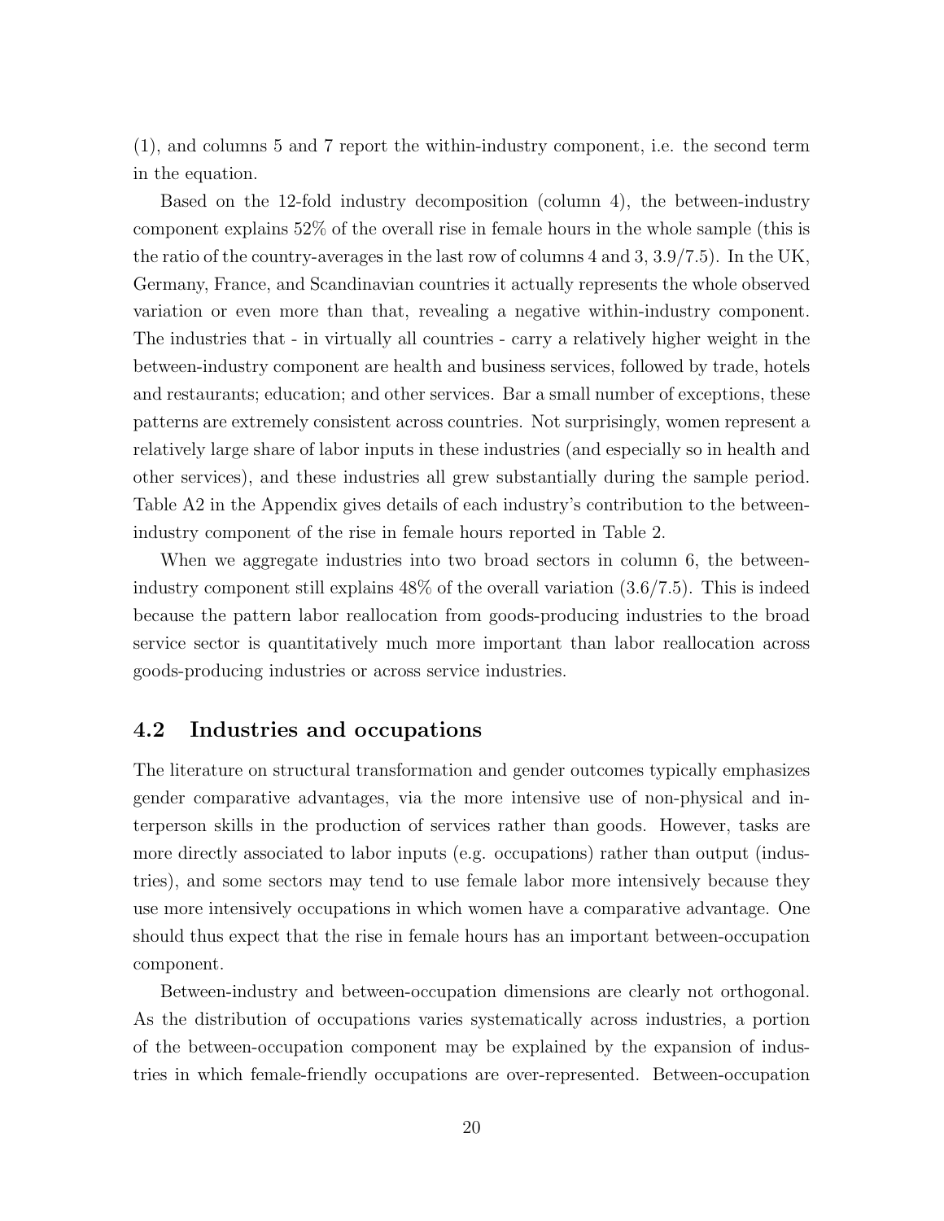(1), and columns 5 and 7 report the within-industry component, i.e. the second term in the equation.

Based on the 12-fold industry decomposition (column 4), the between-industry component explains 52% of the overall rise in female hours in the whole sample (this is the ratio of the country-averages in the last row of columns 4 and 3, 3.9/7.5). In the UK, Germany, France, and Scandinavian countries it actually represents the whole observed variation or even more than that, revealing a negative within-industry component. The industries that - in virtually all countries - carry a relatively higher weight in the between-industry component are health and business services, followed by trade, hotels and restaurants; education; and other services. Bar a small number of exceptions, these patterns are extremely consistent across countries. Not surprisingly, women represent a relatively large share of labor inputs in these industries (and especially so in health and other services), and these industries all grew substantially during the sample period. Table A2 in the Appendix gives details of each industry's contribution to the between-industry component of the rise in female hours reported in Table 2.

When we aggregate industries into two broad sectors in column 6, the between-industry component still explains 48% of the overall variation (3.6/7.5). This is indeed because the pattern labor reallocation from goods-producing industries to the broad service sector is quantitatively much more important than labor reallocation across goods-producing industries or across service industries.

## 4.2 Industries and occupations

The literature on structural transformation and gender outcomes typically emphasizes gender comparative advantages, via the more intensive use of non-physical and interperson skills in the production of services rather than goods. However, tasks are more directly associated to labor inputs (e.g. occupations) rather than output (industries), and some sectors may tend to use female labor more intensively because they use more intensively occupations in which women have a comparative advantage. One should thus expect that the rise in female hours has an important between-occupation component.

Between-industry and between-occupation dimensions are clearly not orthogonal. As the distribution of occupations varies systematically across industries, a portion of the between-occupation component may be explained by the expansion of industries in which female-friendly occupations are over-represented. Between-occupation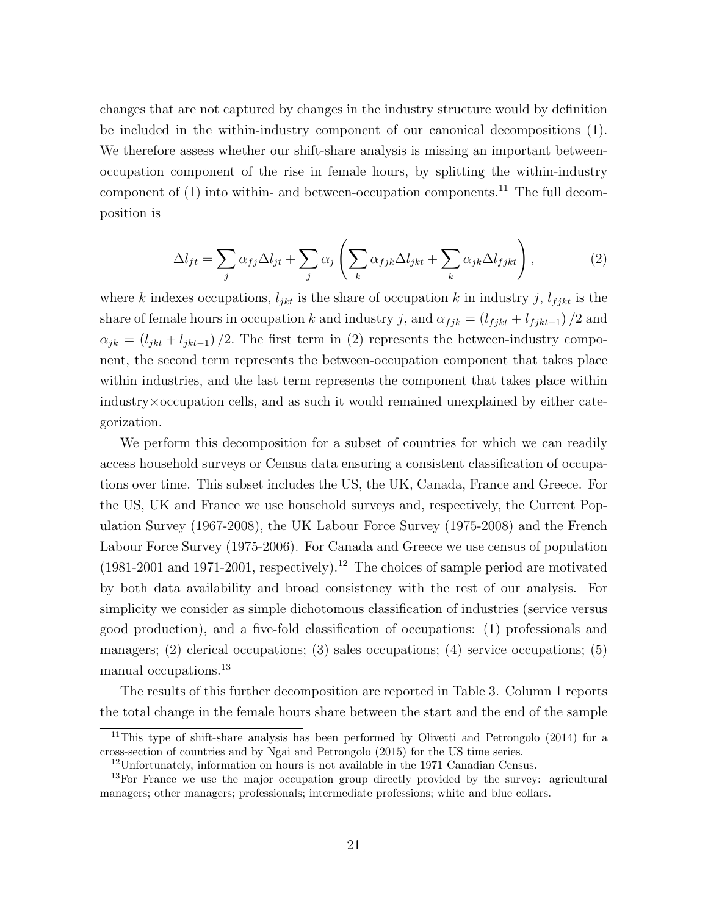changes that are not captured by changes in the industry structure would by definition be included in the within-industry component of our canonical decompositions (1). We therefore assess whether our shift-share analysis is missing an important between-occupation component of the rise in female hours, by splitting the within-industry component of (1) into within- and between-occupation components.[11] The full decomposition is

$$\Delta l_{ft} = \sum_j \alpha_{fj} \Delta l_{jt} + \sum_j \alpha_j \left( \sum_k \alpha_{fjk} \Delta l_{jkt} + \sum_k \alpha_{jk} \Delta l_{fjkt} \right), \tag{2}$$

where $k$ indexes occupations, $l_{jkt}$ is the share of occupation $k$ in industry $j$, $l_{fjkt}$ is the share of female hours in occupation $k$ and industry $j$, and $\alpha_{fjk} = (l_{fjkt} + l_{fjkt-1})/2$ and $\alpha_{jk} = (l_{jkt} + l_{jkt-1})/2$. The first term in (2) represents the between-industry component, the second term represents the between-occupation component that takes place within industries, and the last term represents the component that takes place within industry×occupation cells, and as such it would remained unexplained by either categorization.

We perform this decomposition for a subset of countries for which we can readily access household surveys or Census data ensuring a consistent classification of occupations over time. This subset includes the US, the UK, Canada, France and Greece. For the US, UK and France we use household surveys and, respectively, the Current Population Survey (1967-2008), the UK Labour Force Survey (1975-2008) and the French Labour Force Survey (1975-2006). For Canada and Greece we use census of population (1981-2001 and 1971-2001, respectively).[12] The choices of sample period are motivated by both data availability and broad consistency with the rest of our analysis. For simplicity we consider as simple dichotomous classification of industries (service versus good production), and a five-fold classification of occupations: (1) professionals and managers; (2) clerical occupations; (3) sales occupations; (4) service occupations; (5) manual occupations.[13]

The results of this further decomposition are reported in Table 3. Column 1 reports the total change in the female hours share between the start and the end of the sample

[11] This type of shift-share analysis has been performed by Olivetti and Petrongolo (2014) for a cross-section of countries and by Ngai and Petrongolo (2015) for the US time series.

[12] Unfortunately, information on hours is not available in the 1971 Canadian Census.

[13] For France we use the major occupation group directly provided by the survey: agricultural managers; other managers; professionals; intermediate professions; white and blue collars.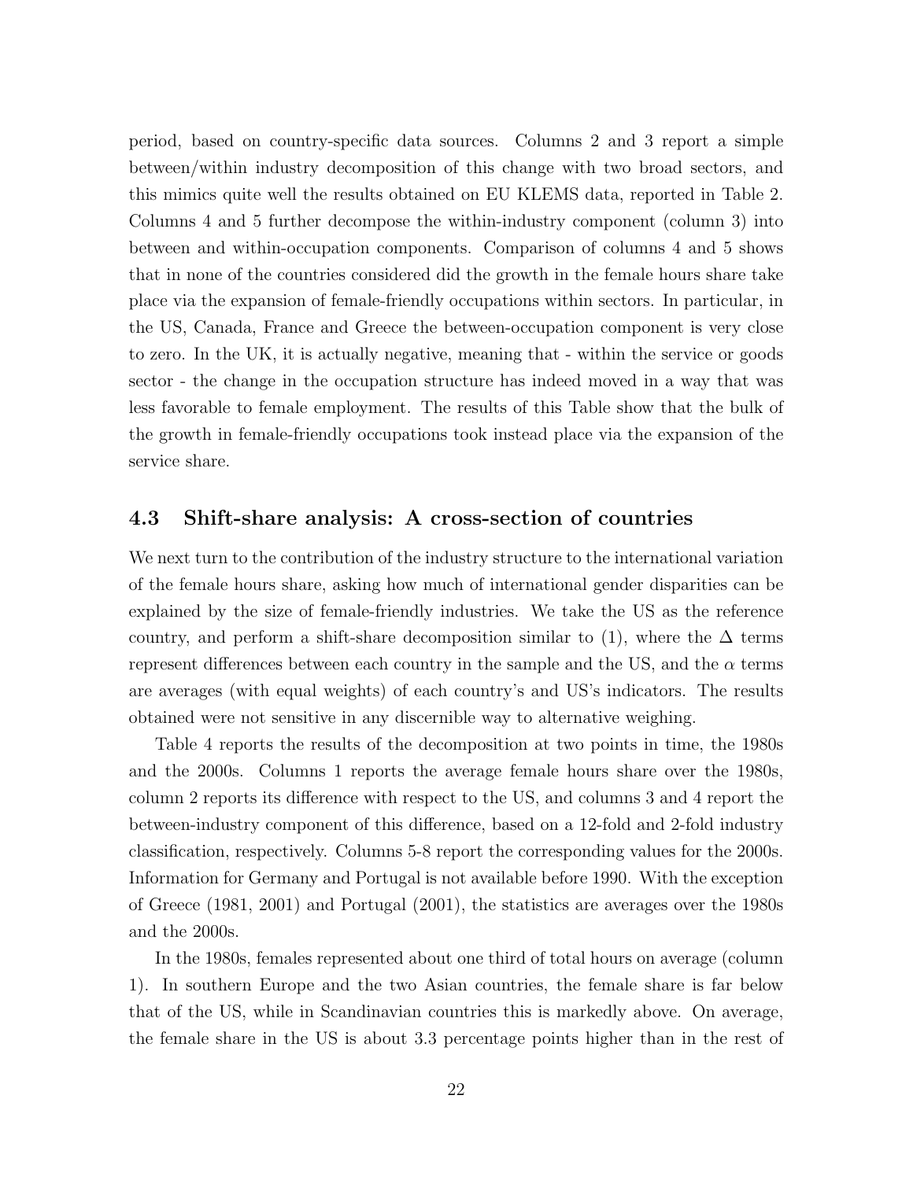period, based on country-specific data sources. Columns 2 and 3 report a simple between/within industry decomposition of this change with two broad sectors, and this mimics quite well the results obtained on EU KLEMS data, reported in Table 2. Columns 4 and 5 further decompose the within-industry component (column 3) into between and within-occupation components. Comparison of columns 4 and 5 shows that in none of the countries considered did the growth in the female hours share take place via the expansion of female-friendly occupations within sectors. In particular, in the US, Canada, France and Greece the between-occupation component is very close to zero. In the UK, it is actually negative, meaning that - within the service or goods sector - the change in the occupation structure has indeed moved in a way that was less favorable to female employment. The results of this Table show that the bulk of the growth in female-friendly occupations took instead place via the expansion of the service share.

### 4.3 Shift-share analysis: A cross-section of countries

We next turn to the contribution of the industry structure to the international variation of the female hours share, asking how much of international gender disparities can be explained by the size of female-friendly industries. We take the US as the reference country, and perform a shift-share decomposition similar to (1), where the $\Delta$ terms represent differences between each country in the sample and the US, and the $\alpha$ terms are averages (with equal weights) of each country's and US's indicators. The results obtained were not sensitive in any discernible way to alternative weighing.

Table 4 reports the results of the decomposition at two points in time, the 1980s and the 2000s. Columns 1 reports the average female hours share over the 1980s, column 2 reports its difference with respect to the US, and columns 3 and 4 report the between-industry component of this difference, based on a 12-fold and 2-fold industry classification, respectively. Columns 5-8 report the corresponding values for the 2000s. Information for Germany and Portugal is not available before 1990. With the exception of Greece (1981, 2001) and Portugal (2001), the statistics are averages over the 1980s and the 2000s.

In the 1980s, females represented about one third of total hours on average (column 1). In southern Europe and the two Asian countries, the female share is far below that of the US, while in Scandinavian countries this is markedly above. On average, the female share in the US is about 3.3 percentage points higher than in the rest of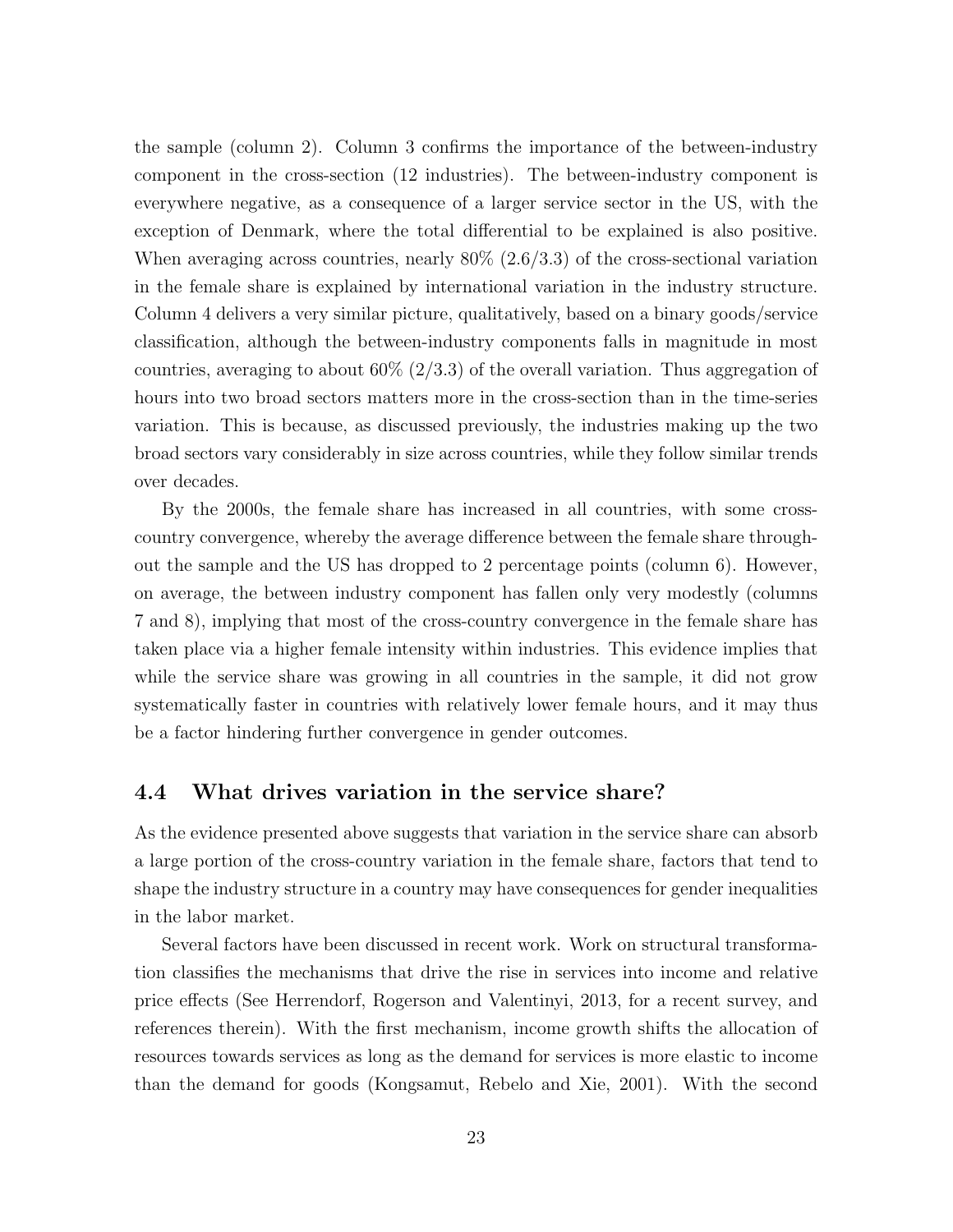the sample (column 2). Column 3 confirms the importance of the between-industry component in the cross-section (12 industries). The between-industry component is everywhere negative, as a consequence of a larger service sector in the US, with the exception of Denmark, where the total differential to be explained is also positive. When averaging across countries, nearly 80% (2.6/3.3) of the cross-sectional variation in the female share is explained by international variation in the industry structure. Column 4 delivers a very similar picture, qualitatively, based on a binary goods/service classification, although the between-industry components falls in magnitude in most countries, averaging to about 60% (2/3.3) of the overall variation. Thus aggregation of hours into two broad sectors matters more in the cross-section than in the time-series variation. This is because, as discussed previously, the industries making up the two broad sectors vary considerably in size across countries, while they follow similar trends over decades.

By the 2000s, the female share has increased in all countries, with some cross-country convergence, whereby the average difference between the female share throughout the sample and the US has dropped to 2 percentage points (column 6). However, on average, the between industry component has fallen only very modestly (columns 7 and 8), implying that most of the cross-country convergence in the female share has taken place via a higher female intensity within industries. This evidence implies that while the service share was growing in all countries in the sample, it did not grow systematically faster in countries with relatively lower female hours, and it may thus be a factor hindering further convergence in gender outcomes.

### 4.4 What drives variation in the service share?

As the evidence presented above suggests that variation in the service share can absorb a large portion of the cross-country variation in the female share, factors that tend to shape the industry structure in a country may have consequences for gender inequalities in the labor market.

Several factors have been discussed in recent work. Work on structural transformation classifies the mechanisms that drive the rise in services into income and relative price effects (See Herrendorf, Rogerson and Valentinyi, 2013, for a recent survey, and references therein). With the first mechanism, income growth shifts the allocation of resources towards services as long as the demand for services is more elastic to income than the demand for goods (Kongsamut, Rebelo and Xie, 2001). With the second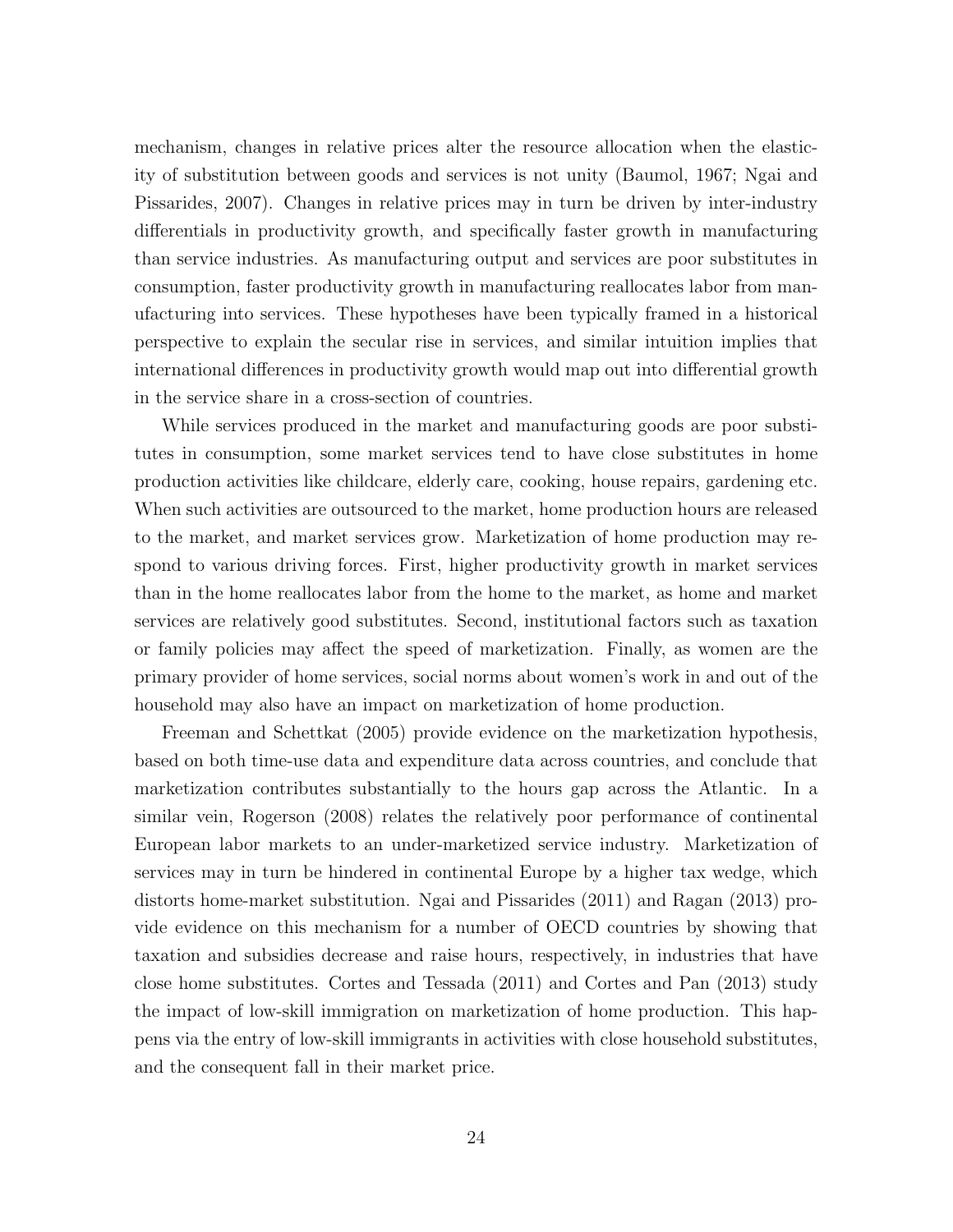mechanism, changes in relative prices alter the resource allocation when the elasticity of substitution between goods and services is not unity (Baumol, 1967; Ngai and Pissarides, 2007). Changes in relative prices may in turn be driven by inter-industry differentials in productivity growth, and specifically faster growth in manufacturing than service industries. As manufacturing output and services are poor substitutes in consumption, faster productivity growth in manufacturing reallocates labor from manufacturing into services. These hypotheses have been typically framed in a historical perspective to explain the secular rise in services, and similar intuition implies that international differences in productivity growth would map out into differential growth in the service share in a cross-section of countries.

While services produced in the market and manufacturing goods are poor substitutes in consumption, some market services tend to have close substitutes in home production activities like childcare, elderly care, cooking, house repairs, gardening etc. When such activities are outsourced to the market, home production hours are released to the market, and market services grow. Marketization of home production may respond to various driving forces. First, higher productivity growth in market services than in the home reallocates labor from the home to the market, as home and market services are relatively good substitutes. Second, institutional factors such as taxation or family policies may affect the speed of marketization. Finally, as women are the primary provider of home services, social norms about women's work in and out of the household may also have an impact on marketization of home production.

Freeman and Schettkat (2005) provide evidence on the marketization hypothesis, based on both time-use data and expenditure data across countries, and conclude that marketization contributes substantially to the hours gap across the Atlantic. In a similar vein, Rogerson (2008) relates the relatively poor performance of continental European labor markets to an under-marketized service industry. Marketization of services may in turn be hindered in continental Europe by a higher tax wedge, which distorts home-market substitution. Ngai and Pissarides (2011) and Ragan (2013) provide evidence on this mechanism for a number of OECD countries by showing that taxation and subsidies decrease and raise hours, respectively, in industries that have close home substitutes. Cortes and Tessada (2011) and Cortes and Pan (2013) study the impact of low-skill immigration on marketization of home production. This happens via the entry of low-skill immigrants in activities with close household substitutes, and the consequent fall in their market price.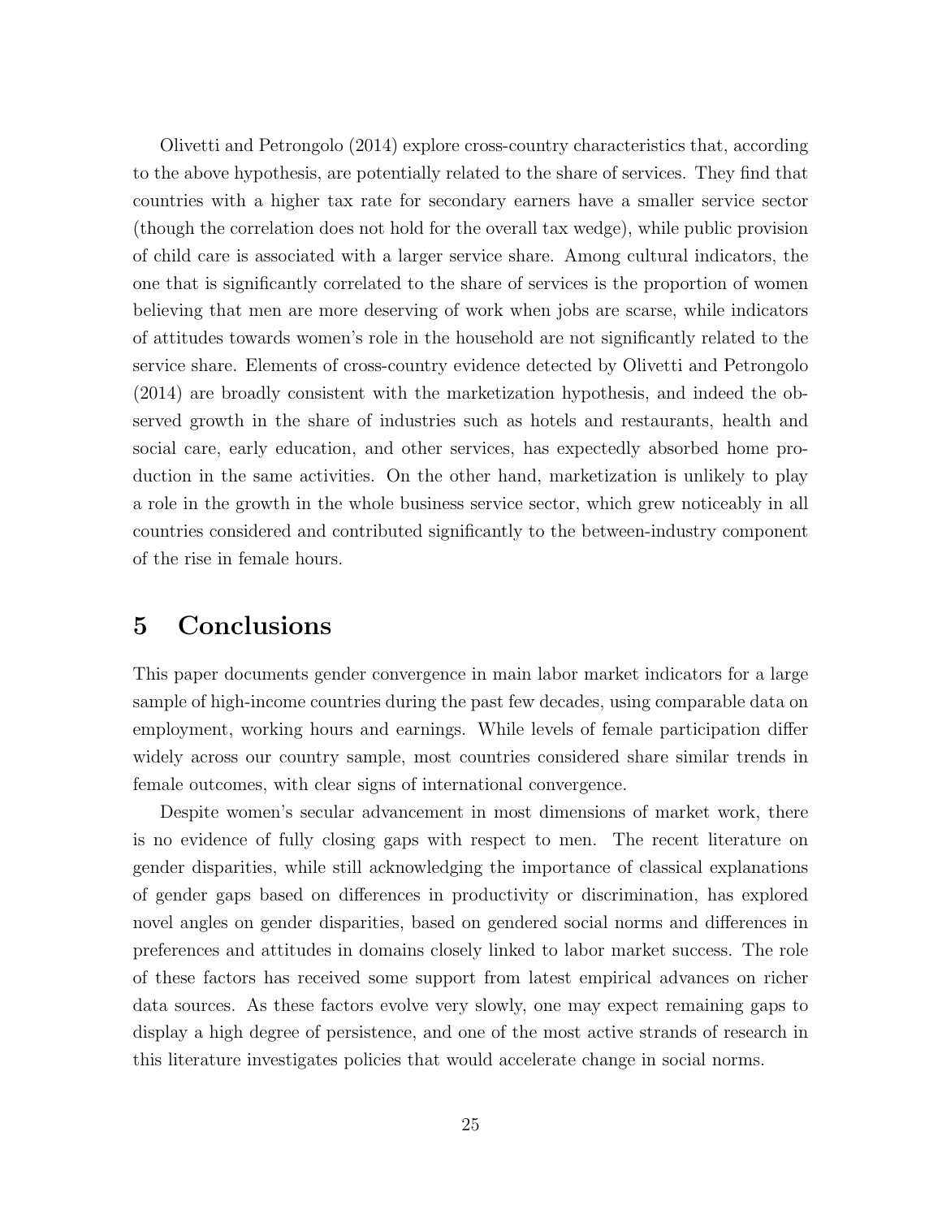Olivetti and Petrongolo (2014) explore cross-country characteristics that, according to the above hypothesis, are potentially related to the share of services. They find that countries with a higher tax rate for secondary earners have a smaller service sector (though the correlation does not hold for the overall tax wedge), while public provision of child care is associated with a larger service share. Among cultural indicators, the one that is significantly correlated to the share of services is the proportion of women believing that men are more deserving of work when jobs are scarce, while indicators of attitudes towards women's role in the household are not significantly related to the service share. Elements of cross-country evidence detected by Olivetti and Petrongolo (2014) are broadly consistent with the marketization hypothesis, and indeed the observed growth in the share of industries such as hotels and restaurants, health and social care, early education, and other services, has expectedly absorbed home production in the same activities. On the other hand, marketization is unlikely to play a role in the growth in the whole business service sector, which grew noticeably in all countries considered and contributed significantly to the between-industry component of the rise in female hours.

# 5 Conclusions

This paper documents gender convergence in main labor market indicators for a large sample of high-income countries during the past few decades, using comparable data on employment, working hours and earnings. While levels of female participation differ widely across our country sample, most countries considered share similar trends in female outcomes, with clear signs of international convergence.

Despite women's secular advancement in most dimensions of market work, there is no evidence of fully closing gaps with respect to men. The recent literature on gender disparities, while still acknowledging the importance of classical explanations of gender gaps based on differences in productivity or discrimination, has explored novel angles on gender disparities, based on gendered social norms and differences in preferences and attitudes in domains closely linked to labor market success. The role of these factors has received some support from latest empirical advances on richer data sources. As these factors evolve very slowly, one may expect remaining gaps to display a high degree of persistence, and one of the most active strands of research in this literature investigates policies that would accelerate change in social norms.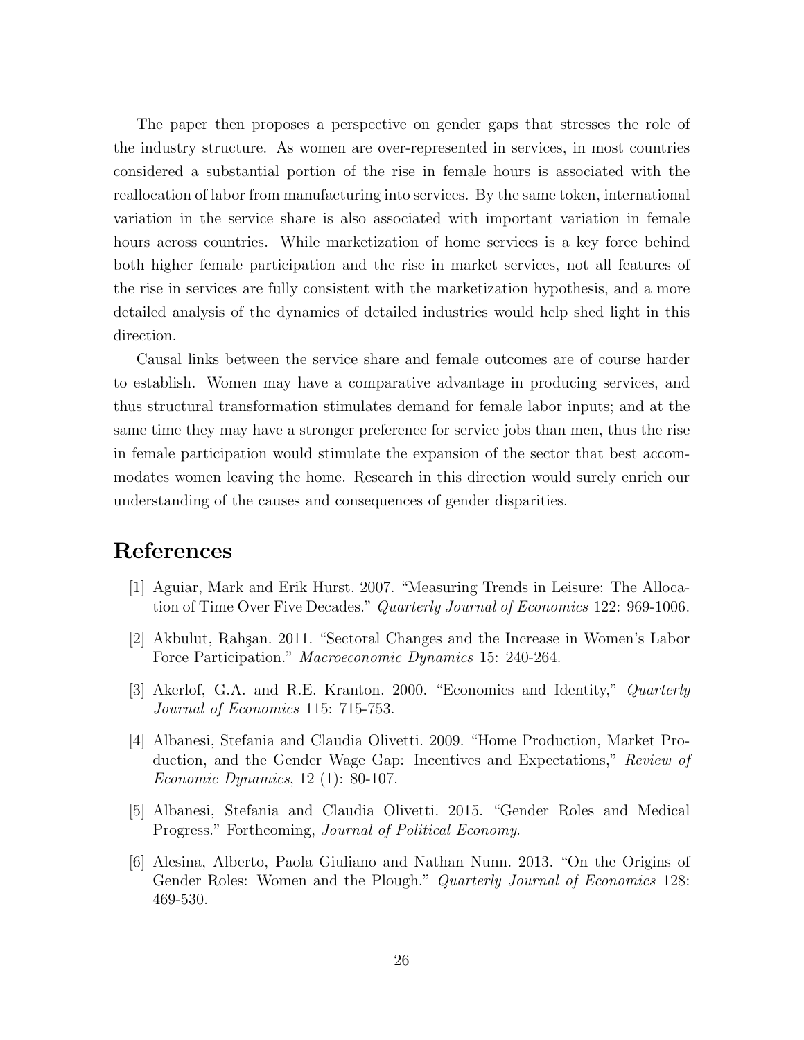The paper then proposes a perspective on gender gaps that stresses the role of the industry structure. As women are over-represented in services, in most countries considered a substantial portion of the rise in female hours is associated with the reallocation of labor from manufacturing into services. By the same token, international variation in the service share is also associated with important variation in female hours across countries. While marketization of home services is a key force behind both higher female participation and the rise in market services, not all features of the rise in services are fully consistent with the marketization hypothesis, and a more detailed analysis of the dynamics of detailed industries would help shed light in this direction.

Causal links between the service share and female outcomes are of course harder to establish. Women may have a comparative advantage in producing services, and thus structural transformation stimulates demand for female labor inputs; and at the same time they may have a stronger preference for service jobs than men, thus the rise in female participation would stimulate the expansion of the sector that best accommodates women leaving the home. Research in this direction would surely enrich our understanding of the causes and consequences of gender disparities.

# References

[1] Aguiar, Mark and Erik Hurst. 2007. "Measuring Trends in Leisure: The Allocation of Time Over Five Decades." *Quarterly Journal of Economics* 122: 969-1006.

[2] Akbulut, Rahşan. 2011. "Sectoral Changes and the Increase in Women's Labor Force Participation." *Macroeconomic Dynamics* 15: 240-264.

[3] Akerlof, G.A. and R.E. Kranton. 2000. "Economics and Identity," *Quarterly Journal of Economics* 115: 715-753.

[4] Albanesi, Stefania and Claudia Olivetti. 2009. "Home Production, Market Production, and the Gender Wage Gap: Incentives and Expectations," *Review of Economic Dynamics*, 12 (1): 80-107.

[5] Albanesi, Stefania and Claudia Olivetti. 2015. "Gender Roles and Medical Progress." Forthcoming, *Journal of Political Economy*.

[6] Alesina, Alberto, Paola Giuliano and Nathan Nunn. 2013. "On the Origins of Gender Roles: Women and the Plough." *Quarterly Journal of Economics* 128: 469-530.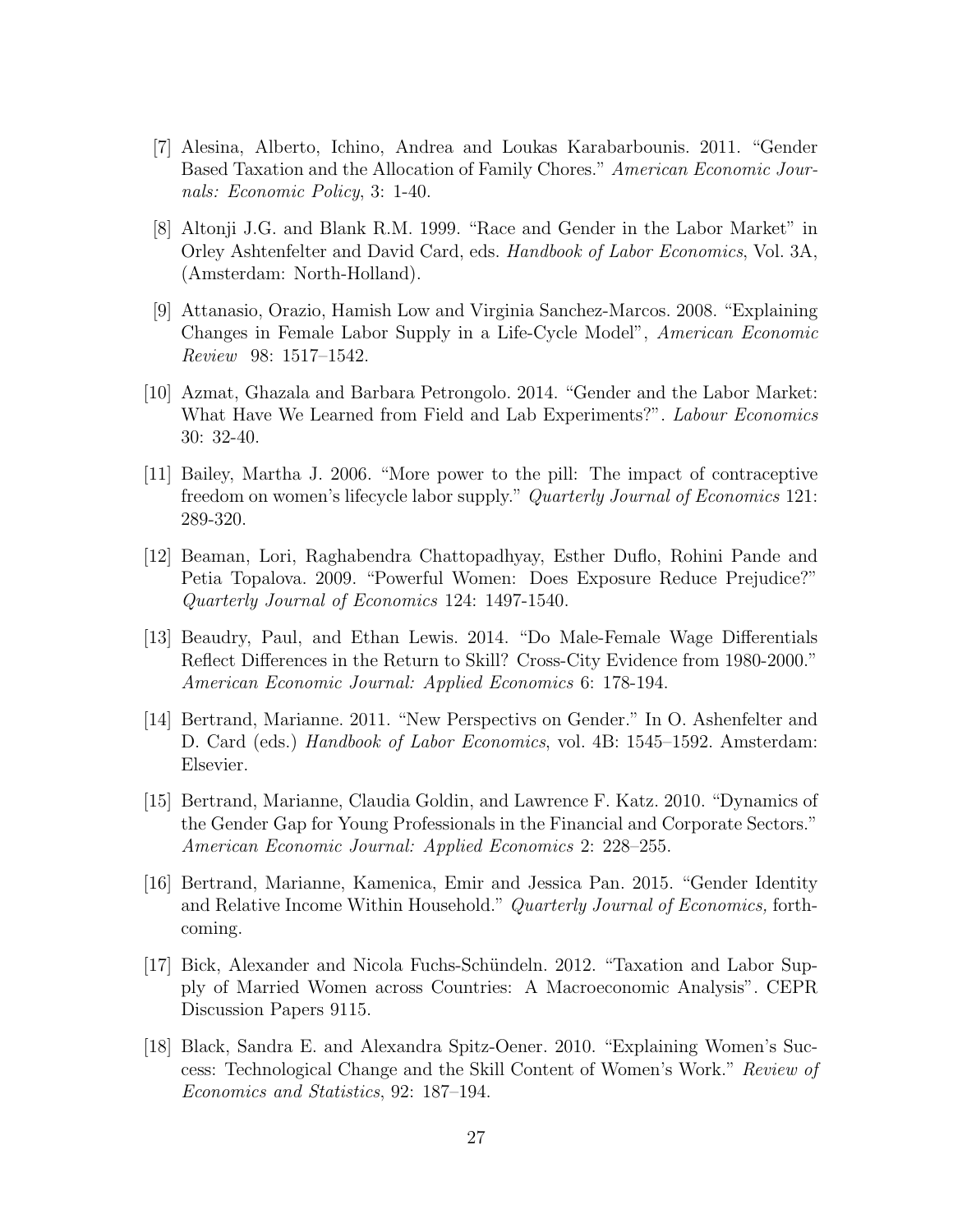[7] Alesina, Alberto, Ichino, Andrea and Loukas Karabarbounis. 2011. "Gender Based Taxation and the Allocation of Family Chores." *American Economic Journals: Economic Policy*, 3: 1-40.

[8] Altonji J.G. and Blank R.M. 1999. "Race and Gender in the Labor Market" in Orley Ashtenfelter and David Card, eds. *Handbook of Labor Economics*, Vol. 3A, (Amsterdam: North-Holland).

[9] Attanasio, Orazio, Hamish Low and Virginia Sanchez-Marcos. 2008. "Explaining Changes in Female Labor Supply in a Life-Cycle Model", *American Economic Review* 98: 1517–1542.

[10] Azmat, Ghazala and Barbara Petrongolo. 2014. "Gender and the Labor Market: What Have We Learned from Field and Lab Experiments?". *Labour Economics* 30: 32-40.

[11] Bailey, Martha J. 2006. "More power to the pill: The impact of contraceptive freedom on women's lifecycle labor supply." *Quarterly Journal of Economics* 121: 289-320.

[12] Beaman, Lori, Raghabendra Chattopadhyay, Esther Duflo, Rohini Pande and Petia Topalova. 2009. "Powerful Women: Does Exposure Reduce Prejudice?" *Quarterly Journal of Economics* 124: 1497-1540.

[13] Beaudry, Paul, and Ethan Lewis. 2014. "Do Male-Female Wage Differentials Reflect Differences in the Return to Skill? Cross-City Evidence from 1980-2000." *American Economic Journal: Applied Economics* 6: 178-194.

[14] Bertrand, Marianne. 2011. "New Perspectivs on Gender." In O. Ashenfelter and D. Card (eds.) *Handbook of Labor Economics*, vol. 4B: 1545–1592. Amsterdam: Elsevier.

[15] Bertrand, Marianne, Claudia Goldin, and Lawrence F. Katz. 2010. "Dynamics of the Gender Gap for Young Professionals in the Financial and Corporate Sectors." *American Economic Journal: Applied Economics* 2: 228–255.

[16] Bertrand, Marianne, Kamenica, Emir and Jessica Pan. 2015. "Gender Identity and Relative Income Within Household." *Quarterly Journal of Economics,* forthcoming.

[17] Bick, Alexander and Nicola Fuchs-Schündeln. 2012. "Taxation and Labor Supply of Married Women across Countries: A Macroeconomic Analysis". CEPR Discussion Papers 9115.

[18] Black, Sandra E. and Alexandra Spitz-Oener. 2010. "Explaining Women's Success: Technological Change and the Skill Content of Women's Work." *Review of Economics and Statistics*, 92: 187–194.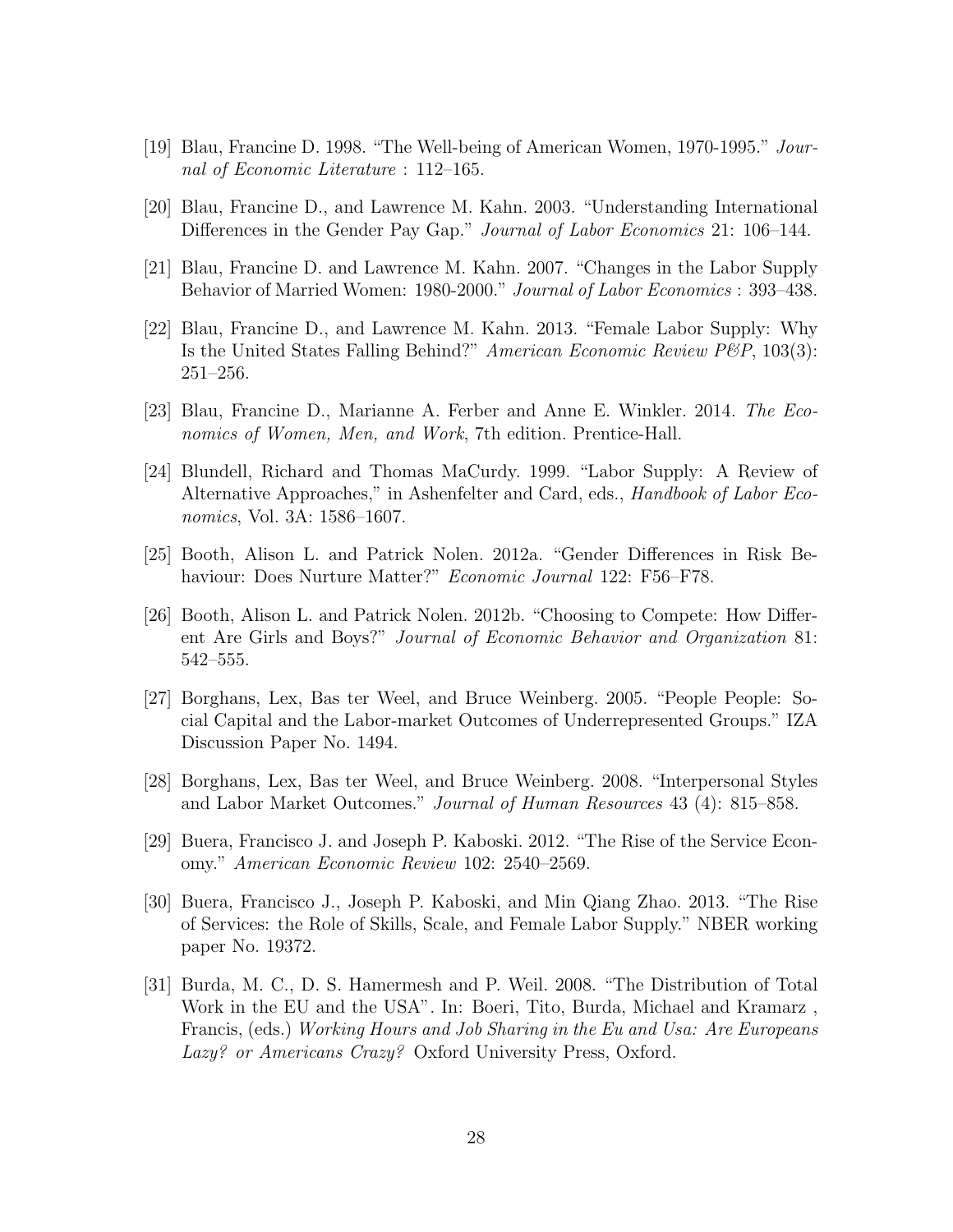[19] Blau, Francine D. 1998. "The Well-being of American Women, 1970-1995." *Journal of Economic Literature* : 112–165.

[20] Blau, Francine D., and Lawrence M. Kahn. 2003. "Understanding International Differences in the Gender Pay Gap." *Journal of Labor Economics* 21: 106–144.

[21] Blau, Francine D. and Lawrence M. Kahn. 2007. "Changes in the Labor Supply Behavior of Married Women: 1980-2000." *Journal of Labor Economics* : 393–438.

[22] Blau, Francine D., and Lawrence M. Kahn. 2013. "Female Labor Supply: Why Is the United States Falling Behind?" *American Economic Review P&P*, 103(3): 251–256.

[23] Blau, Francine D., Marianne A. Ferber and Anne E. Winkler. 2014. *The Economics of Women, Men, and Work*, 7th edition. Prentice-Hall.

[24] Blundell, Richard and Thomas MaCurdy. 1999. "Labor Supply: A Review of Alternative Approaches," in Ashenfelter and Card, eds., *Handbook of Labor Economics*, Vol. 3A: 1586–1607.

[25] Booth, Alison L. and Patrick Nolen. 2012a. "Gender Differences in Risk Behaviour: Does Nurture Matter?" *Economic Journal* 122: F56–F78.

[26] Booth, Alison L. and Patrick Nolen. 2012b. "Choosing to Compete: How Different Are Girls and Boys?" *Journal of Economic Behavior and Organization* 81: 542–555.

[27] Borghans, Lex, Bas ter Weel, and Bruce Weinberg. 2005. "People People: Social Capital and the Labor-market Outcomes of Underrepresented Groups." IZA Discussion Paper No. 1494.

[28] Borghans, Lex, Bas ter Weel, and Bruce Weinberg. 2008. "Interpersonal Styles and Labor Market Outcomes." *Journal of Human Resources* 43 (4): 815–858.

[29] Buera, Francisco J. and Joseph P. Kaboski. 2012. "The Rise of the Service Economy." *American Economic Review* 102: 2540–2569.

[30] Buera, Francisco J., Joseph P. Kaboski, and Min Qiang Zhao. 2013. "The Rise of Services: the Role of Skills, Scale, and Female Labor Supply." NBER working paper No. 19372.

[31] Burda, M. C., D. S. Hamermesh and P. Weil. 2008. "The Distribution of Total Work in the EU and the USA". In: Boeri, Tito, Burda, Michael and Kramarz , Francis, (eds.) *Working Hours and Job Sharing in the Eu and Usa: Are Europeans Lazy? or Americans Crazy?* Oxford University Press, Oxford.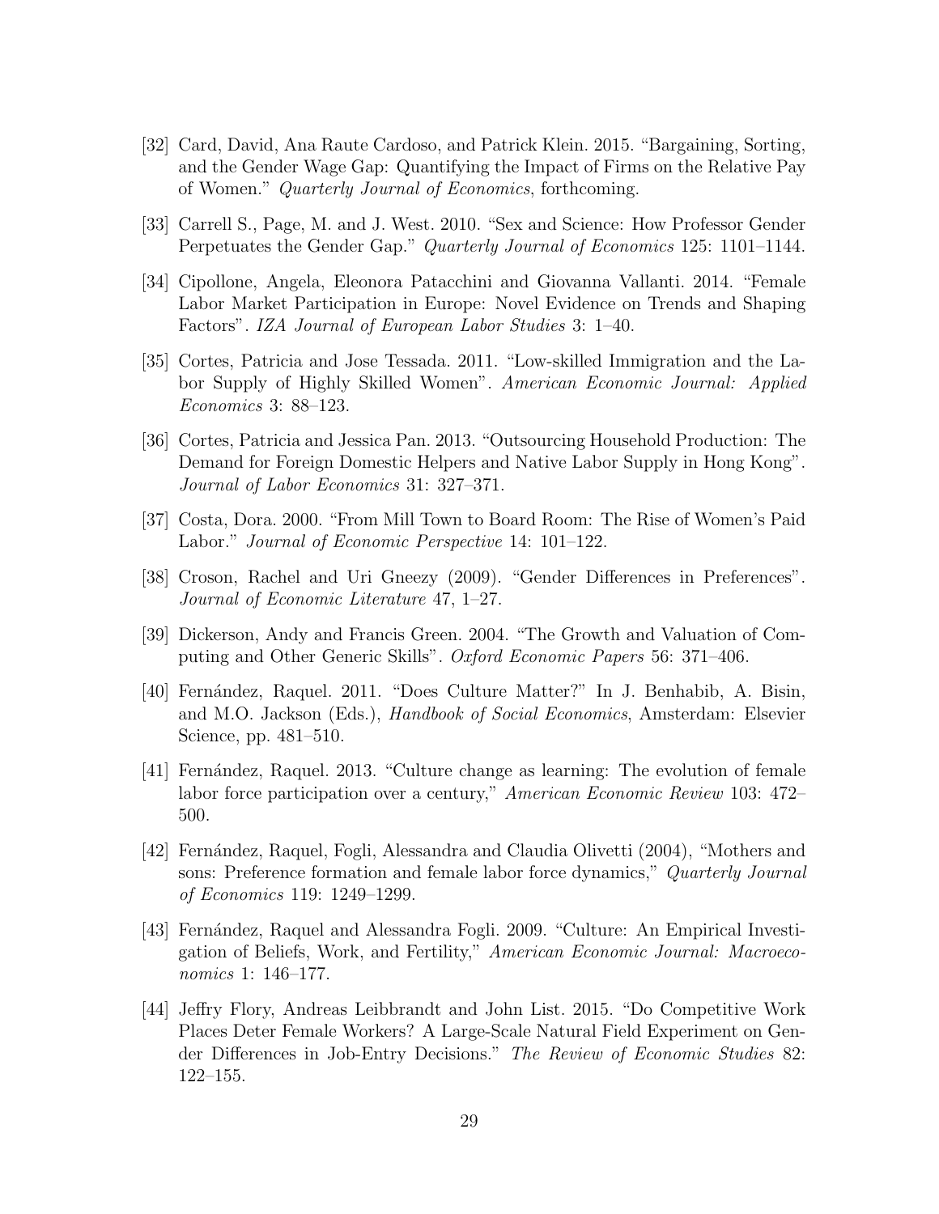[32] Card, David, Ana Raute Cardoso, and Patrick Klein. 2015. "Bargaining, Sorting, and the Gender Wage Gap: Quantifying the Impact of Firms on the Relative Pay of Women." *Quarterly Journal of Economics*, forthcoming.

[33] Carrell S., Page, M. and J. West. 2010. "Sex and Science: How Professor Gender Perpetuates the Gender Gap." *Quarterly Journal of Economics* 125: 1101–1144.

[34] Cipollone, Angela, Eleonora Patacchini and Giovanna Vallanti. 2014. "Female Labor Market Participation in Europe: Novel Evidence on Trends and Shaping Factors". *IZA Journal of European Labor Studies* 3: 1–40.

[35] Cortes, Patricia and Jose Tessada. 2011. "Low-skilled Immigration and the Labor Supply of Highly Skilled Women". *American Economic Journal: Applied Economics* 3: 88–123.

[36] Cortes, Patricia and Jessica Pan. 2013. "Outsourcing Household Production: The Demand for Foreign Domestic Helpers and Native Labor Supply in Hong Kong". *Journal of Labor Economics* 31: 327–371.

[37] Costa, Dora. 2000. "From Mill Town to Board Room: The Rise of Women's Paid Labor." *Journal of Economic Perspective* 14: 101–122.

[38] Croson, Rachel and Uri Gneezy (2009). "Gender Differences in Preferences". *Journal of Economic Literature* 47, 1–27.

[39] Dickerson, Andy and Francis Green. 2004. "The Growth and Valuation of Computing and Other Generic Skills". *Oxford Economic Papers* 56: 371–406.

[40] Fernández, Raquel. 2011. "Does Culture Matter?" In J. Benhabib, A. Bisin, and M.O. Jackson (Eds.), *Handbook of Social Economics*, Amsterdam: Elsevier Science, pp. 481–510.

[41] Fernández, Raquel. 2013. "Culture change as learning: The evolution of female labor force participation over a century," *American Economic Review* 103: 472–500.

[42] Fernández, Raquel, Fogli, Alessandra and Claudia Olivetti (2004), "Mothers and sons: Preference formation and female labor force dynamics," *Quarterly Journal of Economics* 119: 1249–1299.

[43] Fernández, Raquel and Alessandra Fogli. 2009. "Culture: An Empirical Investigation of Beliefs, Work, and Fertility," *American Economic Journal: Macroeconomics* 1: 146–177.

[44] Jeffry Flory, Andreas Leibbrandt and John List. 2015. "Do Competitive Work Places Deter Female Workers? A Large-Scale Natural Field Experiment on Gender Differences in Job-Entry Decisions." *The Review of Economic Studies* 82: 122–155.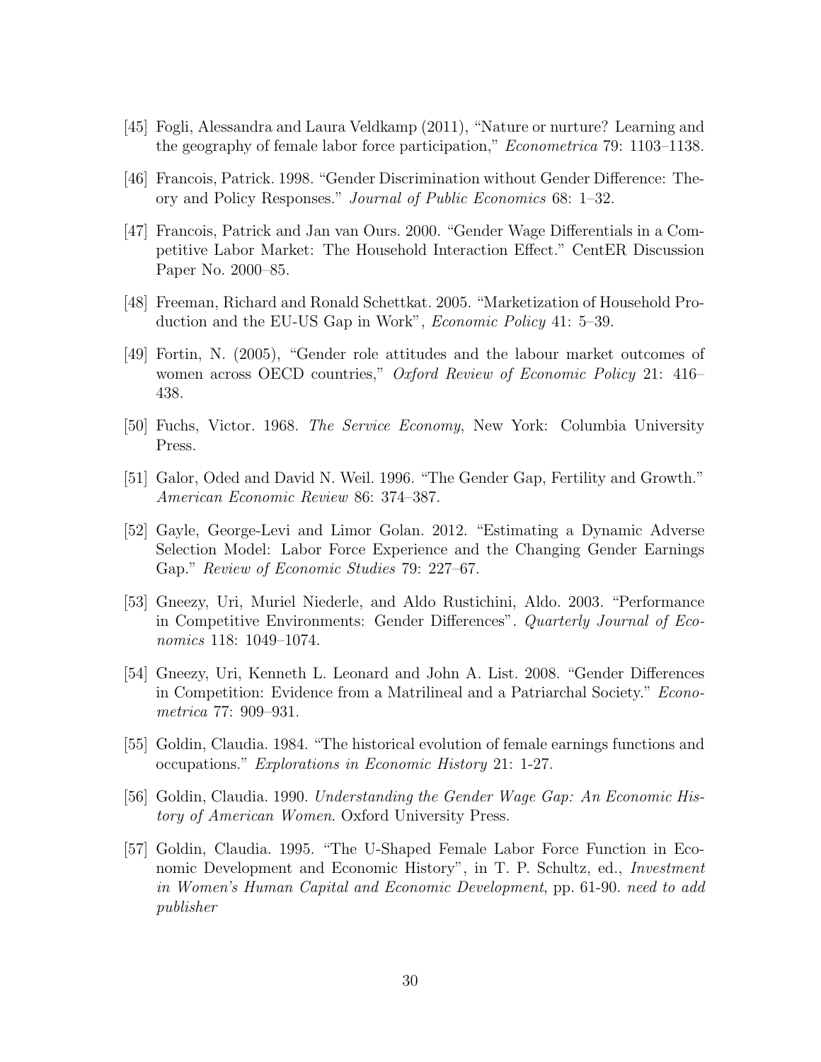[45] Fogli, Alessandra and Laura Veldkamp (2011), "Nature or nurture? Learning and the geography of female labor force participation," *Econometrica* 79: 1103–1138.

[46] Francois, Patrick. 1998. "Gender Discrimination without Gender Difference: Theory and Policy Responses." *Journal of Public Economics* 68: 1–32.

[47] Francois, Patrick and Jan van Ours. 2000. "Gender Wage Differentials in a Competitive Labor Market: The Household Interaction Effect." CentER Discussion Paper No. 2000–85.

[48] Freeman, Richard and Ronald Schettkat. 2005. "Marketization of Household Production and the EU-US Gap in Work", *Economic Policy* 41: 5–39.

[49] Fortin, N. (2005), "Gender role attitudes and the labour market outcomes of women across OECD countries," *Oxford Review of Economic Policy* 21: 416–438.

[50] Fuchs, Victor. 1968. *The Service Economy*, New York: Columbia University Press.

[51] Galor, Oded and David N. Weil. 1996. "The Gender Gap, Fertility and Growth." *American Economic Review* 86: 374–387.

[52] Gayle, George-Levi and Limor Golan. 2012. "Estimating a Dynamic Adverse Selection Model: Labor Force Experience and the Changing Gender Earnings Gap." *Review of Economic Studies* 79: 227–67.

[53] Gneezy, Uri, Muriel Niederle, and Aldo Rustichini, Aldo. 2003. "Performance in Competitive Environments: Gender Differences". *Quarterly Journal of Economics* 118: 1049–1074.

[54] Gneezy, Uri, Kenneth L. Leonard and John A. List. 2008. "Gender Differences in Competition: Evidence from a Matrilineal and a Patriarchal Society." *Econometrica* 77: 909–931.

[55] Goldin, Claudia. 1984. "The historical evolution of female earnings functions and occupations." *Explorations in Economic History* 21: 1-27.

[56] Goldin, Claudia. 1990. *Understanding the Gender Wage Gap: An Economic History of American Women*. Oxford University Press.

[57] Goldin, Claudia. 1995. "The U-Shaped Female Labor Force Function in Economic Development and Economic History", in T. P. Schultz, ed., *Investment in Women's Human Capital and Economic Development*, pp. 61-90. *need to add publisher*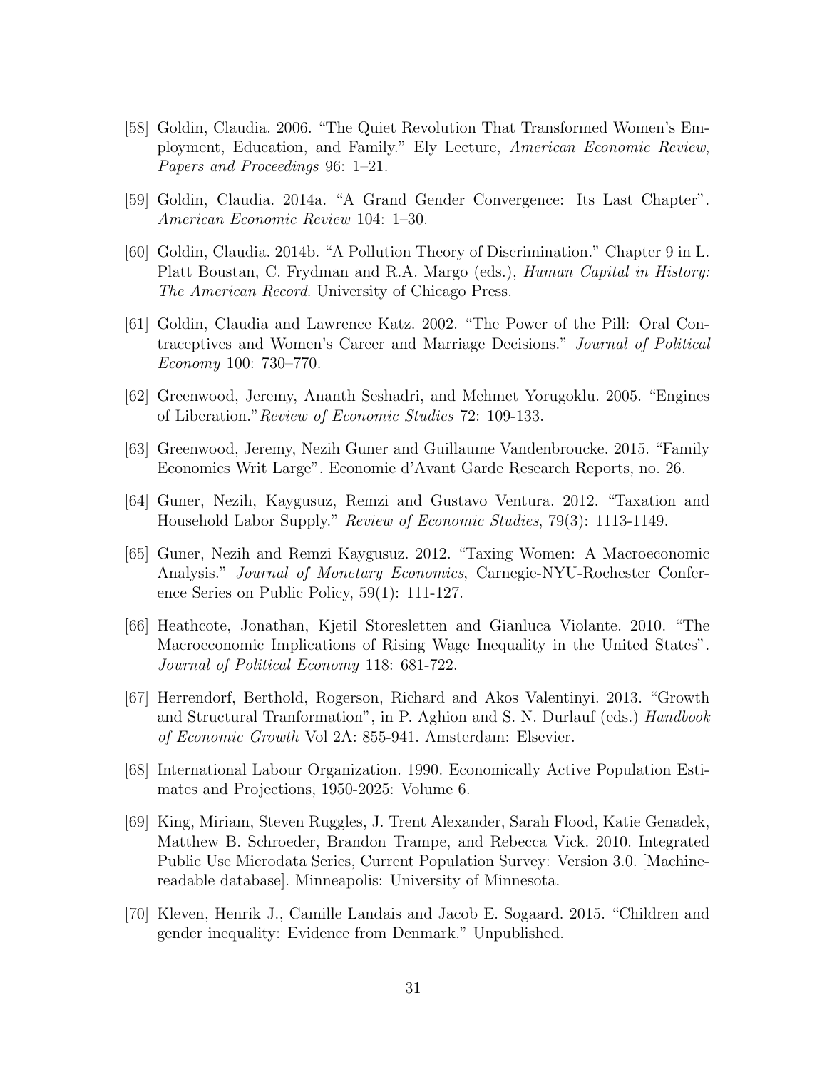[58] Goldin, Claudia. 2006. "The Quiet Revolution That Transformed Women's Employment, Education, and Family." Ely Lecture, *American Economic Review, Papers and Proceedings* 96: 1–21.

[59] Goldin, Claudia. 2014a. "A Grand Gender Convergence: Its Last Chapter". *American Economic Review* 104: 1–30.

[60] Goldin, Claudia. 2014b. "A Pollution Theory of Discrimination." Chapter 9 in L. Platt Boustan, C. Frydman and R.A. Margo (eds.), *Human Capital in History: The American Record*. University of Chicago Press.

[61] Goldin, Claudia and Lawrence Katz. 2002. "The Power of the Pill: Oral Contraceptives and Women's Career and Marriage Decisions." *Journal of Political Economy* 100: 730–770.

[62] Greenwood, Jeremy, Ananth Seshadri, and Mehmet Yorugoklu. 2005. "Engines of Liberation."*Review of Economic Studies* 72: 109-133.

[63] Greenwood, Jeremy, Nezih Guner and Guillaume Vandenbroucke. 2015. "Family Economics Writ Large". Economie d'Avant Garde Research Reports, no. 26.

[64] Guner, Nezih, Kaygusuz, Remzi and Gustavo Ventura. 2012. "Taxation and Household Labor Supply." *Review of Economic Studies*, 79(3): 1113-1149.

[65] Guner, Nezih and Remzi Kaygusuz. 2012. "Taxing Women: A Macroeconomic Analysis." *Journal of Monetary Economics*, Carnegie-NYU-Rochester Conference Series on Public Policy, 59(1): 111-127.

[66] Heathcote, Jonathan, Kjetil Storesletten and Gianluca Violante. 2010. "The Macroeconomic Implications of Rising Wage Inequality in the United States". *Journal of Political Economy* 118: 681-722.

[67] Herrendorf, Berthold, Rogerson, Richard and Akos Valentinyi. 2013. "Growth and Structural Tranformation", in P. Aghion and S. N. Durlauf (eds.) *Handbook of Economic Growth* Vol 2A: 855-941. Amsterdam: Elsevier.

[68] International Labour Organization. 1990. Economically Active Population Estimates and Projections, 1950-2025: Volume 6.

[69] King, Miriam, Steven Ruggles, J. Trent Alexander, Sarah Flood, Katie Genadek, Matthew B. Schroeder, Brandon Trampe, and Rebecca Vick. 2010. Integrated Public Use Microdata Series, Current Population Survey: Version 3.0. [Machine-readable database]. Minneapolis: University of Minnesota.

[70] Kleven, Henrik J., Camille Landais and Jacob E. Sogaard. 2015. "Children and gender inequality: Evidence from Denmark." Unpublished.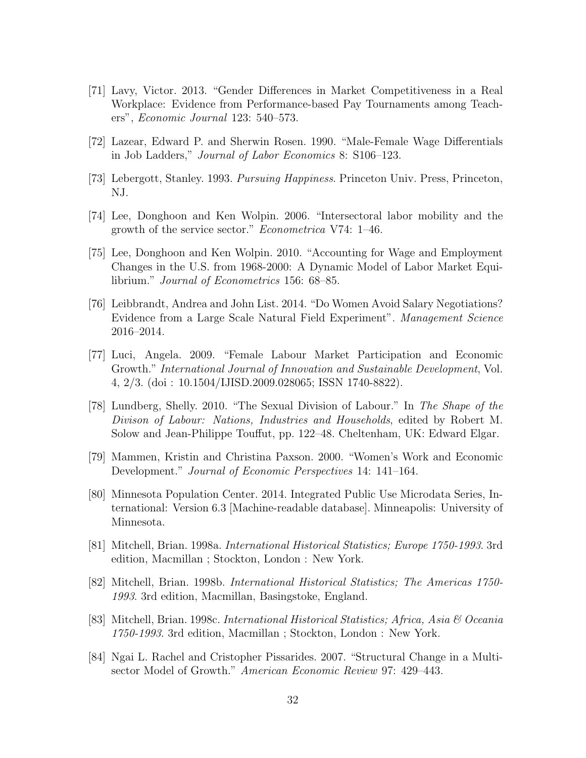[71] Lavy, Victor. 2013. "Gender Differences in Market Competitiveness in a Real Workplace: Evidence from Performance-based Pay Tournaments among Teachers", *Economic Journal* 123: 540–573.

[72] Lazear, Edward P. and Sherwin Rosen. 1990. "Male-Female Wage Differentials in Job Ladders," *Journal of Labor Economics* 8: S106–123.

[73] Lebergott, Stanley. 1993. *Pursuing Happiness*. Princeton Univ. Press, Princeton, NJ.

[74] Lee, Donghoon and Ken Wolpin. 2006. "Intersectoral labor mobility and the growth of the service sector." *Econometrica* V74: 1–46.

[75] Lee, Donghoon and Ken Wolpin. 2010. "Accounting for Wage and Employment Changes in the U.S. from 1968-2000: A Dynamic Model of Labor Market Equilibrium." *Journal of Econometrics* 156: 68–85.

[76] Leibbrandt, Andrea and John List. 2014. "Do Women Avoid Salary Negotiations? Evidence from a Large Scale Natural Field Experiment". *Management Science* 2016–2014.

[77] Luci, Angela. 2009. "Female Labour Market Participation and Economic Growth." *International Journal of Innovation and Sustainable Development*, Vol. 4, 2/3. (doi : 10.1504/IJISD.2009.028065; ISSN 1740-8822).

[78] Lundberg, Shelly. 2010. "The Sexual Division of Labour." In *The Shape of the Divison of Labour: Nations, Industries and Households*, edited by Robert M. Solow and Jean-Philippe Touffut, pp. 122–48. Cheltenham, UK: Edward Elgar.

[79] Mammen, Kristin and Christina Paxson. 2000. "Women's Work and Economic Development." *Journal of Economic Perspectives* 14: 141–164.

[80] Minnesota Population Center. 2014. Integrated Public Use Microdata Series, International: Version 6.3 [Machine-readable database]. Minneapolis: University of Minnesota.

[81] Mitchell, Brian. 1998a. *International Historical Statistics; Europe 1750-1993*. 3rd edition, Macmillan ; Stockton, London : New York.

[82] Mitchell, Brian. 1998b. *International Historical Statistics; The Americas 1750-1993*. 3rd edition, Macmillan, Basingstoke, England.

[83] Mitchell, Brian. 1998c. *International Historical Statistics; Africa, Asia & Oceania 1750-1993*. 3rd edition, Macmillan ; Stockton, London : New York.

[84] Ngai L. Rachel and Cristopher Pissarides. 2007. "Structural Change in a Multi-sector Model of Growth." *American Economic Review* 97: 429–443.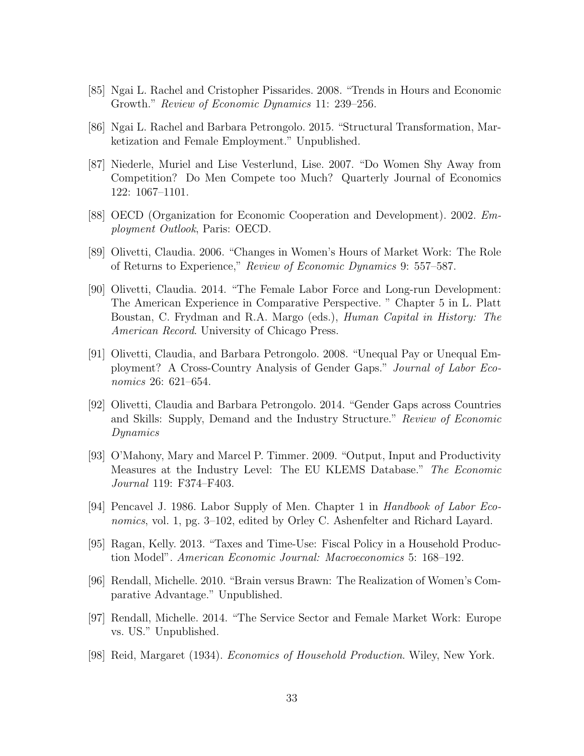[85] Ngai L. Rachel and Cristopher Pissarides. 2008. "Trends in Hours and Economic Growth." *Review of Economic Dynamics* 11: 239–256.

[86] Ngai L. Rachel and Barbara Petrongolo. 2015. "Structural Transformation, Marketization and Female Employment." Unpublished.

[87] Niederle, Muriel and Lise Vesterlund, Lise. 2007. "Do Women Shy Away from Competition? Do Men Compete too Much? Quarterly Journal of Economics 122: 1067–1101.

[88] OECD (Organization for Economic Cooperation and Development). 2002. *Employment Outlook*, Paris: OECD.

[89] Olivetti, Claudia. 2006. "Changes in Women's Hours of Market Work: The Role of Returns to Experience," *Review of Economic Dynamics* 9: 557–587.

[90] Olivetti, Claudia. 2014. "The Female Labor Force and Long-run Development: The American Experience in Comparative Perspective. " Chapter 5 in L. Platt Boustan, C. Frydman and R.A. Margo (eds.), *Human Capital in History: The American Record*. University of Chicago Press.

[91] Olivetti, Claudia, and Barbara Petrongolo. 2008. "Unequal Pay or Unequal Employment? A Cross-Country Analysis of Gender Gaps." *Journal of Labor Economics* 26: 621–654.

[92] Olivetti, Claudia and Barbara Petrongolo. 2014. "Gender Gaps across Countries and Skills: Supply, Demand and the Industry Structure." *Review of Economic Dynamics*

[93] O'Mahony, Mary and Marcel P. Timmer. 2009. "Output, Input and Productivity Measures at the Industry Level: The EU KLEMS Database." *The Economic Journal* 119: F374–F403.

[94] Pencavel J. 1986. Labor Supply of Men. Chapter 1 in *Handbook of Labor Economics*, vol. 1, pg. 3–102, edited by Orley C. Ashenfelter and Richard Layard.

[95] Ragan, Kelly. 2013. "Taxes and Time-Use: Fiscal Policy in a Household Production Model". *American Economic Journal: Macroeconomics* 5: 168–192.

[96] Rendall, Michelle. 2010. "Brain versus Brawn: The Realization of Women's Comparative Advantage." Unpublished.

[97] Rendall, Michelle. 2014. "The Service Sector and Female Market Work: Europe vs. US." Unpublished.

[98] Reid, Margaret (1934). *Economics of Household Production*. Wiley, New York.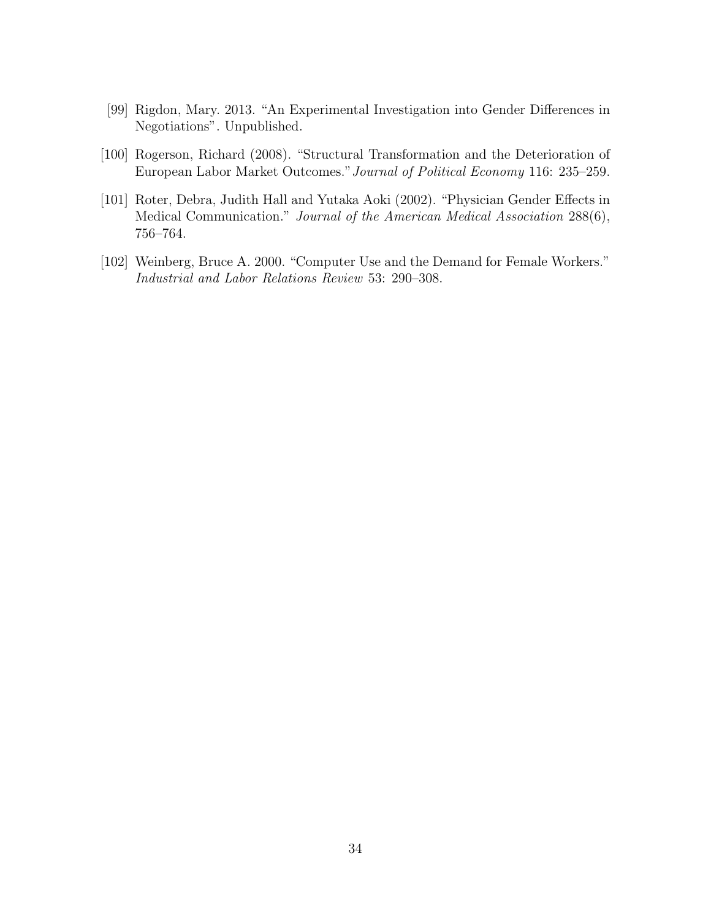[99] Rigdon, Mary. 2013. "An Experimental Investigation into Gender Differences in Negotiations". Unpublished.

[100] Rogerson, Richard (2008). "Structural Transformation and the Deterioration of European Labor Market Outcomes." *Journal of Political Economy* 116: 235–259.

[101] Roter, Debra, Judith Hall and Yutaka Aoki (2002). "Physician Gender Effects in Medical Communication." *Journal of the American Medical Association* 288(6), 756–764.

[102] Weinberg, Bruce A. 2000. "Computer Use and the Demand for Female Workers." *Industrial and Labor Relations Review* 53: 290–308.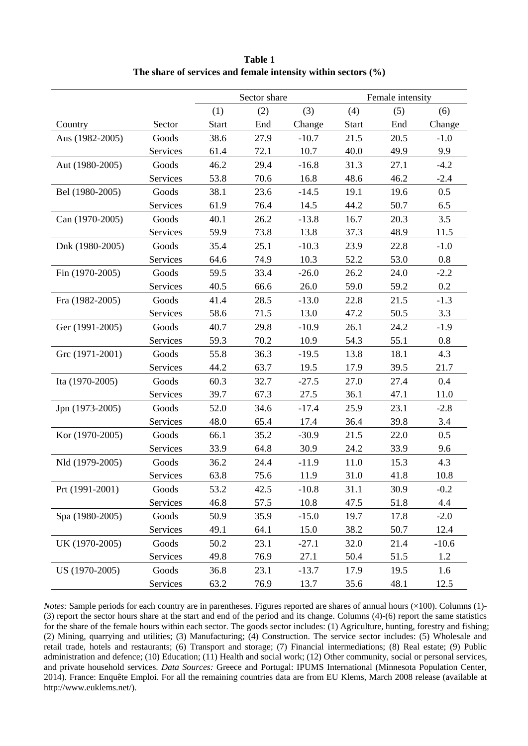**Table 1**
**The share of services and female intensity within sectors (%)**

| | | Sector share | | | Female intensity | | |
|---|---|---|---|---|---|---|---|
| | | (1) | (2) | (3) | (4) | (5) | (6) |
| Country | Sector | Start | End | Change | Start | End | Change |
| Aus (1982-2005) | Goods | 38.6 | 27.9 | -10.7 | 21.5 | 20.5 | -1.0 |
| | Services | 61.4 | 72.1 | 10.7 | 40.0 | 49.9 | 9.9 |
| Aut (1980-2005) | Goods | 46.2 | 29.4 | -16.8 | 31.3 | 27.1 | -4.2 |
| | Services | 53.8 | 70.6 | 16.8 | 48.6 | 46.2 | -2.4 |
| Bel (1980-2005) | Goods | 38.1 | 23.6 | -14.5 | 19.1 | 19.6 | 0.5 |
| | Services | 61.9 | 76.4 | 14.5 | 44.2 | 50.7 | 6.5 |
| Can (1970-2005) | Goods | 40.1 | 26.2 | -13.8 | 16.7 | 20.3 | 3.5 |
| | Services | 59.9 | 73.8 | 13.8 | 37.3 | 48.9 | 11.5 |
| Dnk (1980-2005) | Goods | 35.4 | 25.1 | -10.3 | 23.9 | 22.8 | -1.0 |
| | Services | 64.6 | 74.9 | 10.3 | 52.2 | 53.0 | 0.8 |
| Fin (1970-2005) | Goods | 59.5 | 33.4 | -26.0 | 26.2 | 24.0 | -2.2 |
| | Services | 40.5 | 66.6 | 26.0 | 59.0 | 59.2 | 0.2 |
| Fra (1982-2005) | Goods | 41.4 | 28.5 | -13.0 | 22.8 | 21.5 | -1.3 |
| | Services | 58.6 | 71.5 | 13.0 | 47.2 | 50.5 | 3.3 |
| Ger (1991-2005) | Goods | 40.7 | 29.8 | -10.9 | 26.1 | 24.2 | -1.9 |
| | Services | 59.3 | 70.2 | 10.9 | 54.3 | 55.1 | 0.8 |
| Grc (1971-2001) | Goods | 55.8 | 36.3 | -19.5 | 13.8 | 18.1 | 4.3 |
| | Services | 44.2 | 63.7 | 19.5 | 17.9 | 39.5 | 21.7 |
| Ita (1970-2005) | Goods | 60.3 | 32.7 | -27.5 | 27.0 | 27.4 | 0.4 |
| | Services | 39.7 | 67.3 | 27.5 | 36.1 | 47.1 | 11.0 |
| Jpn (1973-2005) | Goods | 52.0 | 34.6 | -17.4 | 25.9 | 23.1 | -2.8 |
| | Services | 48.0 | 65.4 | 17.4 | 36.4 | 39.8 | 3.4 |
| Kor (1970-2005) | Goods | 66.1 | 35.2 | -30.9 | 21.5 | 22.0 | 0.5 |
| | Services | 33.9 | 64.8 | 30.9 | 24.2 | 33.9 | 9.6 |
| Nld (1979-2005) | Goods | 36.2 | 24.4 | -11.9 | 11.0 | 15.3 | 4.3 |
| | Services | 63.8 | 75.6 | 11.9 | 31.0 | 41.8 | 10.8 |
| Prt (1991-2001) | Goods | 53.2 | 42.5 | -10.8 | 31.1 | 30.9 | -0.2 |
| | Services | 46.8 | 57.5 | 10.8 | 47.5 | 51.8 | 4.4 |
| Spa (1980-2005) | Goods | 50.9 | 35.9 | -15.0 | 19.7 | 17.8 | -2.0 |
| | Services | 49.1 | 64.1 | 15.0 | 38.2 | 50.7 | 12.4 |
| UK (1970-2005) | Goods | 50.2 | 23.1 | -27.1 | 32.0 | 21.4 | -10.6 |
| | Services | 49.8 | 76.9 | 27.1 | 50.4 | 51.5 | 1.2 |
| US (1970-2005) | Goods | 36.8 | 23.1 | -13.7 | 17.9 | 19.5 | 1.6 |
| | Services | 63.2 | 76.9 | 13.7 | 35.6 | 48.1 | 12.5 |

*Notes:* Sample periods for each country are in parentheses. Figures reported are shares of annual hours (×100). Columns (1)-(3) report the sector hours share at the start and end of the period and its change. Columns (4)-(6) report the same statistics for the share of the female hours within each sector. The goods sector includes: (1) Agriculture, hunting, forestry and fishing; (2) Mining, quarrying and utilities; (3) Manufacturing; (4) Construction. The service sector includes: (5) Wholesale and retail trade, hotels and restaurants; (6) Transport and storage; (7) Financial intermediations; (8) Real estate; (9) Public administration and defence; (10) Education; (11) Health and social work; (12) Other community, social or personal services, and private household services. *Data Sources:* Greece and Portugal: IPUMS International (Minnesota Population Center, 2014). France: Enquête Emploi. For all the remaining countries data are from EU Klems, March 2008 release (available at http://www.euklems.net/).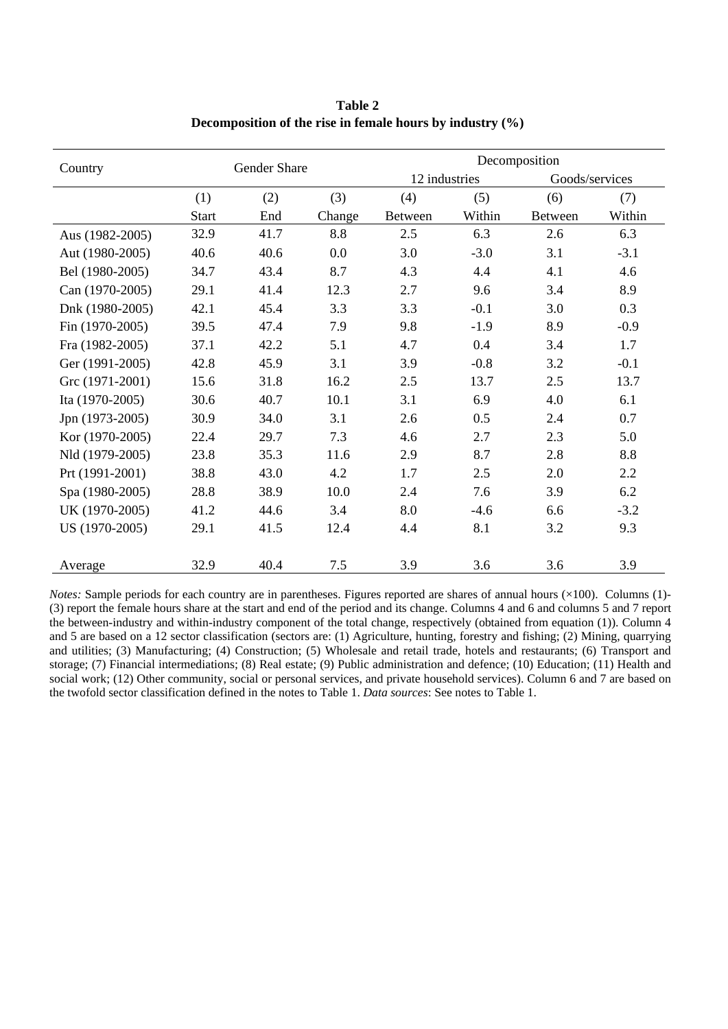**Table 2**
**Decomposition of the rise in female hours by industry (%)**

| Country | Gender Share | | | Decomposition | | | |
|---|---|---|---|---|---|---|---|
| | | | | 12 industries | | Goods/services | |
| | (1) | (2) | (3) | (4) | (5) | (6) | (7) |
| | Start | End | Change | Between | Within | Between | Within |
| Aus (1982-2005) | 32.9 | 41.7 | 8.8 | 2.5 | 6.3 | 2.6 | 6.3 |
| Aut (1980-2005) | 40.6 | 40.6 | 0.0 | 3.0 | -3.0 | 3.1 | -3.1 |
| Bel (1980-2005) | 34.7 | 43.4 | 8.7 | 4.3 | 4.4 | 4.1 | 4.6 |
| Can (1970-2005) | 29.1 | 41.4 | 12.3 | 2.7 | 9.6 | 3.4 | 8.9 |
| Dnk (1980-2005) | 42.1 | 45.4 | 3.3 | 3.3 | -0.1 | 3.0 | 0.3 |
| Fin (1970-2005) | 39.5 | 47.4 | 7.9 | 9.8 | -1.9 | 8.9 | -0.9 |
| Fra (1982-2005) | 37.1 | 42.2 | 5.1 | 4.7 | 0.4 | 3.4 | 1.7 |
| Ger (1991-2005) | 42.8 | 45.9 | 3.1 | 3.9 | -0.8 | 3.2 | -0.1 |
| Grc (1971-2001) | 15.6 | 31.8 | 16.2 | 2.5 | 13.7 | 2.5 | 13.7 |
| Ita (1970-2005) | 30.6 | 40.7 | 10.1 | 3.1 | 6.9 | 4.0 | 6.1 |
| Jpn (1973-2005) | 30.9 | 34.0 | 3.1 | 2.6 | 0.5 | 2.4 | 0.7 |
| Kor (1970-2005) | 22.4 | 29.7 | 7.3 | 4.6 | 2.7 | 2.3 | 5.0 |
| Nld (1979-2005) | 23.8 | 35.3 | 11.6 | 2.9 | 8.7 | 2.8 | 8.8 |
| Prt (1991-2001) | 38.8 | 43.0 | 4.2 | 1.7 | 2.5 | 2.0 | 2.2 |
| Spa (1980-2005) | 28.8 | 38.9 | 10.0 | 2.4 | 7.6 | 3.9 | 6.2 |
| UK (1970-2005) | 41.2 | 44.6 | 3.4 | 8.0 | -4.6 | 6.6 | -3.2 |
| US (1970-2005) | 29.1 | 41.5 | 12.4 | 4.4 | 8.1 | 3.2 | 9.3 |
| Average | 32.9 | 40.4 | 7.5 | 3.9 | 3.6 | 3.6 | 3.9 |

*Notes:* Sample periods for each country are in parentheses. Figures reported are shares of annual hours (×100). Columns (1)-(3) report the female hours share at the start and end of the period and its change. Columns 4 and 6 and columns 5 and 7 report the between-industry and within-industry component of the total change, respectively (obtained from equation (1)). Column 4 and 5 are based on a 12 sector classification (sectors are: (1) Agriculture, hunting, forestry and fishing; (2) Mining, quarrying and utilities; (3) Manufacturing; (4) Construction; (5) Wholesale and retail trade, hotels and restaurants; (6) Transport and storage; (7) Financial intermediations; (8) Real estate; (9) Public administration and defence; (10) Education; (11) Health and social work; (12) Other community, social or personal services, and private household services). Column 6 and 7 are based on the twofold sector classification defined in the notes to Table 1. *Data sources*: See notes to Table 1.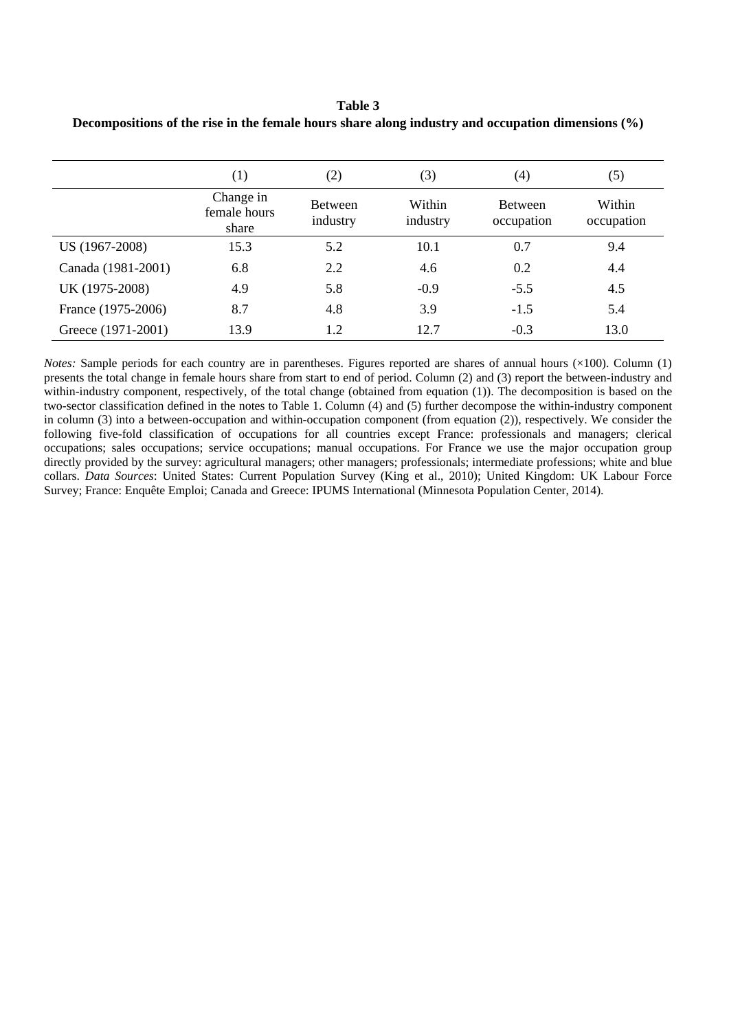**Table 3**
**Decompositions of the rise in the female hours share along industry and occupation dimensions (%)**

| | (1) | (2) | (3) | (4) | (5) |
|---|---|---|---|---|---|
| | Change in female hours share | Between industry | Within industry | Between occupation | Within occupation |
| US (1967-2008) | 15.3 | 5.2 | 10.1 | 0.7 | 9.4 |
| Canada (1981-2001) | 6.8 | 2.2 | 4.6 | 0.2 | 4.4 |
| UK (1975-2008) | 4.9 | 5.8 | -0.9 | -5.5 | 4.5 |
| France (1975-2006) | 8.7 | 4.8 | 3.9 | -1.5 | 5.4 |
| Greece (1971-2001) | 13.9 | 1.2 | 12.7 | -0.3 | 13.0 |

*Notes:* Sample periods for each country are in parentheses. Figures reported are shares of annual hours (×100). Column (1) presents the total change in female hours share from start to end of period. Column (2) and (3) report the between-industry and within-industry component, respectively, of the total change (obtained from equation (1)). The decomposition is based on the two-sector classification defined in the notes to Table 1. Column (4) and (5) further decompose the within-industry component in column (3) into a between-occupation and within-occupation component (from equation (2)), respectively. We consider the following five-fold classification of occupations for all countries except France: professionals and managers; clerical occupations; sales occupations; service occupations; manual occupations. For France we use the major occupation group directly provided by the survey: agricultural managers; other managers; professionals; intermediate professions; white and blue collars. *Data Sources*: United States: Current Population Survey (King et al., 2010); United Kingdom: UK Labour Force Survey; France: Enquête Emploi; Canada and Greece: IPUMS International (Minnesota Population Center, 2014).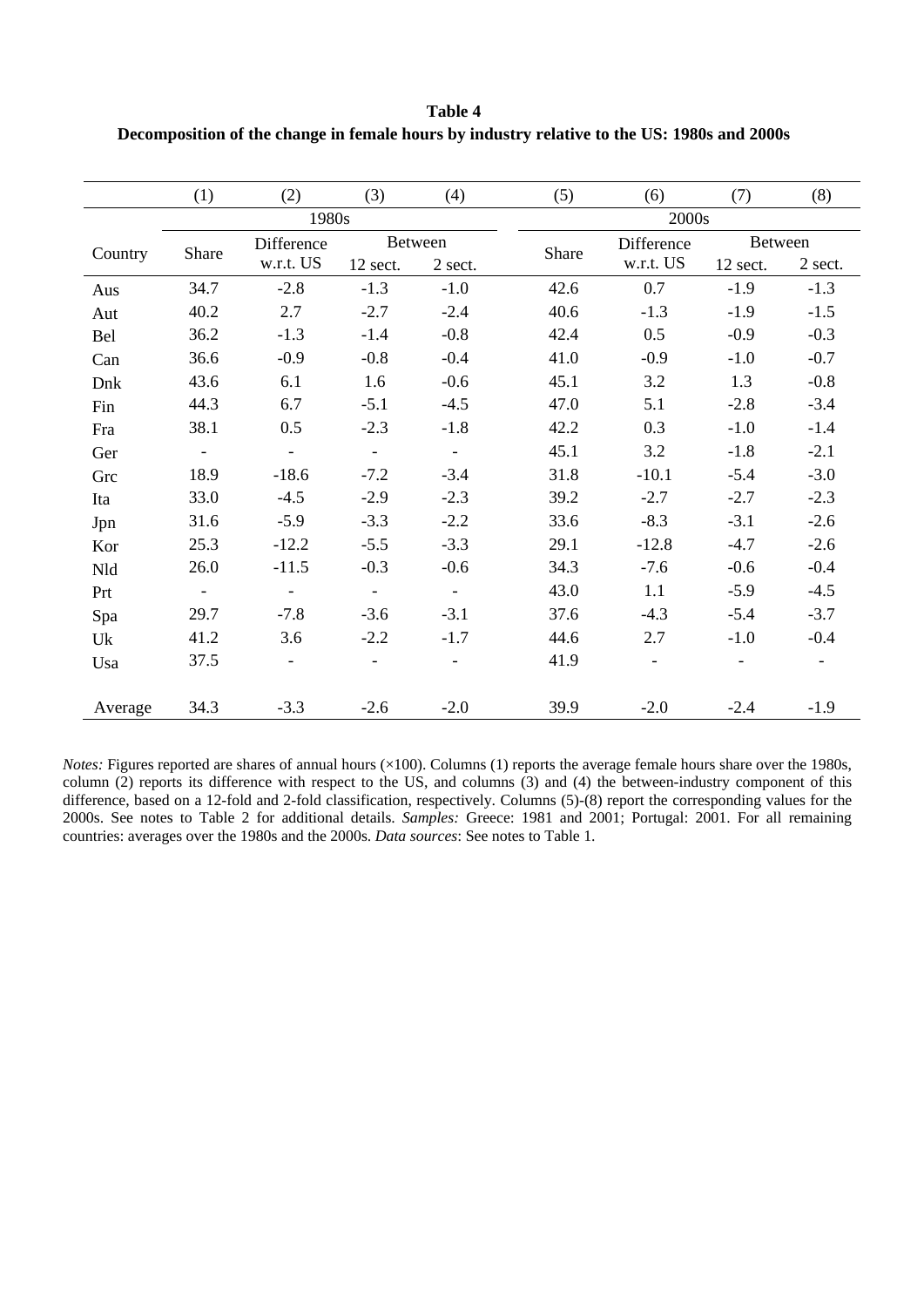**Table 4**
**Decomposition of the change in female hours by industry relative to the US: 1980s and 2000s**

| | (1) | (2) | (3) | (4) | (5) | (6) | (7) | (8) |
|---|---|---|---|---|---|---|---|---|
| | 1980s | | | | 2000s | | | |
| Country | Share | Difference w.r.t. US | Between | | Share | Difference w.r.t. US | Between | |
| | | | 12 sect. | 2 sect. | | | 12 sect. | 2 sect. |
| Aus | 34.7 | -2.8 | -1.3 | -1.0 | 42.6 | 0.7 | -1.9 | -1.3 |
| Aut | 40.2 | 2.7 | -2.7 | -2.4 | 40.6 | -1.3 | -1.9 | -1.5 |
| Bel | 36.2 | -1.3 | -1.4 | -0.8 | 42.4 | 0.5 | -0.9 | -0.3 |
| Can | 36.6 | -0.9 | -0.8 | -0.4 | 41.0 | -0.9 | -1.0 | -0.7 |
| Dnk | 43.6 | 6.1 | 1.6 | -0.6 | 45.1 | 3.2 | 1.3 | -0.8 |
| Fin | 44.3 | 6.7 | -5.1 | -4.5 | 47.0 | 5.1 | -2.8 | -3.4 |
| Fra | 38.1 | 0.5 | -2.3 | -1.8 | 42.2 | 0.3 | -1.0 | -1.4 |
| Ger | - | - | - | - | 45.1 | 3.2 | -1.8 | -2.1 |
| Grc | 18.9 | -18.6 | -7.2 | -3.4 | 31.8 | -10.1 | -5.4 | -3.0 |
| Ita | 33.0 | -4.5 | -2.9 | -2.3 | 39.2 | -2.7 | -2.7 | -2.3 |
| Jpn | 31.6 | -5.9 | -3.3 | -2.2 | 33.6 | -8.3 | -3.1 | -2.6 |
| Kor | 25.3 | -12.2 | -5.5 | -3.3 | 29.1 | -12.8 | -4.7 | -2.6 |
| Nld | 26.0 | -11.5 | -0.3 | -0.6 | 34.3 | -7.6 | -0.6 | -0.4 |
| Prt | - | - | - | - | 43.0 | 1.1 | -5.9 | -4.5 |
| Spa | 29.7 | -7.8 | -3.6 | -3.1 | 37.6 | -4.3 | -5.4 | -3.7 |
| Uk | 41.2 | 3.6 | -2.2 | -1.7 | 44.6 | 2.7 | -1.0 | -0.4 |
| Usa | 37.5 | - | - | - | 41.9 | - | - | - |
| Average | 34.3 | -3.3 | -2.6 | -2.0 | 39.9 | -2.0 | -2.4 | -1.9 |

*Notes:* Figures reported are shares of annual hours (×100). Columns (1) reports the average female hours share over the 1980s, column (2) reports its difference with respect to the US, and columns (3) and (4) the between-industry component of this difference, based on a 12-fold and 2-fold classification, respectively. Columns (5)-(8) report the corresponding values for the 2000s. See notes to Table 2 for additional details. *Samples:* Greece: 1981 and 2001; Portugal: 2001. For all remaining countries: averages over the 1980s and the 2000s. *Data sources*: See notes to Table 1.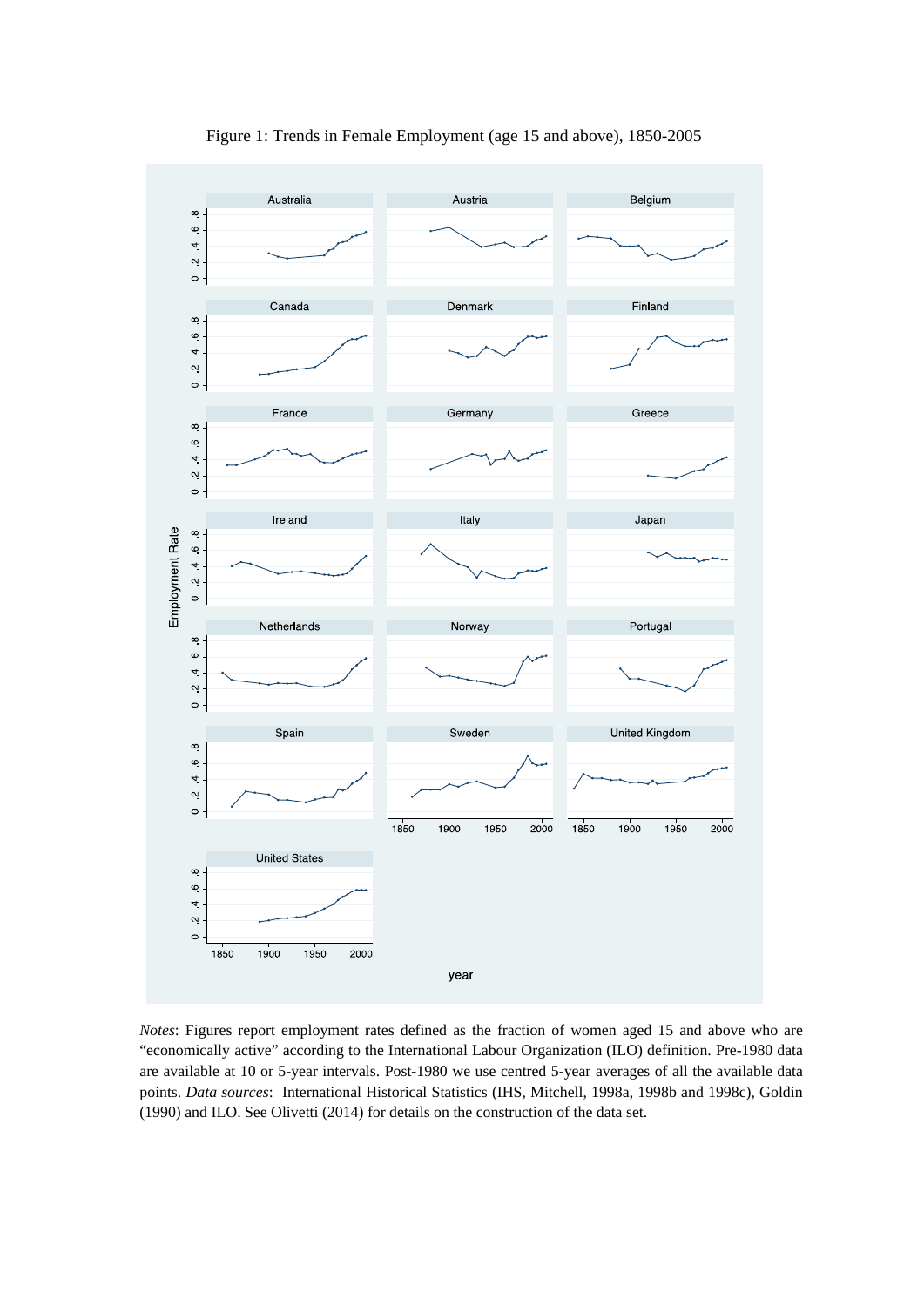Figure 1: Trends in Female Employment (age 15 and above), 1850-2005

*Notes*: Figures report employment rates defined as the fraction of women aged 15 and above who are "economically active" according to the International Labour Organization (ILO) definition. Pre-1980 data are available at 10 or 5-year intervals. Post-1980 we use centred 5-year averages of all the available data points. *Data sources*: International Historical Statistics (IHS, Mitchell, 1998a, 1998b and 1998c), Goldin (1990) and ILO. See Olivetti (2014) for details on the construction of the data set.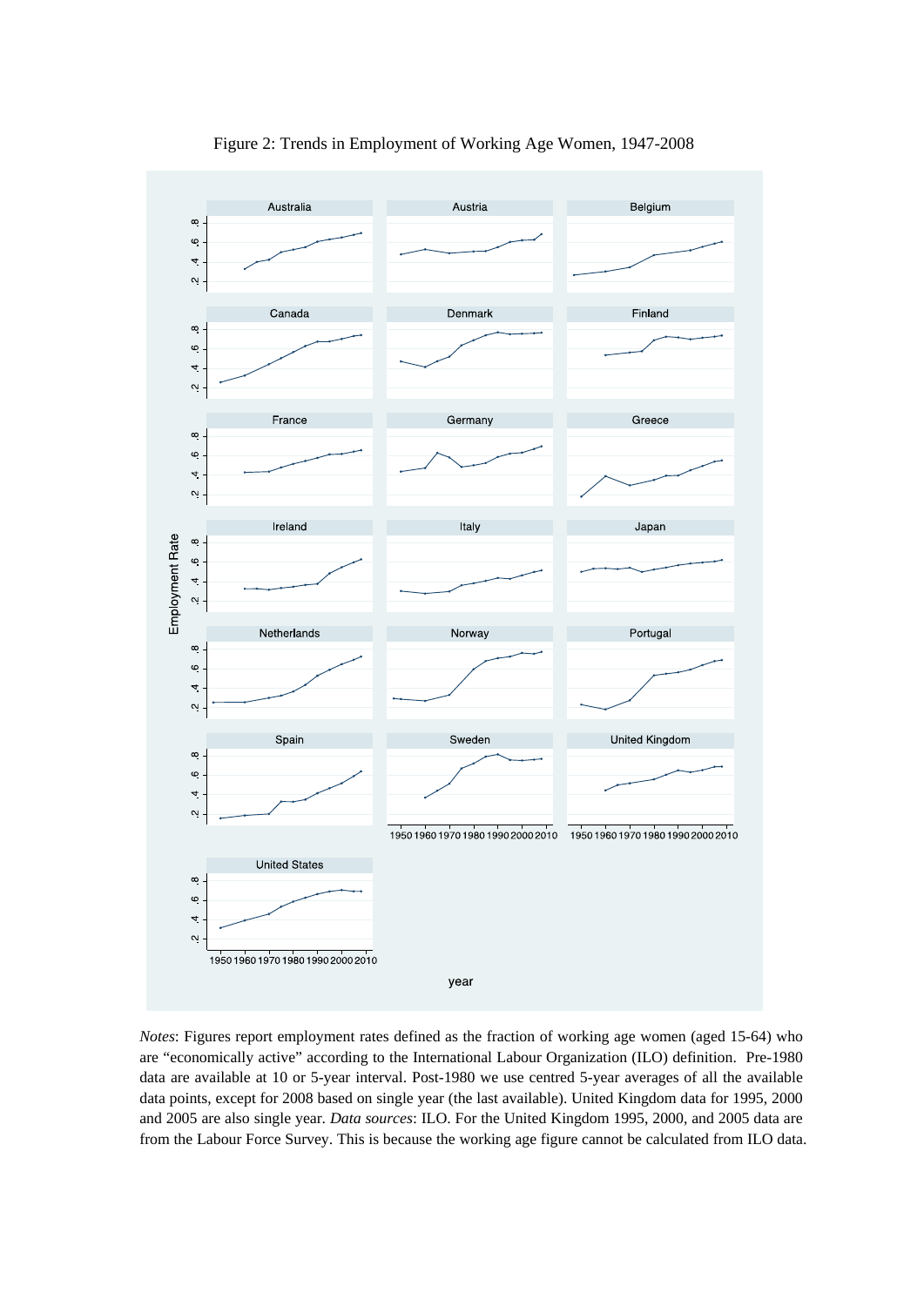Figure 2: Trends in Employment of Working Age Women, 1947-2008

*Notes*: Figures report employment rates defined as the fraction of working age women (aged 15-64) who are "economically active" according to the International Labour Organization (ILO) definition. Pre-1980 data are available at 10 or 5-year interval. Post-1980 we use centred 5-year averages of all the available data points, except for 2008 based on single year (the last available). United Kingdom data for 1995, 2000 and 2005 are also single year. *Data sources*: ILO. For the United Kingdom 1995, 2000, and 2005 data are from the Labour Force Survey. This is because the working age figure cannot be calculated from ILO data.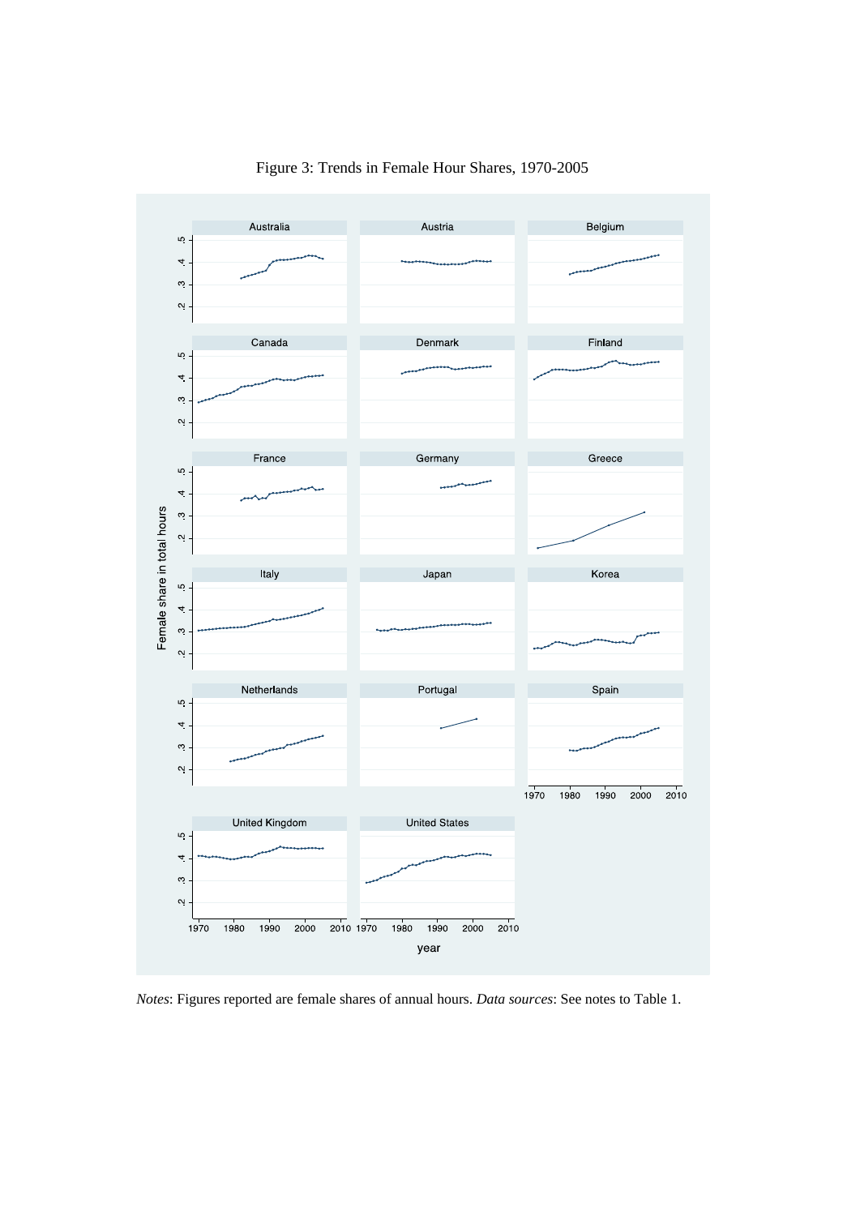Figure 3: Trends in Female Hour Shares, 1970-2005

*Notes*: Figures reported are female shares of annual hours. *Data sources*: See notes to Table 1.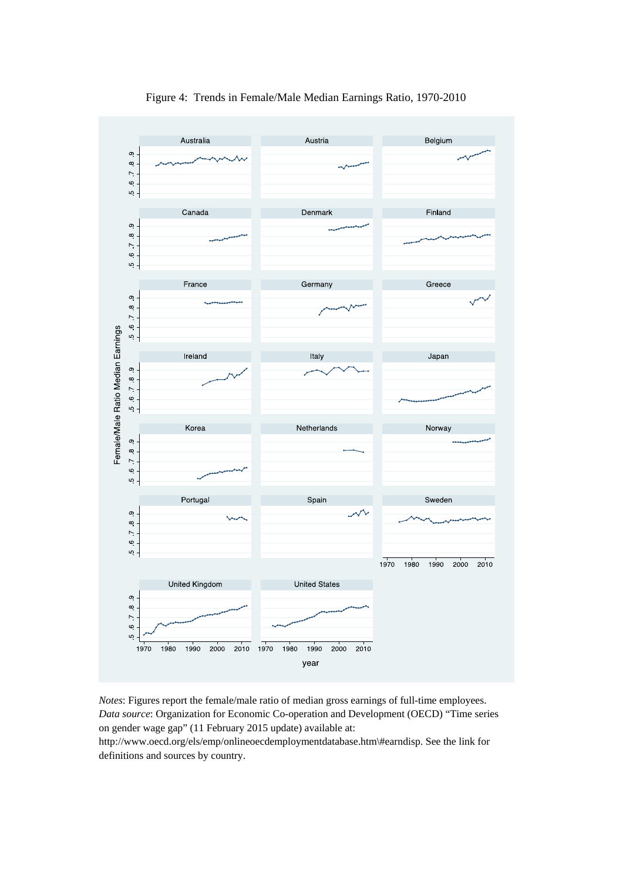Figure 4: Trends in Female/Male Median Earnings Ratio, 1970-2010

*Notes*: Figures report the female/male ratio of median gross earnings of full-time employees. *Data source*: Organization for Economic Co-operation and Development (OECD) "Time series on gender wage gap" (11 February 2015 update) available at: http://www.oecd.org/els/emp/onlineoecdemploymentdatabase.htm\#earndisp. See the link for definitions and sources by country.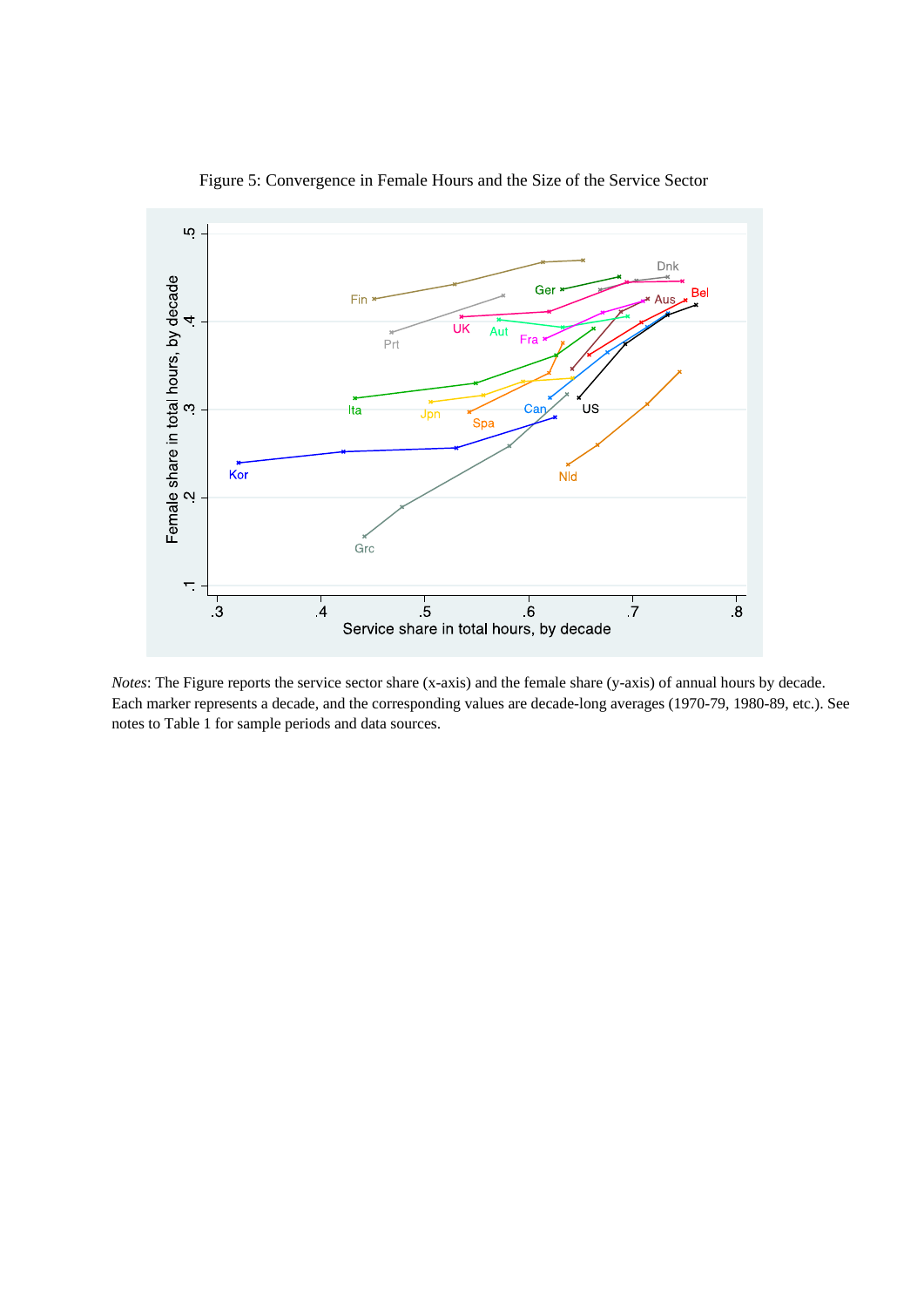Figure 5: Convergence in Female Hours and the Size of the Service Sector

*Notes*: The Figure reports the service sector share (x-axis) and the female share (y-axis) of annual hours by decade. Each marker represents a decade, and the corresponding values are decade-long averages (1970-79, 1980-89, etc.). See notes to Table 1 for sample periods and data sources.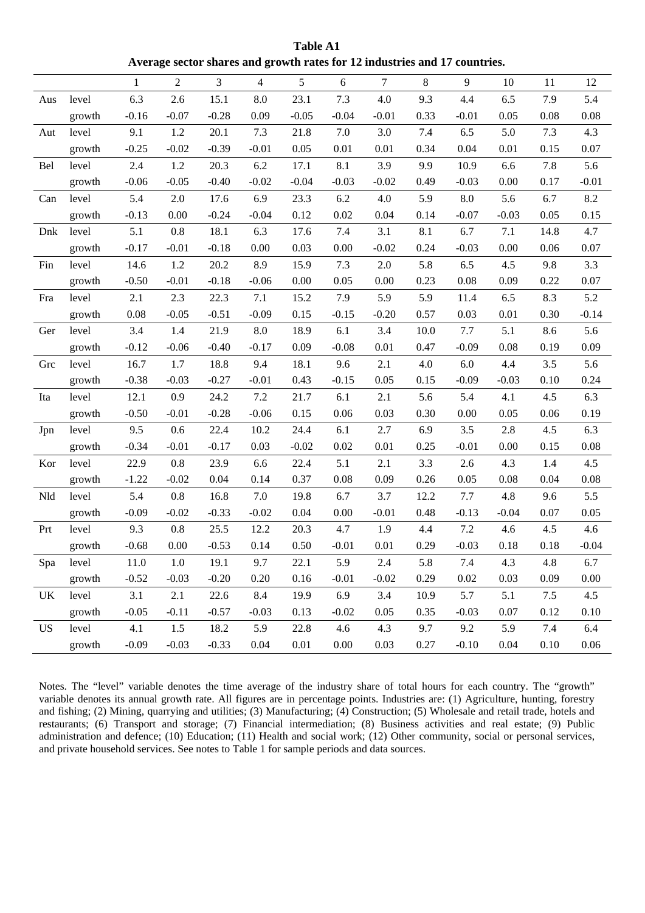**Table A1**
**Average sector shares and growth rates for 12 industries and 17 countries.**

| | | 1 | 2 | 3 | 4 | 5 | 6 | 7 | 8 | 9 | 10 | 11 | 12 |
|---|---|---|---|---|---|---|---|---|---|---|---|---|---|
| Aus | level | 6.3 | 2.6 | 15.1 | 8.0 | 23.1 | 7.3 | 4.0 | 9.3 | 4.4 | 6.5 | 7.9 | 5.4 |
| | growth | -0.16 | -0.07 | -0.28 | 0.09 | -0.05 | -0.04 | -0.01 | 0.33 | -0.01 | 0.05 | 0.08 | 0.08 |
| Aut | level | 9.1 | 1.2 | 20.1 | 7.3 | 21.8 | 7.0 | 3.0 | 7.4 | 6.5 | 5.0 | 7.3 | 4.3 |
| | growth | -0.25 | -0.02 | -0.39 | -0.01 | 0.05 | 0.01 | 0.01 | 0.34 | 0.04 | 0.01 | 0.15 | 0.07 |
| Bel | level | 2.4 | 1.2 | 20.3 | 6.2 | 17.1 | 8.1 | 3.9 | 9.9 | 10.9 | 6.6 | 7.8 | 5.6 |
| | growth | -0.06 | -0.05 | -0.40 | -0.02 | -0.04 | -0.03 | -0.02 | 0.49 | -0.03 | 0.00 | 0.17 | -0.01 |
| Can | level | 5.4 | 2.0 | 17.6 | 6.9 | 23.3 | 6.2 | 4.0 | 5.9 | 8.0 | 5.6 | 6.7 | 8.2 |
| | growth | -0.13 | 0.00 | -0.24 | -0.04 | 0.12 | 0.02 | 0.04 | 0.14 | -0.07 | -0.03 | 0.05 | 0.15 |
| Dnk | level | 5.1 | 0.8 | 18.1 | 6.3 | 17.6 | 7.4 | 3.1 | 8.1 | 6.7 | 7.1 | 14.8 | 4.7 |
| | growth | -0.17 | -0.01 | -0.18 | 0.00 | 0.03 | 0.00 | -0.02 | 0.24 | -0.03 | 0.00 | 0.06 | 0.07 |
| Fin | level | 14.6 | 1.2 | 20.2 | 8.9 | 15.9 | 7.3 | 2.0 | 5.8 | 6.5 | 4.5 | 9.8 | 3.3 |
| | growth | -0.50 | -0.01 | -0.18 | -0.06 | 0.00 | 0.05 | 0.00 | 0.23 | 0.08 | 0.09 | 0.22 | 0.07 |
| Fra | level | 2.1 | 2.3 | 22.3 | 7.1 | 15.2 | 7.9 | 5.9 | 5.9 | 11.4 | 6.5 | 8.3 | 5.2 |
| | growth | 0.08 | -0.05 | -0.51 | -0.09 | 0.15 | -0.15 | -0.20 | 0.57 | 0.03 | 0.01 | 0.30 | -0.14 |
| Ger | level | 3.4 | 1.4 | 21.9 | 8.0 | 18.9 | 6.1 | 3.4 | 10.0 | 7.7 | 5.1 | 8.6 | 5.6 |
| | growth | -0.12 | -0.06 | -0.40 | -0.17 | 0.09 | -0.08 | 0.01 | 0.47 | -0.09 | 0.08 | 0.19 | 0.09 |
| Grc | level | 16.7 | 1.7 | 18.8 | 9.4 | 18.1 | 9.6 | 2.1 | 4.0 | 6.0 | 4.4 | 3.5 | 5.6 |
| | growth | -0.38 | -0.03 | -0.27 | -0.01 | 0.43 | -0.15 | 0.05 | 0.15 | -0.09 | -0.03 | 0.10 | 0.24 |
| Ita | level | 12.1 | 0.9 | 24.2 | 7.2 | 21.7 | 6.1 | 2.1 | 5.6 | 5.4 | 4.1 | 4.5 | 6.3 |
| | growth | -0.50 | -0.01 | -0.28 | -0.06 | 0.15 | 0.06 | 0.03 | 0.30 | 0.00 | 0.05 | 0.06 | 0.19 |
| Jpn | level | 9.5 | 0.6 | 22.4 | 10.2 | 24.4 | 6.1 | 2.7 | 6.9 | 3.5 | 2.8 | 4.5 | 6.3 |
| | growth | -0.34 | -0.01 | -0.17 | 0.03 | -0.02 | 0.02 | 0.01 | 0.25 | -0.01 | 0.00 | 0.15 | 0.08 |
| Kor | level | 22.9 | 0.8 | 23.9 | 6.6 | 22.4 | 5.1 | 2.1 | 3.3 | 2.6 | 4.3 | 1.4 | 4.5 |
| | growth | -1.22 | -0.02 | 0.04 | 0.14 | 0.37 | 0.08 | 0.09 | 0.26 | 0.05 | 0.08 | 0.04 | 0.08 |
| Nld | level | 5.4 | 0.8 | 16.8 | 7.0 | 19.8 | 6.7 | 3.7 | 12.2 | 7.7 | 4.8 | 9.6 | 5.5 |
| | growth | -0.09 | -0.02 | -0.33 | -0.02 | 0.04 | 0.00 | -0.01 | 0.48 | -0.13 | -0.04 | 0.07 | 0.05 |
| Prt | level | 9.3 | 0.8 | 25.5 | 12.2 | 20.3 | 4.7 | 1.9 | 4.4 | 7.2 | 4.6 | 4.5 | 4.6 |
| | growth | -0.68 | 0.00 | -0.53 | 0.14 | 0.50 | -0.01 | 0.01 | 0.29 | -0.03 | 0.18 | 0.18 | -0.04 |
| Spa | level | 11.0 | 1.0 | 19.1 | 9.7 | 22.1 | 5.9 | 2.4 | 5.8 | 7.4 | 4.3 | 4.8 | 6.7 |
| | growth | -0.52 | -0.03 | -0.20 | 0.20 | 0.16 | -0.01 | -0.02 | 0.29 | 0.02 | 0.03 | 0.09 | 0.00 |
| UK | level | 3.1 | 2.1 | 22.6 | 8.4 | 19.9 | 6.9 | 3.4 | 10.9 | 5.7 | 5.1 | 7.5 | 4.5 |
| | growth | -0.05 | -0.11 | -0.57 | -0.03 | 0.13 | -0.02 | 0.05 | 0.35 | -0.03 | 0.07 | 0.12 | 0.10 |
| US | level | 4.1 | 1.5 | 18.2 | 5.9 | 22.8 | 4.6 | 4.3 | 9.7 | 9.2 | 5.9 | 7.4 | 6.4 |
| | growth | -0.09 | -0.03 | -0.33 | 0.04 | 0.01 | 0.00 | 0.03 | 0.27 | -0.10 | 0.04 | 0.10 | 0.06 |

Notes. The "level" variable denotes the time average of the industry share of total hours for each country. The "growth" variable denotes its annual growth rate. All figures are in percentage points. Industries are: (1) Agriculture, hunting, forestry and fishing; (2) Mining, quarrying and utilities; (3) Manufacturing; (4) Construction; (5) Wholesale and retail trade, hotels and restaurants; (6) Transport and storage; (7) Financial intermediation; (8) Business activities and real estate; (9) Public administration and defence; (10) Education; (11) Health and social work; (12) Other community, social or personal services, and private household services. See notes to Table 1 for sample periods and data sources.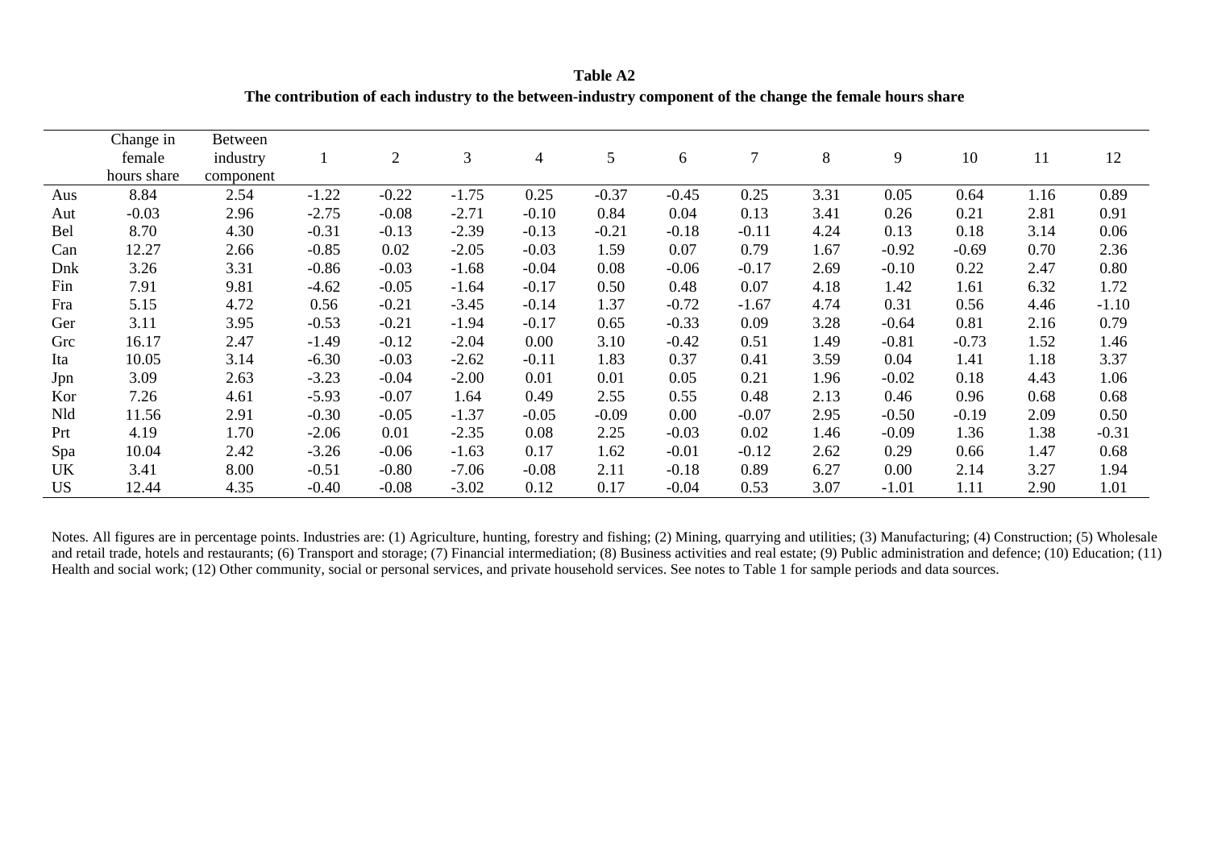**Table A2**

**The contribution of each industry to the between-industry component of the change the female hours share**

| | Change in female hours share | Between industry component | 1 | 2 | 3 | 4 | 5 | 6 | 7 | 8 | 9 | 10 | 11 | 12 |
|---|---|---|---|---|---|---|---|---|---|---|---|---|---|---|
| Aus | 8.84 | 2.54 | -1.22 | -0.22 | -1.75 | 0.25 | -0.37 | -0.45 | 0.25 | 3.31 | 0.05 | 0.64 | 1.16 | 0.89 |
| Aut | -0.03 | 2.96 | -2.75 | -0.08 | -2.71 | -0.10 | 0.84 | 0.04 | 0.13 | 3.41 | 0.26 | 0.21 | 2.81 | 0.91 |
| Bel | 8.70 | 4.30 | -0.31 | -0.13 | -2.39 | -0.13 | -0.21 | -0.18 | -0.11 | 4.24 | 0.13 | 0.18 | 3.14 | 0.06 |
| Can | 12.27 | 2.66 | -0.85 | 0.02 | -2.05 | -0.03 | 1.59 | 0.07 | 0.79 | 1.67 | -0.92 | -0.69 | 0.70 | 2.36 |
| Dnk | 3.26 | 3.31 | -0.86 | -0.03 | -1.68 | -0.04 | 0.08 | -0.06 | -0.17 | 2.69 | -0.10 | 0.22 | 2.47 | 0.80 |
| Fin | 7.91 | 9.81 | -4.62 | -0.05 | -1.64 | -0.17 | 0.50 | 0.48 | 0.07 | 4.18 | 1.42 | 1.61 | 6.32 | 1.72 |
| Fra | 5.15 | 4.72 | 0.56 | -0.21 | -3.45 | -0.14 | 1.37 | -0.72 | -1.67 | 4.74 | 0.31 | 0.56 | 4.46 | -1.10 |
| Ger | 3.11 | 3.95 | -0.53 | -0.21 | -1.94 | -0.17 | 0.65 | -0.33 | 0.09 | 3.28 | -0.64 | 0.81 | 2.16 | 0.79 |
| Grc | 16.17 | 2.47 | -1.49 | -0.12 | -2.04 | 0.00 | 3.10 | -0.42 | 0.51 | 1.49 | -0.81 | -0.73 | 1.52 | 1.46 |
| Ita | 10.05 | 3.14 | -6.30 | -0.03 | -2.62 | -0.11 | 1.83 | 0.37 | 0.41 | 3.59 | 0.04 | 1.41 | 1.18 | 3.37 |
| Jpn | 3.09 | 2.63 | -3.23 | -0.04 | -2.00 | 0.01 | 0.01 | 0.05 | 0.21 | 1.96 | -0.02 | 0.18 | 4.43 | 1.06 |
| Kor | 7.26 | 4.61 | -5.93 | -0.07 | 1.64 | 0.49 | 2.55 | 0.55 | 0.48 | 2.13 | 0.46 | 0.96 | 0.68 | 0.68 |
| Nld | 11.56 | 2.91 | -0.30 | -0.05 | -1.37 | -0.05 | -0.09 | 0.00 | -0.07 | 2.95 | -0.50 | -0.19 | 2.09 | 0.50 |
| Prt | 4.19 | 1.70 | -2.06 | 0.01 | -2.35 | 0.08 | 2.25 | -0.03 | 0.02 | 1.46 | -0.09 | 1.36 | 1.38 | -0.31 |
| Spa | 10.04 | 2.42 | -3.26 | -0.06 | -1.63 | 0.17 | 1.62 | -0.01 | -0.12 | 2.62 | 0.29 | 0.66 | 1.47 | 0.68 |
| UK | 3.41 | 8.00 | -0.51 | -0.80 | -7.06 | -0.08 | 2.11 | -0.18 | 0.89 | 6.27 | 0.00 | 2.14 | 3.27 | 1.94 |
| US | 12.44 | 4.35 | -0.40 | -0.08 | -3.02 | 0.12 | 0.17 | -0.04 | 0.53 | 3.07 | -1.01 | 1.11 | 2.90 | 1.01 |

Notes. All figures are in percentage points. Industries are: (1) Agriculture, hunting, forestry and fishing; (2) Mining, quarrying and utilities; (3) Manufacturing; (4) Construction; (5) Wholesale and retail trade, hotels and restaurants; (6) Transport and storage; (7) Financial intermediation; (8) Business activities and real estate; (9) Public administration and defence; (10) Education; (11) Health and social work; (12) Other community, social or personal services, and private household services. See notes to Table 1 for sample periods and data sources.